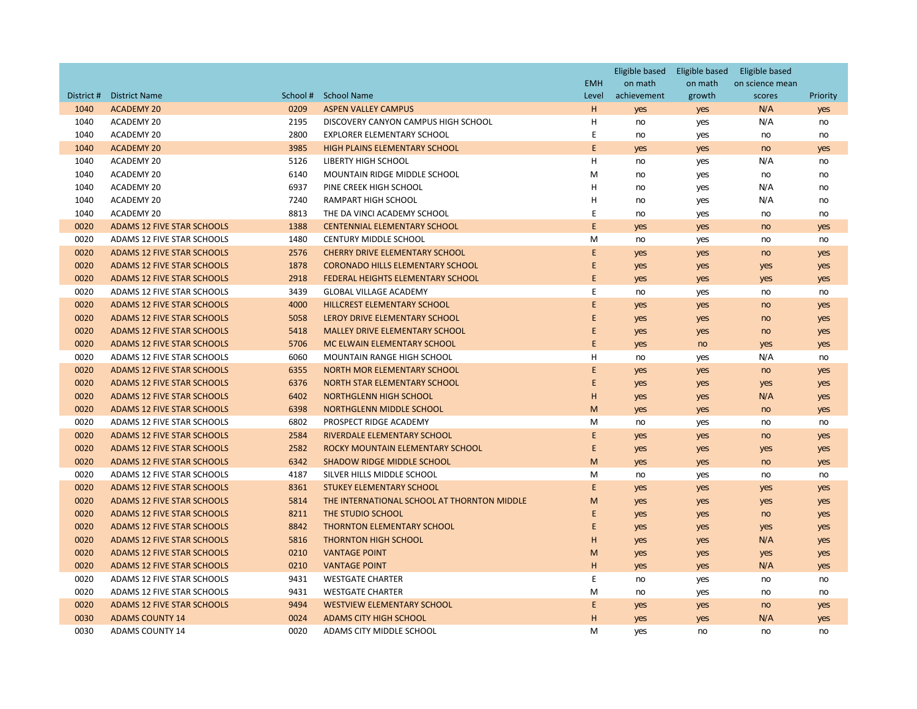| District # | District Name | School # | School Name | EMH Level | Eligible based on math achievement | Eligible based on math growth | Eligible based on science mean scores | Priority |
|---|---|---|---|---|---|---|---|---|
| 1040 | ACADEMY 20 | 0209 | ASPEN VALLEY CAMPUS | H | yes | yes | N/A | yes |
| 1040 | ACADEMY 20 | 2195 | DISCOVERY CANYON CAMPUS HIGH SCHOOL | H | no | yes | N/A | no |
| 1040 | ACADEMY 20 | 2800 | EXPLORER ELEMENTARY SCHOOL | E | no | yes | no | no |
| 1040 | ACADEMY 20 | 3985 | HIGH PLAINS ELEMENTARY SCHOOL | E | yes | yes | no | yes |
| 1040 | ACADEMY 20 | 5126 | LIBERTY HIGH SCHOOL | H | no | yes | N/A | no |
| 1040 | ACADEMY 20 | 6140 | MOUNTAIN RIDGE MIDDLE SCHOOL | M | no | yes | no | no |
| 1040 | ACADEMY 20 | 6937 | PINE CREEK HIGH SCHOOL | H | no | yes | N/A | no |
| 1040 | ACADEMY 20 | 7240 | RAMPART HIGH SCHOOL | H | no | yes | N/A | no |
| 1040 | ACADEMY 20 | 8813 | THE DA VINCI ACADEMY SCHOOL | E | no | yes | no | no |
| 0020 | ADAMS 12 FIVE STAR SCHOOLS | 1388 | CENTENNIAL ELEMENTARY SCHOOL | E | yes | yes | no | yes |
| 0020 | ADAMS 12 FIVE STAR SCHOOLS | 1480 | CENTURY MIDDLE SCHOOL | M | no | yes | no | no |
| 0020 | ADAMS 12 FIVE STAR SCHOOLS | 2576 | CHERRY DRIVE ELEMENTARY SCHOOL | E | yes | yes | no | yes |
| 0020 | ADAMS 12 FIVE STAR SCHOOLS | 1878 | CORONADO HILLS ELEMENTARY SCHOOL | E | yes | yes | yes | yes |
| 0020 | ADAMS 12 FIVE STAR SCHOOLS | 2918 | FEDERAL HEIGHTS ELEMENTARY SCHOOL | E | yes | yes | yes | yes |
| 0020 | ADAMS 12 FIVE STAR SCHOOLS | 3439 | GLOBAL VILLAGE ACADEMY | E | no | yes | no | no |
| 0020 | ADAMS 12 FIVE STAR SCHOOLS | 4000 | HILLCREST ELEMENTARY SCHOOL | E | yes | yes | no | yes |
| 0020 | ADAMS 12 FIVE STAR SCHOOLS | 5058 | LEROY DRIVE ELEMENTARY SCHOOL | E | yes | yes | no | yes |
| 0020 | ADAMS 12 FIVE STAR SCHOOLS | 5418 | MALLEY DRIVE ELEMENTARY SCHOOL | E | yes | yes | no | yes |
| 0020 | ADAMS 12 FIVE STAR SCHOOLS | 5706 | MC ELWAIN ELEMENTARY SCHOOL | E | yes | no | yes | yes |
| 0020 | ADAMS 12 FIVE STAR SCHOOLS | 6060 | MOUNTAIN RANGE HIGH SCHOOL | H | no | yes | N/A | no |
| 0020 | ADAMS 12 FIVE STAR SCHOOLS | 6355 | NORTH MOR ELEMENTARY SCHOOL | E | yes | yes | no | yes |
| 0020 | ADAMS 12 FIVE STAR SCHOOLS | 6376 | NORTH STAR ELEMENTARY SCHOOL | E | yes | yes | yes | yes |
| 0020 | ADAMS 12 FIVE STAR SCHOOLS | 6402 | NORTHGLENN HIGH SCHOOL | H | yes | yes | N/A | yes |
| 0020 | ADAMS 12 FIVE STAR SCHOOLS | 6398 | NORTHGLENN MIDDLE SCHOOL | M | yes | yes | no | yes |
| 0020 | ADAMS 12 FIVE STAR SCHOOLS | 6802 | PROSPECT RIDGE ACADEMY | M | no | yes | no | no |
| 0020 | ADAMS 12 FIVE STAR SCHOOLS | 2584 | RIVERDALE ELEMENTARY SCHOOL | E | yes | yes | no | yes |
| 0020 | ADAMS 12 FIVE STAR SCHOOLS | 2582 | ROCKY MOUNTAIN ELEMENTARY SCHOOL | E | yes | yes | yes | yes |
| 0020 | ADAMS 12 FIVE STAR SCHOOLS | 6342 | SHADOW RIDGE MIDDLE SCHOOL | M | yes | yes | no | yes |
| 0020 | ADAMS 12 FIVE STAR SCHOOLS | 4187 | SILVER HILLS MIDDLE SCHOOL | M | no | yes | no | no |
| 0020 | ADAMS 12 FIVE STAR SCHOOLS | 8361 | STUKEY ELEMENTARY SCHOOL | E | yes | yes | yes | yes |
| 0020 | ADAMS 12 FIVE STAR SCHOOLS | 5814 | THE INTERNATIONAL SCHOOL AT THORNTON MIDDLE | M | yes | yes | yes | yes |
| 0020 | ADAMS 12 FIVE STAR SCHOOLS | 8211 | THE STUDIO SCHOOL | E | yes | yes | no | yes |
| 0020 | ADAMS 12 FIVE STAR SCHOOLS | 8842 | THORNTON ELEMENTARY SCHOOL | E | yes | yes | yes | yes |
| 0020 | ADAMS 12 FIVE STAR SCHOOLS | 5816 | THORNTON HIGH SCHOOL | H | yes | yes | N/A | yes |
| 0020 | ADAMS 12 FIVE STAR SCHOOLS | 0210 | VANTAGE POINT | M | yes | yes | yes | yes |
| 0020 | ADAMS 12 FIVE STAR SCHOOLS | 0210 | VANTAGE POINT | H | yes | yes | N/A | yes |
| 0020 | ADAMS 12 FIVE STAR SCHOOLS | 9431 | WESTGATE CHARTER | E | no | yes | no | no |
| 0020 | ADAMS 12 FIVE STAR SCHOOLS | 9431 | WESTGATE CHARTER | M | no | yes | no | no |
| 0020 | ADAMS 12 FIVE STAR SCHOOLS | 9494 | WESTVIEW ELEMENTARY SCHOOL | E | yes | yes | no | yes |
| 0030 | ADAMS COUNTY 14 | 0024 | ADAMS CITY HIGH SCHOOL | H | yes | yes | N/A | yes |
| 0030 | ADAMS COUNTY 14 | 0020 | ADAMS CITY MIDDLE SCHOOL | M | yes | no | no | no |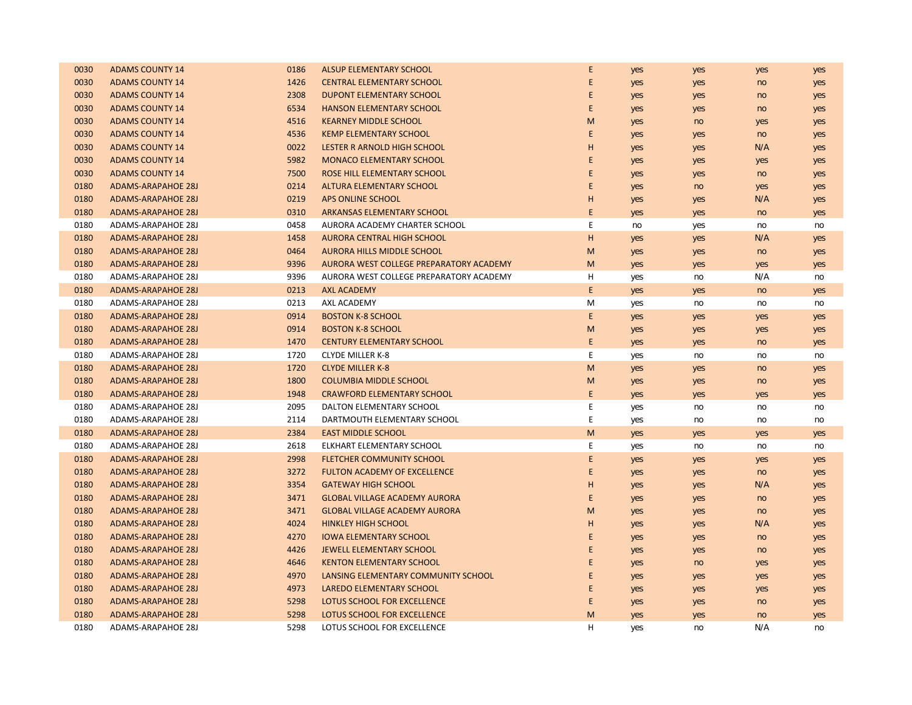| | | | | | | | | |
|---|---|---|---|---|---|---|---|---|
| 0030 | ADAMS COUNTY 14 | 0186 | ALSUP ELEMENTARY SCHOOL | E | yes | yes | yes | yes |
| 0030 | ADAMS COUNTY 14 | 1426 | CENTRAL ELEMENTARY SCHOOL | E | yes | yes | no | yes |
| 0030 | ADAMS COUNTY 14 | 2308 | DUPONT ELEMENTARY SCHOOL | E | yes | yes | no | yes |
| 0030 | ADAMS COUNTY 14 | 6534 | HANSON ELEMENTARY SCHOOL | E | yes | yes | no | yes |
| 0030 | ADAMS COUNTY 14 | 4516 | KEARNEY MIDDLE SCHOOL | M | yes | no | yes | yes |
| 0030 | ADAMS COUNTY 14 | 4536 | KEMP ELEMENTARY SCHOOL | E | yes | yes | no | yes |
| 0030 | ADAMS COUNTY 14 | 0022 | LESTER R ARNOLD HIGH SCHOOL | H | yes | yes | N/A | yes |
| 0030 | ADAMS COUNTY 14 | 5982 | MONACO ELEMENTARY SCHOOL | E | yes | yes | yes | yes |
| 0030 | ADAMS COUNTY 14 | 7500 | ROSE HILL ELEMENTARY SCHOOL | E | yes | yes | no | yes |
| 0180 | ADAMS-ARAPAHOE 28J | 0214 | ALTURA ELEMENTARY SCHOOL | E | yes | no | yes | yes |
| 0180 | ADAMS-ARAPAHOE 28J | 0219 | APS ONLINE SCHOOL | H | yes | yes | N/A | yes |
| 0180 | ADAMS-ARAPAHOE 28J | 0310 | ARKANSAS ELEMENTARY SCHOOL | E | yes | yes | no | yes |
| 0180 | ADAMS-ARAPAHOE 28J | 0458 | AURORA ACADEMY CHARTER SCHOOL | E | no | yes | no | no |
| 0180 | ADAMS-ARAPAHOE 28J | 1458 | AURORA CENTRAL HIGH SCHOOL | H | yes | yes | N/A | yes |
| 0180 | ADAMS-ARAPAHOE 28J | 0464 | AURORA HILLS MIDDLE SCHOOL | M | yes | yes | no | yes |
| 0180 | ADAMS-ARAPAHOE 28J | 9396 | AURORA WEST COLLEGE PREPARATORY ACADEMY | M | yes | yes | yes | yes |
| 0180 | ADAMS-ARAPAHOE 28J | 9396 | AURORA WEST COLLEGE PREPARATORY ACADEMY | H | yes | no | N/A | no |
| 0180 | ADAMS-ARAPAHOE 28J | 0213 | AXL ACADEMY | E | yes | yes | no | yes |
| 0180 | ADAMS-ARAPAHOE 28J | 0213 | AXL ACADEMY | M | yes | no | no | no |
| 0180 | ADAMS-ARAPAHOE 28J | 0914 | BOSTON K-8 SCHOOL | E | yes | yes | yes | yes |
| 0180 | ADAMS-ARAPAHOE 28J | 0914 | BOSTON K-8 SCHOOL | M | yes | yes | yes | yes |
| 0180 | ADAMS-ARAPAHOE 28J | 1470 | CENTURY ELEMENTARY SCHOOL | E | yes | yes | no | yes |
| 0180 | ADAMS-ARAPAHOE 28J | 1720 | CLYDE MILLER K-8 | E | yes | no | no | no |
| 0180 | ADAMS-ARAPAHOE 28J | 1720 | CLYDE MILLER K-8 | M | yes | yes | no | yes |
| 0180 | ADAMS-ARAPAHOE 28J | 1800 | COLUMBIA MIDDLE SCHOOL | M | yes | yes | no | yes |
| 0180 | ADAMS-ARAPAHOE 28J | 1948 | CRAWFORD ELEMENTARY SCHOOL | E | yes | yes | yes | yes |
| 0180 | ADAMS-ARAPAHOE 28J | 2095 | DALTON ELEMENTARY SCHOOL | E | yes | no | no | no |
| 0180 | ADAMS-ARAPAHOE 28J | 2114 | DARTMOUTH ELEMENTARY SCHOOL | E | yes | no | no | no |
| 0180 | ADAMS-ARAPAHOE 28J | 2384 | EAST MIDDLE SCHOOL | M | yes | yes | yes | yes |
| 0180 | ADAMS-ARAPAHOE 28J | 2618 | ELKHART ELEMENTARY SCHOOL | E | yes | no | no | no |
| 0180 | ADAMS-ARAPAHOE 28J | 2998 | FLETCHER COMMUNITY SCHOOL | E | yes | yes | yes | yes |
| 0180 | ADAMS-ARAPAHOE 28J | 3272 | FULTON ACADEMY OF EXCELLENCE | E | yes | yes | no | yes |
| 0180 | ADAMS-ARAPAHOE 28J | 3354 | GATEWAY HIGH SCHOOL | H | yes | yes | N/A | yes |
| 0180 | ADAMS-ARAPAHOE 28J | 3471 | GLOBAL VILLAGE ACADEMY AURORA | E | yes | yes | no | yes |
| 0180 | ADAMS-ARAPAHOE 28J | 3471 | GLOBAL VILLAGE ACADEMY AURORA | M | yes | yes | no | yes |
| 0180 | ADAMS-ARAPAHOE 28J | 4024 | HINKLEY HIGH SCHOOL | H | yes | yes | N/A | yes |
| 0180 | ADAMS-ARAPAHOE 28J | 4270 | IOWA ELEMENTARY SCHOOL | E | yes | yes | no | yes |
| 0180 | ADAMS-ARAPAHOE 28J | 4426 | JEWELL ELEMENTARY SCHOOL | E | yes | yes | no | yes |
| 0180 | ADAMS-ARAPAHOE 28J | 4646 | KENTON ELEMENTARY SCHOOL | E | yes | no | yes | yes |
| 0180 | ADAMS-ARAPAHOE 28J | 4970 | LANSING ELEMENTARY COMMUNITY SCHOOL | E | yes | yes | yes | yes |
| 0180 | ADAMS-ARAPAHOE 28J | 4973 | LAREDO ELEMENTARY SCHOOL | E | yes | yes | yes | yes |
| 0180 | ADAMS-ARAPAHOE 28J | 5298 | LOTUS SCHOOL FOR EXCELLENCE | E | yes | yes | no | yes |
| 0180 | ADAMS-ARAPAHOE 28J | 5298 | LOTUS SCHOOL FOR EXCELLENCE | M | yes | yes | no | yes |
| 0180 | ADAMS-ARAPAHOE 28J | 5298 | LOTUS SCHOOL FOR EXCELLENCE | H | yes | no | N/A | no |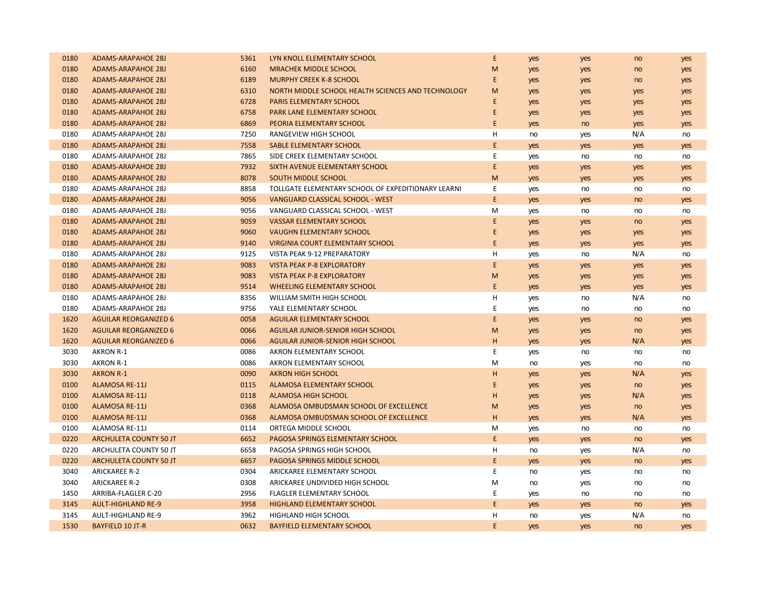| | | | | | | | | |
|---|---|---|---|---|---|---|---|---|
| 0180 | ADAMS-ARAPAHOE 28J | 5361 | LYN KNOLL ELEMENTARY SCHOOL | E | yes | yes | no | yes |
| 0180 | ADAMS-ARAPAHOE 28J | 6160 | MRACHEK MIDDLE SCHOOL | M | yes | yes | no | yes |
| 0180 | ADAMS-ARAPAHOE 28J | 6189 | MURPHY CREEK K-8 SCHOOL | E | yes | yes | no | yes |
| 0180 | ADAMS-ARAPAHOE 28J | 6310 | NORTH MIDDLE SCHOOL HEALTH SCIENCES AND TECHNOLOGY | M | yes | yes | yes | yes |
| 0180 | ADAMS-ARAPAHOE 28J | 6728 | PARIS ELEMENTARY SCHOOL | E | yes | yes | yes | yes |
| 0180 | ADAMS-ARAPAHOE 28J | 6758 | PARK LANE ELEMENTARY SCHOOL | E | yes | yes | yes | yes |
| 0180 | ADAMS-ARAPAHOE 28J | 6869 | PEORIA ELEMENTARY SCHOOL | E | yes | no | yes | yes |
| 0180 | ADAMS-ARAPAHOE 28J | 7250 | RANGEVIEW HIGH SCHOOL | H | no | yes | N/A | no |
| 0180 | ADAMS-ARAPAHOE 28J | 7558 | SABLE ELEMENTARY SCHOOL | E | yes | yes | yes | yes |
| 0180 | ADAMS-ARAPAHOE 28J | 7865 | SIDE CREEK ELEMENTARY SCHOOL | E | yes | no | no | no |
| 0180 | ADAMS-ARAPAHOE 28J | 7932 | SIXTH AVENUE ELEMENTARY SCHOOL | E | yes | yes | yes | yes |
| 0180 | ADAMS-ARAPAHOE 28J | 8078 | SOUTH MIDDLE SCHOOL | M | yes | yes | yes | yes |
| 0180 | ADAMS-ARAPAHOE 28J | 8858 | TOLLGATE ELEMENTARY SCHOOL OF EXPEDITIONARY LEARNI | E | yes | no | no | no |
| 0180 | ADAMS-ARAPAHOE 28J | 9056 | VANGUARD CLASSICAL SCHOOL - WEST | E | yes | yes | no | yes |
| 0180 | ADAMS-ARAPAHOE 28J | 9056 | VANGUARD CLASSICAL SCHOOL - WEST | M | yes | no | no | no |
| 0180 | ADAMS-ARAPAHOE 28J | 9059 | VASSAR ELEMENTARY SCHOOL | E | yes | yes | no | yes |
| 0180 | ADAMS-ARAPAHOE 28J | 9060 | VAUGHN ELEMENTARY SCHOOL | E | yes | yes | yes | yes |
| 0180 | ADAMS-ARAPAHOE 28J | 9140 | VIRGINIA COURT ELEMENTARY SCHOOL | E | yes | yes | yes | yes |
| 0180 | ADAMS-ARAPAHOE 28J | 9125 | VISTA PEAK 9-12 PREPARATORY | H | yes | no | N/A | no |
| 0180 | ADAMS-ARAPAHOE 28J | 9083 | VISTA PEAK P-8 EXPLORATORY | E | yes | yes | yes | yes |
| 0180 | ADAMS-ARAPAHOE 28J | 9083 | VISTA PEAK P-8 EXPLORATORY | M | yes | yes | yes | yes |
| 0180 | ADAMS-ARAPAHOE 28J | 9514 | WHEELING ELEMENTARY SCHOOL | E | yes | yes | yes | yes |
| 0180 | ADAMS-ARAPAHOE 28J | 8356 | WILLIAM SMITH HIGH SCHOOL | H | yes | no | N/A | no |
| 0180 | ADAMS-ARAPAHOE 28J | 9756 | YALE ELEMENTARY SCHOOL | E | yes | no | no | no |
| 1620 | AGUILAR REORGANIZED 6 | 0058 | AGUILAR ELEMENTARY SCHOOL | E | yes | yes | no | yes |
| 1620 | AGUILAR REORGANIZED 6 | 0066 | AGUILAR JUNIOR-SENIOR HIGH SCHOOL | M | yes | yes | no | yes |
| 1620 | AGUILAR REORGANIZED 6 | 0066 | AGUILAR JUNIOR-SENIOR HIGH SCHOOL | H | yes | yes | N/A | yes |
| 3030 | AKRON R-1 | 0086 | AKRON ELEMENTARY SCHOOL | E | yes | no | no | no |
| 3030 | AKRON R-1 | 0086 | AKRON ELEMENTARY SCHOOL | M | no | yes | no | no |
| 3030 | AKRON R-1 | 0090 | AKRON HIGH SCHOOL | H | yes | yes | N/A | yes |
| 0100 | ALAMOSA RE-11J | 0115 | ALAMOSA ELEMENTARY SCHOOL | E | yes | yes | no | yes |
| 0100 | ALAMOSA RE-11J | 0118 | ALAMOSA HIGH SCHOOL | H | yes | yes | N/A | yes |
| 0100 | ALAMOSA RE-11J | 0368 | ALAMOSA OMBUDSMAN SCHOOL OF EXCELLENCE | M | yes | yes | no | yes |
| 0100 | ALAMOSA RE-11J | 0368 | ALAMOSA OMBUDSMAN SCHOOL OF EXCELLENCE | H | yes | yes | N/A | yes |
| 0100 | ALAMOSA RE-11J | 0114 | ORTEGA MIDDLE SCHOOL | M | yes | no | no | no |
| 0220 | ARCHULETA COUNTY 50 JT | 6652 | PAGOSA SPRINGS ELEMENTARY SCHOOL | E | yes | yes | no | yes |
| 0220 | ARCHULETA COUNTY 50 JT | 6658 | PAGOSA SPRINGS HIGH SCHOOL | H | no | yes | N/A | no |
| 0220 | ARCHULETA COUNTY 50 JT | 6657 | PAGOSA SPRINGS MIDDLE SCHOOL | E | yes | yes | no | yes |
| 3040 | ARICKAREE R-2 | 0304 | ARICKAREE ELEMENTARY SCHOOL | E | no | yes | no | no |
| 3040 | ARICKAREE R-2 | 0308 | ARICKAREE UNDIVIDED HIGH SCHOOL | M | no | yes | no | no |
| 1450 | ARRIBA-FLAGLER C-20 | 2956 | FLAGLER ELEMENTARY SCHOOL | E | yes | no | no | no |
| 3145 | AULT-HIGHLAND RE-9 | 3958 | HIGHLAND ELEMENTARY SCHOOL | E | yes | yes | no | yes |
| 3145 | AULT-HIGHLAND RE-9 | 3962 | HIGHLAND HIGH SCHOOL | H | no | yes | N/A | no |
| 1530 | BAYFIELD 10 JT-R | 0632 | BAYFIELD ELEMENTARY SCHOOL | E | yes | yes | no | yes |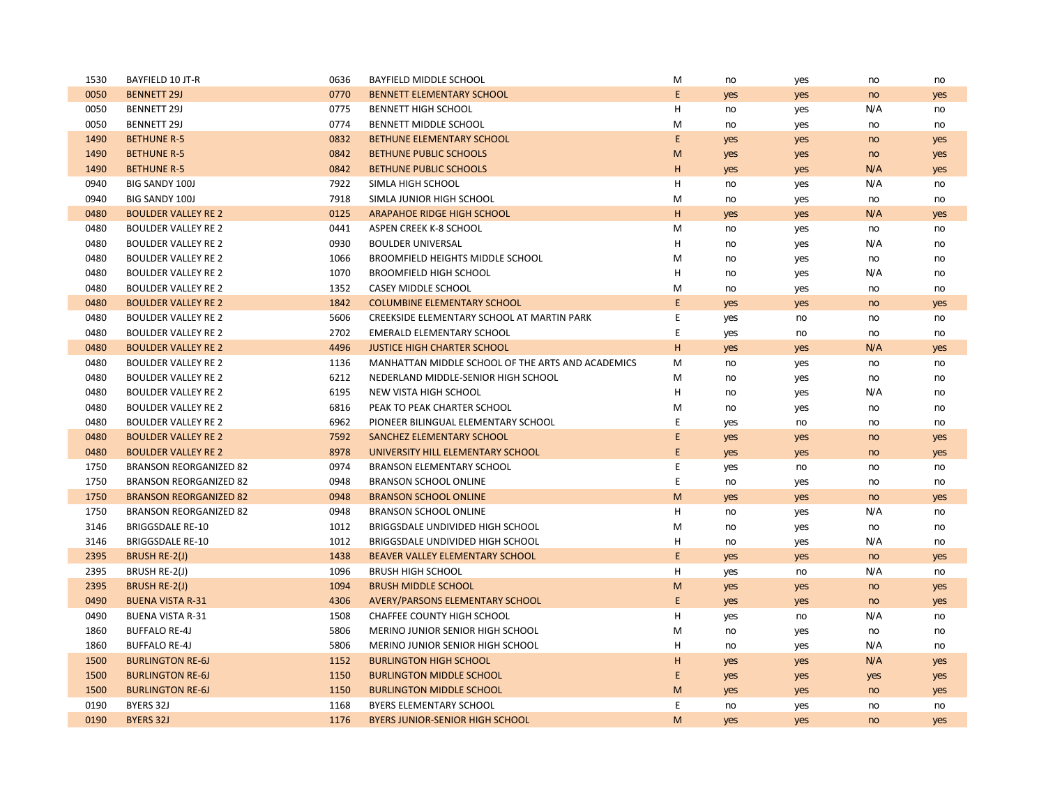| | | | | | | | | |
|---|---|---|---|---|---|---|---|---|
| 1530 | BAYFIELD 10 JT-R | 0636 | BAYFIELD MIDDLE SCHOOL | M | no | yes | no | no |
| 0050 | BENNETT 29J | 0770 | BENNETT ELEMENTARY SCHOOL | E | yes | yes | no | yes |
| 0050 | BENNETT 29J | 0775 | BENNETT HIGH SCHOOL | H | no | yes | N/A | no |
| 0050 | BENNETT 29J | 0774 | BENNETT MIDDLE SCHOOL | M | no | yes | no | no |
| 1490 | BETHUNE R-5 | 0832 | BETHUNE ELEMENTARY SCHOOL | E | yes | yes | no | yes |
| 1490 | BETHUNE R-5 | 0842 | BETHUNE PUBLIC SCHOOLS | M | yes | yes | no | yes |
| 1490 | BETHUNE R-5 | 0842 | BETHUNE PUBLIC SCHOOLS | H | yes | yes | N/A | yes |
| 0940 | BIG SANDY 100J | 7922 | SIMLA HIGH SCHOOL | H | no | yes | N/A | no |
| 0940 | BIG SANDY 100J | 7918 | SIMLA JUNIOR HIGH SCHOOL | M | no | yes | no | no |
| 0480 | BOULDER VALLEY RE 2 | 0125 | ARAPAHOE RIDGE HIGH SCHOOL | H | yes | yes | N/A | yes |
| 0480 | BOULDER VALLEY RE 2 | 0441 | ASPEN CREEK K-8 SCHOOL | M | no | yes | no | no |
| 0480 | BOULDER VALLEY RE 2 | 0930 | BOULDER UNIVERSAL | H | no | yes | N/A | no |
| 0480 | BOULDER VALLEY RE 2 | 1066 | BROOMFIELD HEIGHTS MIDDLE SCHOOL | M | no | yes | no | no |
| 0480 | BOULDER VALLEY RE 2 | 1070 | BROOMFIELD HIGH SCHOOL | H | no | yes | N/A | no |
| 0480 | BOULDER VALLEY RE 2 | 1352 | CASEY MIDDLE SCHOOL | M | no | yes | no | no |
| 0480 | BOULDER VALLEY RE 2 | 1842 | COLUMBINE ELEMENTARY SCHOOL | E | yes | yes | no | yes |
| 0480 | BOULDER VALLEY RE 2 | 5606 | CREEKSIDE ELEMENTARY SCHOOL AT MARTIN PARK | E | yes | no | no | no |
| 0480 | BOULDER VALLEY RE 2 | 2702 | EMERALD ELEMENTARY SCHOOL | E | yes | no | no | no |
| 0480 | BOULDER VALLEY RE 2 | 4496 | JUSTICE HIGH CHARTER SCHOOL | H | yes | yes | N/A | yes |
| 0480 | BOULDER VALLEY RE 2 | 1136 | MANHATTAN MIDDLE SCHOOL OF THE ARTS AND ACADEMICS | M | no | yes | no | no |
| 0480 | BOULDER VALLEY RE 2 | 6212 | NEDERLAND MIDDLE-SENIOR HIGH SCHOOL | M | no | yes | no | no |
| 0480 | BOULDER VALLEY RE 2 | 6195 | NEW VISTA HIGH SCHOOL | H | no | yes | N/A | no |
| 0480 | BOULDER VALLEY RE 2 | 6816 | PEAK TO PEAK CHARTER SCHOOL | M | no | yes | no | no |
| 0480 | BOULDER VALLEY RE 2 | 6962 | PIONEER BILINGUAL ELEMENTARY SCHOOL | E | yes | no | no | no |
| 0480 | BOULDER VALLEY RE 2 | 7592 | SANCHEZ ELEMENTARY SCHOOL | E | yes | yes | no | yes |
| 0480 | BOULDER VALLEY RE 2 | 8978 | UNIVERSITY HILL ELEMENTARY SCHOOL | E | yes | yes | no | yes |
| 1750 | BRANSON REORGANIZED 82 | 0974 | BRANSON ELEMENTARY SCHOOL | E | yes | no | no | no |
| 1750 | BRANSON REORGANIZED 82 | 0948 | BRANSON SCHOOL ONLINE | E | no | yes | no | no |
| 1750 | BRANSON REORGANIZED 82 | 0948 | BRANSON SCHOOL ONLINE | M | yes | yes | no | yes |
| 1750 | BRANSON REORGANIZED 82 | 0948 | BRANSON SCHOOL ONLINE | H | no | yes | N/A | no |
| 3146 | BRIGGSDALE RE-10 | 1012 | BRIGGSDALE UNDIVIDED HIGH SCHOOL | M | no | yes | no | no |
| 3146 | BRIGGSDALE RE-10 | 1012 | BRIGGSDALE UNDIVIDED HIGH SCHOOL | H | no | yes | N/A | no |
| 2395 | BRUSH RE-2(J) | 1438 | BEAVER VALLEY ELEMENTARY SCHOOL | E | yes | yes | no | yes |
| 2395 | BRUSH RE-2(J) | 1096 | BRUSH HIGH SCHOOL | H | yes | no | N/A | no |
| 2395 | BRUSH RE-2(J) | 1094 | BRUSH MIDDLE SCHOOL | M | yes | yes | no | yes |
| 0490 | BUENA VISTA R-31 | 4306 | AVERY/PARSONS ELEMENTARY SCHOOL | E | yes | yes | no | yes |
| 0490 | BUENA VISTA R-31 | 1508 | CHAFFEE COUNTY HIGH SCHOOL | H | yes | no | N/A | no |
| 1860 | BUFFALO RE-4J | 5806 | MERINO JUNIOR SENIOR HIGH SCHOOL | M | no | yes | no | no |
| 1860 | BUFFALO RE-4J | 5806 | MERINO JUNIOR SENIOR HIGH SCHOOL | H | no | yes | N/A | no |
| 1500 | BURLINGTON RE-6J | 1152 | BURLINGTON HIGH SCHOOL | H | yes | yes | N/A | yes |
| 1500 | BURLINGTON RE-6J | 1150 | BURLINGTON MIDDLE SCHOOL | E | yes | yes | yes | yes |
| 1500 | BURLINGTON RE-6J | 1150 | BURLINGTON MIDDLE SCHOOL | M | yes | yes | no | yes |
| 0190 | BYERS 32J | 1168 | BYERS ELEMENTARY SCHOOL | E | no | yes | no | no |
| 0190 | BYERS 32J | 1176 | BYERS JUNIOR-SENIOR HIGH SCHOOL | M | yes | yes | no | yes |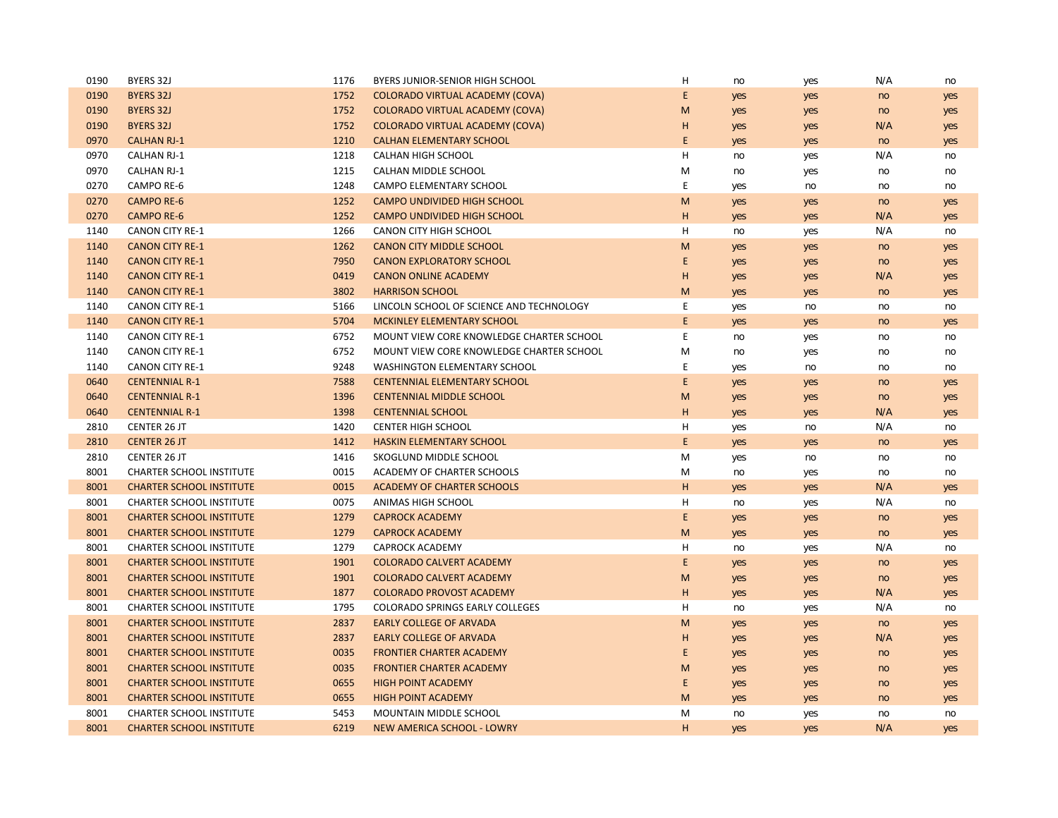| | | | | | | | | |
|---|---|---|---|---|---|---|---|---|
| 0190 | BYERS 32J | 1176 | BYERS JUNIOR-SENIOR HIGH SCHOOL | H | no | yes | N/A | no |
| 0190 | BYERS 32J | 1752 | COLORADO VIRTUAL ACADEMY (COVA) | E | yes | yes | no | yes |
| 0190 | BYERS 32J | 1752 | COLORADO VIRTUAL ACADEMY (COVA) | M | yes | yes | no | yes |
| 0190 | BYERS 32J | 1752 | COLORADO VIRTUAL ACADEMY (COVA) | H | yes | yes | N/A | yes |
| 0970 | CALHAN RJ-1 | 1210 | CALHAN ELEMENTARY SCHOOL | E | yes | yes | no | yes |
| 0970 | CALHAN RJ-1 | 1218 | CALHAN HIGH SCHOOL | H | no | yes | N/A | no |
| 0970 | CALHAN RJ-1 | 1215 | CALHAN MIDDLE SCHOOL | M | no | yes | no | no |
| 0270 | CAMPO RE-6 | 1248 | CAMPO ELEMENTARY SCHOOL | E | yes | no | no | no |
| 0270 | CAMPO RE-6 | 1252 | CAMPO UNDIVIDED HIGH SCHOOL | M | yes | yes | no | yes |
| 0270 | CAMPO RE-6 | 1252 | CAMPO UNDIVIDED HIGH SCHOOL | H | yes | yes | N/A | yes |
| 1140 | CANON CITY RE-1 | 1266 | CANON CITY HIGH SCHOOL | H | no | yes | N/A | no |
| 1140 | CANON CITY RE-1 | 1262 | CANON CITY MIDDLE SCHOOL | M | yes | yes | no | yes |
| 1140 | CANON CITY RE-1 | 7950 | CANON EXPLORATORY SCHOOL | E | yes | yes | no | yes |
| 1140 | CANON CITY RE-1 | 0419 | CANON ONLINE ACADEMY | H | yes | yes | N/A | yes |
| 1140 | CANON CITY RE-1 | 3802 | HARRISON SCHOOL | M | yes | yes | no | yes |
| 1140 | CANON CITY RE-1 | 5166 | LINCOLN SCHOOL OF SCIENCE AND TECHNOLOGY | E | yes | no | no | no |
| 1140 | CANON CITY RE-1 | 5704 | MCKINLEY ELEMENTARY SCHOOL | E | yes | yes | no | yes |
| 1140 | CANON CITY RE-1 | 6752 | MOUNT VIEW CORE KNOWLEDGE CHARTER SCHOOL | E | no | yes | no | no |
| 1140 | CANON CITY RE-1 | 6752 | MOUNT VIEW CORE KNOWLEDGE CHARTER SCHOOL | M | no | yes | no | no |
| 1140 | CANON CITY RE-1 | 9248 | WASHINGTON ELEMENTARY SCHOOL | E | yes | no | no | no |
| 0640 | CENTENNIAL R-1 | 7588 | CENTENNIAL ELEMENTARY SCHOOL | E | yes | yes | no | yes |
| 0640 | CENTENNIAL R-1 | 1396 | CENTENNIAL MIDDLE SCHOOL | M | yes | yes | no | yes |
| 0640 | CENTENNIAL R-1 | 1398 | CENTENNIAL SCHOOL | H | yes | yes | N/A | yes |
| 2810 | CENTER 26 JT | 1420 | CENTER HIGH SCHOOL | H | yes | no | N/A | no |
| 2810 | CENTER 26 JT | 1412 | HASKIN ELEMENTARY SCHOOL | E | yes | yes | no | yes |
| 2810 | CENTER 26 JT | 1416 | SKOGLUND MIDDLE SCHOOL | M | yes | no | no | no |
| 8001 | CHARTER SCHOOL INSTITUTE | 0015 | ACADEMY OF CHARTER SCHOOLS | M | no | yes | no | no |
| 8001 | CHARTER SCHOOL INSTITUTE | 0015 | ACADEMY OF CHARTER SCHOOLS | H | yes | yes | N/A | yes |
| 8001 | CHARTER SCHOOL INSTITUTE | 0075 | ANIMAS HIGH SCHOOL | H | no | yes | N/A | no |
| 8001 | CHARTER SCHOOL INSTITUTE | 1279 | CAPROCK ACADEMY | E | yes | yes | no | yes |
| 8001 | CHARTER SCHOOL INSTITUTE | 1279 | CAPROCK ACADEMY | M | yes | yes | no | yes |
| 8001 | CHARTER SCHOOL INSTITUTE | 1279 | CAPROCK ACADEMY | H | no | yes | N/A | no |
| 8001 | CHARTER SCHOOL INSTITUTE | 1901 | COLORADO CALVERT ACADEMY | E | yes | yes | no | yes |
| 8001 | CHARTER SCHOOL INSTITUTE | 1901 | COLORADO CALVERT ACADEMY | M | yes | yes | no | yes |
| 8001 | CHARTER SCHOOL INSTITUTE | 1877 | COLORADO PROVOST ACADEMY | H | yes | yes | N/A | yes |
| 8001 | CHARTER SCHOOL INSTITUTE | 1795 | COLORADO SPRINGS EARLY COLLEGES | H | no | yes | N/A | no |
| 8001 | CHARTER SCHOOL INSTITUTE | 2837 | EARLY COLLEGE OF ARVADA | M | yes | yes | no | yes |
| 8001 | CHARTER SCHOOL INSTITUTE | 2837 | EARLY COLLEGE OF ARVADA | H | yes | yes | N/A | yes |
| 8001 | CHARTER SCHOOL INSTITUTE | 0035 | FRONTIER CHARTER ACADEMY | E | yes | yes | no | yes |
| 8001 | CHARTER SCHOOL INSTITUTE | 0035 | FRONTIER CHARTER ACADEMY | M | yes | yes | no | yes |
| 8001 | CHARTER SCHOOL INSTITUTE | 0655 | HIGH POINT ACADEMY | E | yes | yes | no | yes |
| 8001 | CHARTER SCHOOL INSTITUTE | 0655 | HIGH POINT ACADEMY | M | yes | yes | no | yes |
| 8001 | CHARTER SCHOOL INSTITUTE | 5453 | MOUNTAIN MIDDLE SCHOOL | M | no | yes | no | no |
| 8001 | CHARTER SCHOOL INSTITUTE | 6219 | NEW AMERICA SCHOOL - LOWRY | H | yes | yes | N/A | yes |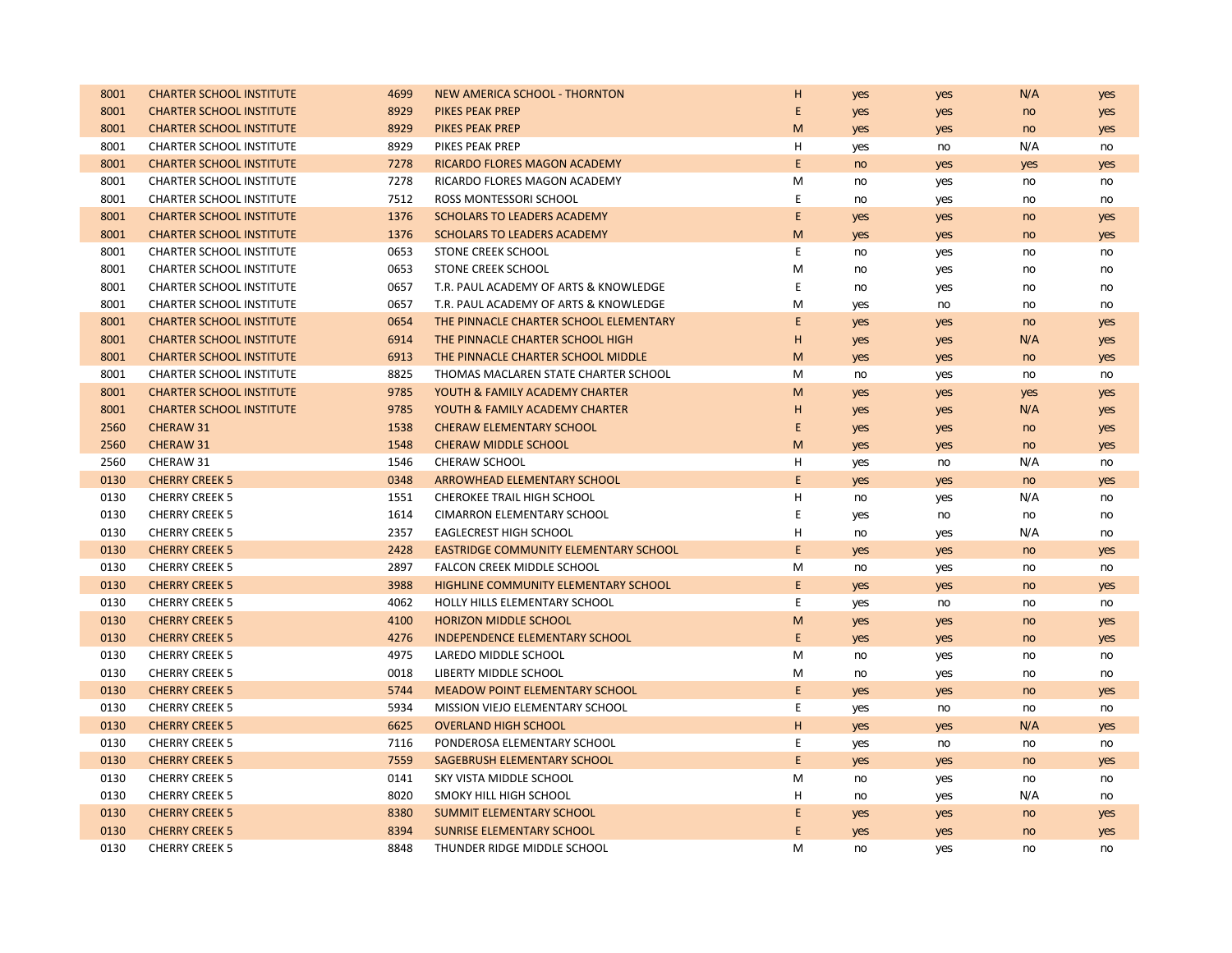| | | | | | | | | |
|---|---|---|---|---|---|---|---|---|
| 8001 | CHARTER SCHOOL INSTITUTE | 4699 | NEW AMERICA SCHOOL - THORNTON | H | yes | yes | N/A | yes |
| 8001 | CHARTER SCHOOL INSTITUTE | 8929 | PIKES PEAK PREP | E | yes | yes | no | yes |
| 8001 | CHARTER SCHOOL INSTITUTE | 8929 | PIKES PEAK PREP | M | yes | yes | no | yes |
| 8001 | CHARTER SCHOOL INSTITUTE | 8929 | PIKES PEAK PREP | H | yes | no | N/A | no |
| 8001 | CHARTER SCHOOL INSTITUTE | 7278 | RICARDO FLORES MAGON ACADEMY | E | no | yes | yes | yes |
| 8001 | CHARTER SCHOOL INSTITUTE | 7278 | RICARDO FLORES MAGON ACADEMY | M | no | yes | no | no |
| 8001 | CHARTER SCHOOL INSTITUTE | 7512 | ROSS MONTESSORI SCHOOL | E | no | yes | no | no |
| 8001 | CHARTER SCHOOL INSTITUTE | 1376 | SCHOLARS TO LEADERS ACADEMY | E | yes | yes | no | yes |
| 8001 | CHARTER SCHOOL INSTITUTE | 1376 | SCHOLARS TO LEADERS ACADEMY | M | yes | yes | no | yes |
| 8001 | CHARTER SCHOOL INSTITUTE | 0653 | STONE CREEK SCHOOL | E | no | yes | no | no |
| 8001 | CHARTER SCHOOL INSTITUTE | 0653 | STONE CREEK SCHOOL | M | no | yes | no | no |
| 8001 | CHARTER SCHOOL INSTITUTE | 0657 | T.R. PAUL ACADEMY OF ARTS & KNOWLEDGE | E | no | yes | no | no |
| 8001 | CHARTER SCHOOL INSTITUTE | 0657 | T.R. PAUL ACADEMY OF ARTS & KNOWLEDGE | M | yes | no | no | no |
| 8001 | CHARTER SCHOOL INSTITUTE | 0654 | THE PINNACLE CHARTER SCHOOL ELEMENTARY | E | yes | yes | no | yes |
| 8001 | CHARTER SCHOOL INSTITUTE | 6914 | THE PINNACLE CHARTER SCHOOL HIGH | H | yes | yes | N/A | yes |
| 8001 | CHARTER SCHOOL INSTITUTE | 6913 | THE PINNACLE CHARTER SCHOOL MIDDLE | M | yes | yes | no | yes |
| 8001 | CHARTER SCHOOL INSTITUTE | 8825 | THOMAS MACLAREN STATE CHARTER SCHOOL | M | no | yes | no | no |
| 8001 | CHARTER SCHOOL INSTITUTE | 9785 | YOUTH & FAMILY ACADEMY CHARTER | M | yes | yes | yes | yes |
| 8001 | CHARTER SCHOOL INSTITUTE | 9785 | YOUTH & FAMILY ACADEMY CHARTER | H | yes | yes | N/A | yes |
| 2560 | CHERAW 31 | 1538 | CHERAW ELEMENTARY SCHOOL | E | yes | yes | no | yes |
| 2560 | CHERAW 31 | 1548 | CHERAW MIDDLE SCHOOL | M | yes | yes | no | yes |
| 2560 | CHERAW 31 | 1546 | CHERAW SCHOOL | H | yes | no | N/A | no |
| 0130 | CHERRY CREEK 5 | 0348 | ARROWHEAD ELEMENTARY SCHOOL | E | yes | yes | no | yes |
| 0130 | CHERRY CREEK 5 | 1551 | CHEROKEE TRAIL HIGH SCHOOL | H | no | yes | N/A | no |
| 0130 | CHERRY CREEK 5 | 1614 | CIMARRON ELEMENTARY SCHOOL | E | yes | no | no | no |
| 0130 | CHERRY CREEK 5 | 2357 | EAGLECREST HIGH SCHOOL | H | no | yes | N/A | no |
| 0130 | CHERRY CREEK 5 | 2428 | EASTRIDGE COMMUNITY ELEMENTARY SCHOOL | E | yes | yes | no | yes |
| 0130 | CHERRY CREEK 5 | 2897 | FALCON CREEK MIDDLE SCHOOL | M | no | yes | no | no |
| 0130 | CHERRY CREEK 5 | 3988 | HIGHLINE COMMUNITY ELEMENTARY SCHOOL | E | yes | yes | no | yes |
| 0130 | CHERRY CREEK 5 | 4062 | HOLLY HILLS ELEMENTARY SCHOOL | E | yes | no | no | no |
| 0130 | CHERRY CREEK 5 | 4100 | HORIZON MIDDLE SCHOOL | M | yes | yes | no | yes |
| 0130 | CHERRY CREEK 5 | 4276 | INDEPENDENCE ELEMENTARY SCHOOL | E | yes | yes | no | yes |
| 0130 | CHERRY CREEK 5 | 4975 | LAREDO MIDDLE SCHOOL | M | no | yes | no | no |
| 0130 | CHERRY CREEK 5 | 0018 | LIBERTY MIDDLE SCHOOL | M | no | yes | no | no |
| 0130 | CHERRY CREEK 5 | 5744 | MEADOW POINT ELEMENTARY SCHOOL | E | yes | yes | no | yes |
| 0130 | CHERRY CREEK 5 | 5934 | MISSION VIEJO ELEMENTARY SCHOOL | E | yes | no | no | no |
| 0130 | CHERRY CREEK 5 | 6625 | OVERLAND HIGH SCHOOL | H | yes | yes | N/A | yes |
| 0130 | CHERRY CREEK 5 | 7116 | PONDEROSA ELEMENTARY SCHOOL | E | yes | no | no | no |
| 0130 | CHERRY CREEK 5 | 7559 | SAGEBRUSH ELEMENTARY SCHOOL | E | yes | yes | no | yes |
| 0130 | CHERRY CREEK 5 | 0141 | SKY VISTA MIDDLE SCHOOL | M | no | yes | no | no |
| 0130 | CHERRY CREEK 5 | 8020 | SMOKY HILL HIGH SCHOOL | H | no | yes | N/A | no |
| 0130 | CHERRY CREEK 5 | 8380 | SUMMIT ELEMENTARY SCHOOL | E | yes | yes | no | yes |
| 0130 | CHERRY CREEK 5 | 8394 | SUNRISE ELEMENTARY SCHOOL | E | yes | yes | no | yes |
| 0130 | CHERRY CREEK 5 | 8848 | THUNDER RIDGE MIDDLE SCHOOL | M | no | yes | no | no |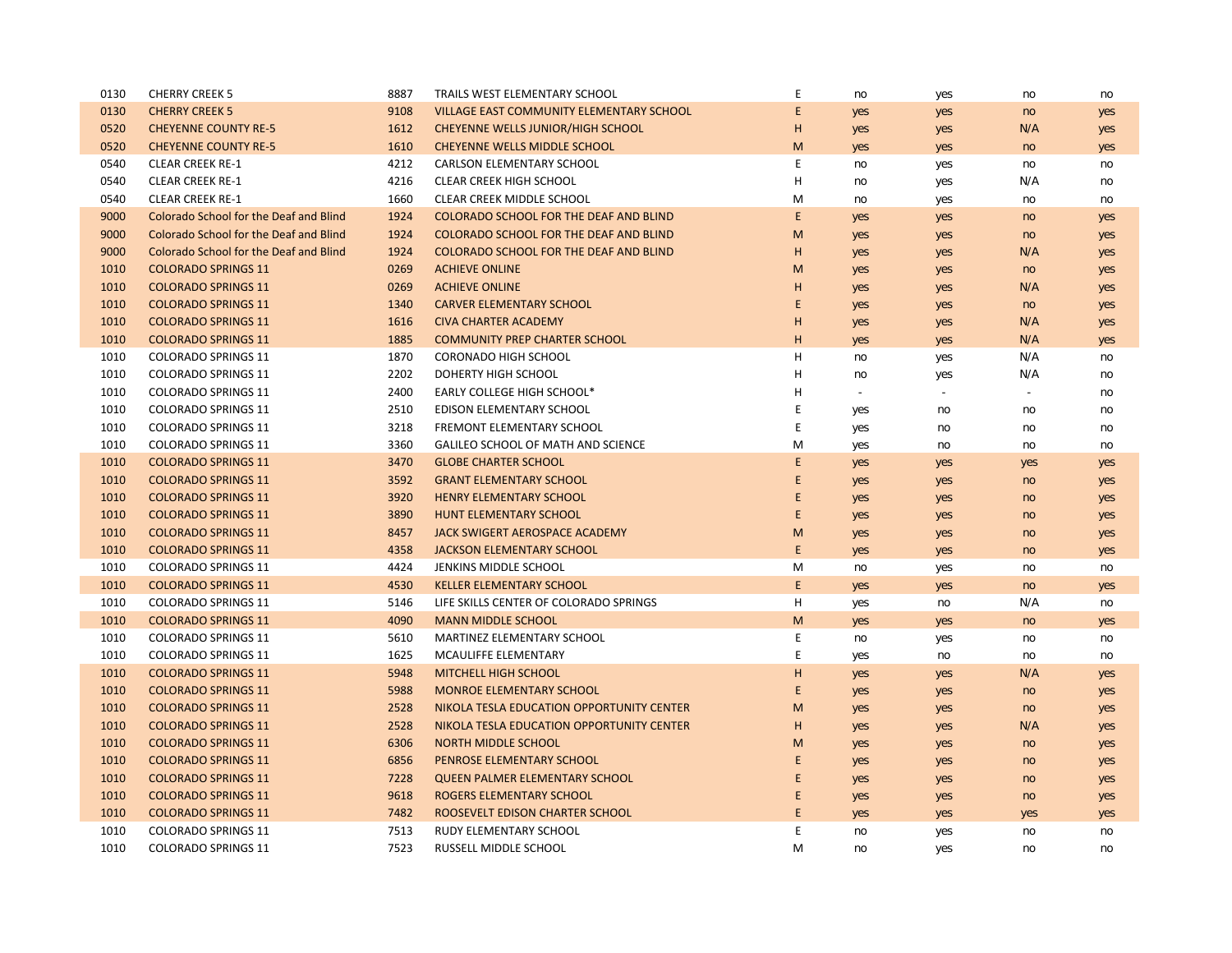| | | | | | | | | |
|---|---|---|---|---|---|---|---|---|
| 0130 | CHERRY CREEK 5 | 8887 | TRAILS WEST ELEMENTARY SCHOOL | E | no | yes | no | no |
| 0130 | CHERRY CREEK 5 | 9108 | VILLAGE EAST COMMUNITY ELEMENTARY SCHOOL | E | yes | yes | no | yes |
| 0520 | CHEYENNE COUNTY RE-5 | 1612 | CHEYENNE WELLS JUNIOR/HIGH SCHOOL | H | yes | yes | N/A | yes |
| 0520 | CHEYENNE COUNTY RE-5 | 1610 | CHEYENNE WELLS MIDDLE SCHOOL | M | yes | yes | no | yes |
| 0540 | CLEAR CREEK RE-1 | 4212 | CARLSON ELEMENTARY SCHOOL | E | no | yes | no | no |
| 0540 | CLEAR CREEK RE-1 | 4216 | CLEAR CREEK HIGH SCHOOL | H | no | yes | N/A | no |
| 0540 | CLEAR CREEK RE-1 | 1660 | CLEAR CREEK MIDDLE SCHOOL | M | no | yes | no | no |
| 9000 | Colorado School for the Deaf and Blind | 1924 | COLORADO SCHOOL FOR THE DEAF AND BLIND | E | yes | yes | no | yes |
| 9000 | Colorado School for the Deaf and Blind | 1924 | COLORADO SCHOOL FOR THE DEAF AND BLIND | M | yes | yes | no | yes |
| 9000 | Colorado School for the Deaf and Blind | 1924 | COLORADO SCHOOL FOR THE DEAF AND BLIND | H | yes | yes | N/A | yes |
| 1010 | COLORADO SPRINGS 11 | 0269 | ACHIEVE ONLINE | M | yes | yes | no | yes |
| 1010 | COLORADO SPRINGS 11 | 0269 | ACHIEVE ONLINE | H | yes | yes | N/A | yes |
| 1010 | COLORADO SPRINGS 11 | 1340 | CARVER ELEMENTARY SCHOOL | E | yes | yes | no | yes |
| 1010 | COLORADO SPRINGS 11 | 1616 | CIVA CHARTER ACADEMY | H | yes | yes | N/A | yes |
| 1010 | COLORADO SPRINGS 11 | 1885 | COMMUNITY PREP CHARTER SCHOOL | H | yes | yes | N/A | yes |
| 1010 | COLORADO SPRINGS 11 | 1870 | CORONADO HIGH SCHOOL | H | no | yes | N/A | no |
| 1010 | COLORADO SPRINGS 11 | 2202 | DOHERTY HIGH SCHOOL | H | no | yes | N/A | no |
| 1010 | COLORADO SPRINGS 11 | 2400 | EARLY COLLEGE HIGH SCHOOL* | H | - | - | - | no |
| 1010 | COLORADO SPRINGS 11 | 2510 | EDISON ELEMENTARY SCHOOL | E | yes | no | no | no |
| 1010 | COLORADO SPRINGS 11 | 3218 | FREMONT ELEMENTARY SCHOOL | E | yes | no | no | no |
| 1010 | COLORADO SPRINGS 11 | 3360 | GALILEO SCHOOL OF MATH AND SCIENCE | M | yes | no | no | no |
| 1010 | COLORADO SPRINGS 11 | 3470 | GLOBE CHARTER SCHOOL | E | yes | yes | yes | yes |
| 1010 | COLORADO SPRINGS 11 | 3592 | GRANT ELEMENTARY SCHOOL | E | yes | yes | no | yes |
| 1010 | COLORADO SPRINGS 11 | 3920 | HENRY ELEMENTARY SCHOOL | E | yes | yes | no | yes |
| 1010 | COLORADO SPRINGS 11 | 3890 | HUNT ELEMENTARY SCHOOL | E | yes | yes | no | yes |
| 1010 | COLORADO SPRINGS 11 | 8457 | JACK SWIGERT AEROSPACE ACADEMY | M | yes | yes | no | yes |
| 1010 | COLORADO SPRINGS 11 | 4358 | JACKSON ELEMENTARY SCHOOL | E | yes | yes | no | yes |
| 1010 | COLORADO SPRINGS 11 | 4424 | JENKINS MIDDLE SCHOOL | M | no | yes | no | no |
| 1010 | COLORADO SPRINGS 11 | 4530 | KELLER ELEMENTARY SCHOOL | E | yes | yes | no | yes |
| 1010 | COLORADO SPRINGS 11 | 5146 | LIFE SKILLS CENTER OF COLORADO SPRINGS | H | yes | no | N/A | no |
| 1010 | COLORADO SPRINGS 11 | 4090 | MANN MIDDLE SCHOOL | M | yes | yes | no | yes |
| 1010 | COLORADO SPRINGS 11 | 5610 | MARTINEZ ELEMENTARY SCHOOL | E | no | yes | no | no |
| 1010 | COLORADO SPRINGS 11 | 1625 | MCAULIFFE ELEMENTARY | E | yes | no | no | no |
| 1010 | COLORADO SPRINGS 11 | 5948 | MITCHELL HIGH SCHOOL | H | yes | yes | N/A | yes |
| 1010 | COLORADO SPRINGS 11 | 5988 | MONROE ELEMENTARY SCHOOL | E | yes | yes | no | yes |
| 1010 | COLORADO SPRINGS 11 | 2528 | NIKOLA TESLA EDUCATION OPPORTUNITY CENTER | M | yes | yes | no | yes |
| 1010 | COLORADO SPRINGS 11 | 2528 | NIKOLA TESLA EDUCATION OPPORTUNITY CENTER | H | yes | yes | N/A | yes |
| 1010 | COLORADO SPRINGS 11 | 6306 | NORTH MIDDLE SCHOOL | M | yes | yes | no | yes |
| 1010 | COLORADO SPRINGS 11 | 6856 | PENROSE ELEMENTARY SCHOOL | E | yes | yes | no | yes |
| 1010 | COLORADO SPRINGS 11 | 7228 | QUEEN PALMER ELEMENTARY SCHOOL | E | yes | yes | no | yes |
| 1010 | COLORADO SPRINGS 11 | 9618 | ROGERS ELEMENTARY SCHOOL | E | yes | yes | no | yes |
| 1010 | COLORADO SPRINGS 11 | 7482 | ROOSEVELT EDISON CHARTER SCHOOL | E | yes | yes | yes | yes |
| 1010 | COLORADO SPRINGS 11 | 7513 | RUDY ELEMENTARY SCHOOL | E | no | yes | no | no |
| 1010 | COLORADO SPRINGS 11 | 7523 | RUSSELL MIDDLE SCHOOL | M | no | yes | no | no |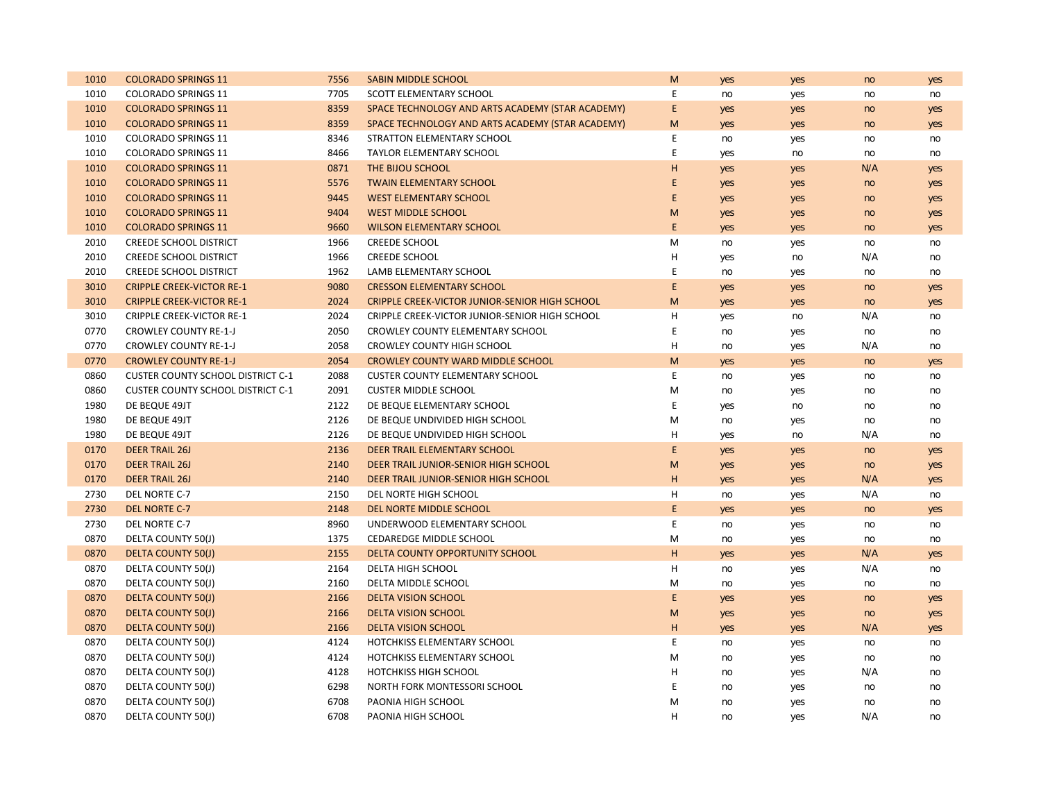| | | | | | | | | |
|---|---|---|---|---|---|---|---|---|
| 1010 | COLORADO SPRINGS 11 | 7556 | SABIN MIDDLE SCHOOL | M | yes | yes | no | yes |
| 1010 | COLORADO SPRINGS 11 | 7705 | SCOTT ELEMENTARY SCHOOL | E | no | yes | no | no |
| 1010 | COLORADO SPRINGS 11 | 8359 | SPACE TECHNOLOGY AND ARTS ACADEMY (STAR ACADEMY) | E | yes | yes | no | yes |
| 1010 | COLORADO SPRINGS 11 | 8359 | SPACE TECHNOLOGY AND ARTS ACADEMY (STAR ACADEMY) | M | yes | yes | no | yes |
| 1010 | COLORADO SPRINGS 11 | 8346 | STRATTON ELEMENTARY SCHOOL | E | no | yes | no | no |
| 1010 | COLORADO SPRINGS 11 | 8466 | TAYLOR ELEMENTARY SCHOOL | E | yes | no | no | no |
| 1010 | COLORADO SPRINGS 11 | 0871 | THE BIJOU SCHOOL | H | yes | yes | N/A | yes |
| 1010 | COLORADO SPRINGS 11 | 5576 | TWAIN ELEMENTARY SCHOOL | E | yes | yes | no | yes |
| 1010 | COLORADO SPRINGS 11 | 9445 | WEST ELEMENTARY SCHOOL | E | yes | yes | no | yes |
| 1010 | COLORADO SPRINGS 11 | 9404 | WEST MIDDLE SCHOOL | M | yes | yes | no | yes |
| 1010 | COLORADO SPRINGS 11 | 9660 | WILSON ELEMENTARY SCHOOL | E | yes | yes | no | yes |
| 2010 | CREEDE SCHOOL DISTRICT | 1966 | CREEDE SCHOOL | M | no | yes | no | no |
| 2010 | CREEDE SCHOOL DISTRICT | 1966 | CREEDE SCHOOL | H | yes | no | N/A | no |
| 2010 | CREEDE SCHOOL DISTRICT | 1962 | LAMB ELEMENTARY SCHOOL | E | no | yes | no | no |
| 3010 | CRIPPLE CREEK-VICTOR RE-1 | 9080 | CRESSON ELEMENTARY SCHOOL | E | yes | yes | no | yes |
| 3010 | CRIPPLE CREEK-VICTOR RE-1 | 2024 | CRIPPLE CREEK-VICTOR JUNIOR-SENIOR HIGH SCHOOL | M | yes | yes | no | yes |
| 3010 | CRIPPLE CREEK-VICTOR RE-1 | 2024 | CRIPPLE CREEK-VICTOR JUNIOR-SENIOR HIGH SCHOOL | H | yes | no | N/A | no |
| 0770 | CROWLEY COUNTY RE-1-J | 2050 | CROWLEY COUNTY ELEMENTARY SCHOOL | E | no | yes | no | no |
| 0770 | CROWLEY COUNTY RE-1-J | 2058 | CROWLEY COUNTY HIGH SCHOOL | H | no | yes | N/A | no |
| 0770 | CROWLEY COUNTY RE-1-J | 2054 | CROWLEY COUNTY WARD MIDDLE SCHOOL | M | yes | yes | no | yes |
| 0860 | CUSTER COUNTY SCHOOL DISTRICT C-1 | 2088 | CUSTER COUNTY ELEMENTARY SCHOOL | E | no | yes | no | no |
| 0860 | CUSTER COUNTY SCHOOL DISTRICT C-1 | 2091 | CUSTER MIDDLE SCHOOL | M | no | yes | no | no |
| 1980 | DE BEQUE 49JT | 2122 | DE BEQUE ELEMENTARY SCHOOL | E | yes | no | no | no |
| 1980 | DE BEQUE 49JT | 2126 | DE BEQUE UNDIVIDED HIGH SCHOOL | M | no | yes | no | no |
| 1980 | DE BEQUE 49JT | 2126 | DE BEQUE UNDIVIDED HIGH SCHOOL | H | yes | no | N/A | no |
| 0170 | DEER TRAIL 26J | 2136 | DEER TRAIL ELEMENTARY SCHOOL | E | yes | yes | no | yes |
| 0170 | DEER TRAIL 26J | 2140 | DEER TRAIL JUNIOR-SENIOR HIGH SCHOOL | M | yes | yes | no | yes |
| 0170 | DEER TRAIL 26J | 2140 | DEER TRAIL JUNIOR-SENIOR HIGH SCHOOL | H | yes | yes | N/A | yes |
| 2730 | DEL NORTE C-7 | 2150 | DEL NORTE HIGH SCHOOL | H | no | yes | N/A | no |
| 2730 | DEL NORTE C-7 | 2148 | DEL NORTE MIDDLE SCHOOL | E | yes | yes | no | yes |
| 2730 | DEL NORTE C-7 | 8960 | UNDERWOOD ELEMENTARY SCHOOL | E | no | yes | no | no |
| 0870 | DELTA COUNTY 50(J) | 1375 | CEDAREDGE MIDDLE SCHOOL | M | no | yes | no | no |
| 0870 | DELTA COUNTY 50(J) | 2155 | DELTA COUNTY OPPORTUNITY SCHOOL | H | yes | yes | N/A | yes |
| 0870 | DELTA COUNTY 50(J) | 2164 | DELTA HIGH SCHOOL | H | no | yes | N/A | no |
| 0870 | DELTA COUNTY 50(J) | 2160 | DELTA MIDDLE SCHOOL | M | no | yes | no | no |
| 0870 | DELTA COUNTY 50(J) | 2166 | DELTA VISION SCHOOL | E | yes | yes | no | yes |
| 0870 | DELTA COUNTY 50(J) | 2166 | DELTA VISION SCHOOL | M | yes | yes | no | yes |
| 0870 | DELTA COUNTY 50(J) | 2166 | DELTA VISION SCHOOL | H | yes | yes | N/A | yes |
| 0870 | DELTA COUNTY 50(J) | 4124 | HOTCHKISS ELEMENTARY SCHOOL | E | no | yes | no | no |
| 0870 | DELTA COUNTY 50(J) | 4124 | HOTCHKISS ELEMENTARY SCHOOL | M | no | yes | no | no |
| 0870 | DELTA COUNTY 50(J) | 4128 | HOTCHKISS HIGH SCHOOL | H | no | yes | N/A | no |
| 0870 | DELTA COUNTY 50(J) | 6298 | NORTH FORK MONTESSORI SCHOOL | E | no | yes | no | no |
| 0870 | DELTA COUNTY 50(J) | 6708 | PAONIA HIGH SCHOOL | M | no | yes | no | no |
| 0870 | DELTA COUNTY 50(J) | 6708 | PAONIA HIGH SCHOOL | H | no | yes | N/A | no |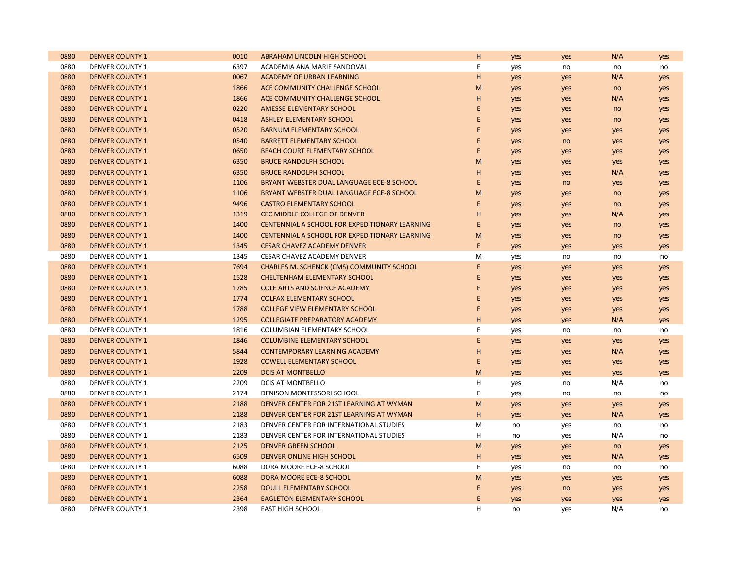| | | | | | | | | |
|---|---|---|---|---|---|---|---|---|
| 0880 | DENVER COUNTY 1 | 0010 | ABRAHAM LINCOLN HIGH SCHOOL | H | yes | yes | N/A | yes |
| 0880 | DENVER COUNTY 1 | 6397 | ACADEMIA ANA MARIE SANDOVAL | E | yes | no | no | no |
| 0880 | DENVER COUNTY 1 | 0067 | ACADEMY OF URBAN LEARNING | H | yes | yes | N/A | yes |
| 0880 | DENVER COUNTY 1 | 1866 | ACE COMMUNITY CHALLENGE SCHOOL | M | yes | yes | no | yes |
| 0880 | DENVER COUNTY 1 | 1866 | ACE COMMUNITY CHALLENGE SCHOOL | H | yes | yes | N/A | yes |
| 0880 | DENVER COUNTY 1 | 0220 | AMESSE ELEMENTARY SCHOOL | E | yes | yes | no | yes |
| 0880 | DENVER COUNTY 1 | 0418 | ASHLEY ELEMENTARY SCHOOL | E | yes | yes | no | yes |
| 0880 | DENVER COUNTY 1 | 0520 | BARNUM ELEMENTARY SCHOOL | E | yes | yes | yes | yes |
| 0880 | DENVER COUNTY 1 | 0540 | BARRETT ELEMENTARY SCHOOL | E | yes | no | yes | yes |
| 0880 | DENVER COUNTY 1 | 0650 | BEACH COURT ELEMENTARY SCHOOL | E | yes | yes | yes | yes |
| 0880 | DENVER COUNTY 1 | 6350 | BRUCE RANDOLPH SCHOOL | M | yes | yes | yes | yes |
| 0880 | DENVER COUNTY 1 | 6350 | BRUCE RANDOLPH SCHOOL | H | yes | yes | N/A | yes |
| 0880 | DENVER COUNTY 1 | 1106 | BRYANT WEBSTER DUAL LANGUAGE ECE-8 SCHOOL | E | yes | no | yes | yes |
| 0880 | DENVER COUNTY 1 | 1106 | BRYANT WEBSTER DUAL LANGUAGE ECE-8 SCHOOL | M | yes | yes | no | yes |
| 0880 | DENVER COUNTY 1 | 9496 | CASTRO ELEMENTARY SCHOOL | E | yes | yes | no | yes |
| 0880 | DENVER COUNTY 1 | 1319 | CEC MIDDLE COLLEGE OF DENVER | H | yes | yes | N/A | yes |
| 0880 | DENVER COUNTY 1 | 1400 | CENTENNIAL A SCHOOL FOR EXPEDITIONARY LEARNING | E | yes | yes | no | yes |
| 0880 | DENVER COUNTY 1 | 1400 | CENTENNIAL A SCHOOL FOR EXPEDITIONARY LEARNING | M | yes | yes | no | yes |
| 0880 | DENVER COUNTY 1 | 1345 | CESAR CHAVEZ ACADEMY DENVER | E | yes | yes | yes | yes |
| 0880 | DENVER COUNTY 1 | 1345 | CESAR CHAVEZ ACADEMY DENVER | M | yes | no | no | no |
| 0880 | DENVER COUNTY 1 | 7694 | CHARLES M. SCHENCK (CMS) COMMUNITY SCHOOL | E | yes | yes | yes | yes |
| 0880 | DENVER COUNTY 1 | 1528 | CHELTENHAM ELEMENTARY SCHOOL | E | yes | yes | yes | yes |
| 0880 | DENVER COUNTY 1 | 1785 | COLE ARTS AND SCIENCE ACADEMY | E | yes | yes | yes | yes |
| 0880 | DENVER COUNTY 1 | 1774 | COLFAX ELEMENTARY SCHOOL | E | yes | yes | yes | yes |
| 0880 | DENVER COUNTY 1 | 1788 | COLLEGE VIEW ELEMENTARY SCHOOL | E | yes | yes | yes | yes |
| 0880 | DENVER COUNTY 1 | 1295 | COLLEGIATE PREPARATORY ACADEMY | H | yes | yes | N/A | yes |
| 0880 | DENVER COUNTY 1 | 1816 | COLUMBIAN ELEMENTARY SCHOOL | E | yes | no | no | no |
| 0880 | DENVER COUNTY 1 | 1846 | COLUMBINE ELEMENTARY SCHOOL | E | yes | yes | yes | yes |
| 0880 | DENVER COUNTY 1 | 5844 | CONTEMPORARY LEARNING ACADEMY | H | yes | yes | N/A | yes |
| 0880 | DENVER COUNTY 1 | 1928 | COWELL ELEMENTARY SCHOOL | E | yes | yes | yes | yes |
| 0880 | DENVER COUNTY 1 | 2209 | DCIS AT MONTBELLO | M | yes | yes | yes | yes |
| 0880 | DENVER COUNTY 1 | 2209 | DCIS AT MONTBELLO | H | yes | no | N/A | no |
| 0880 | DENVER COUNTY 1 | 2174 | DENISON MONTESSORI SCHOOL | E | yes | no | no | no |
| 0880 | DENVER COUNTY 1 | 2188 | DENVER CENTER FOR 21ST LEARNING AT WYMAN | M | yes | yes | yes | yes |
| 0880 | DENVER COUNTY 1 | 2188 | DENVER CENTER FOR 21ST LEARNING AT WYMAN | H | yes | yes | N/A | yes |
| 0880 | DENVER COUNTY 1 | 2183 | DENVER CENTER FOR INTERNATIONAL STUDIES | M | no | yes | no | no |
| 0880 | DENVER COUNTY 1 | 2183 | DENVER CENTER FOR INTERNATIONAL STUDIES | H | no | yes | N/A | no |
| 0880 | DENVER COUNTY 1 | 2125 | DENVER GREEN SCHOOL | M | yes | yes | no | yes |
| 0880 | DENVER COUNTY 1 | 6509 | DENVER ONLINE HIGH SCHOOL | H | yes | yes | N/A | yes |
| 0880 | DENVER COUNTY 1 | 6088 | DORA MOORE ECE-8 SCHOOL | E | yes | no | no | no |
| 0880 | DENVER COUNTY 1 | 6088 | DORA MOORE ECE-8 SCHOOL | M | yes | yes | yes | yes |
| 0880 | DENVER COUNTY 1 | 2258 | DOULL ELEMENTARY SCHOOL | E | yes | no | yes | yes |
| 0880 | DENVER COUNTY 1 | 2364 | EAGLETON ELEMENTARY SCHOOL | E | yes | yes | yes | yes |
| 0880 | DENVER COUNTY 1 | 2398 | EAST HIGH SCHOOL | H | no | yes | N/A | no |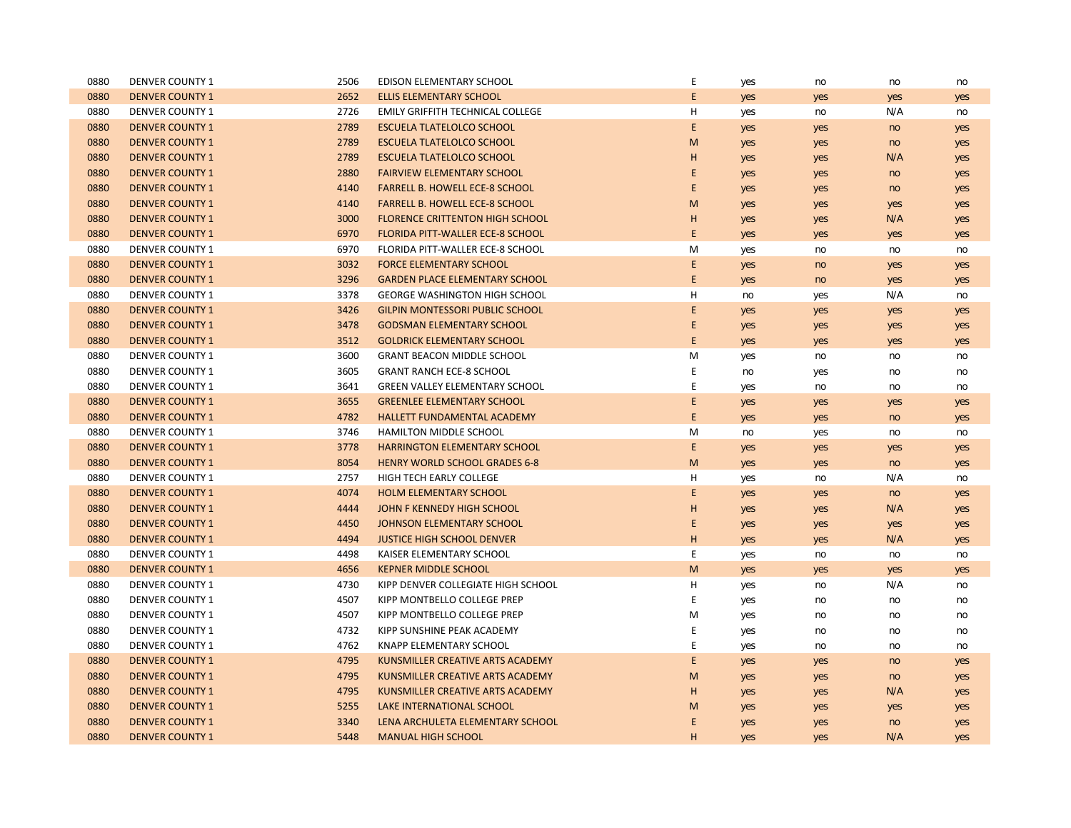| | | | | | | | | |
|---|---|---|---|---|---|---|---|---|
| 0880 | DENVER COUNTY 1 | 2506 | EDISON ELEMENTARY SCHOOL | E | yes | no | no | no |
| 0880 | DENVER COUNTY 1 | 2652 | ELLIS ELEMENTARY SCHOOL | E | yes | yes | yes | yes |
| 0880 | DENVER COUNTY 1 | 2726 | EMILY GRIFFITH TECHNICAL COLLEGE | H | yes | no | N/A | no |
| 0880 | DENVER COUNTY 1 | 2789 | ESCUELA TLATELOLCO SCHOOL | E | yes | yes | no | yes |
| 0880 | DENVER COUNTY 1 | 2789 | ESCUELA TLATELOLCO SCHOOL | M | yes | yes | no | yes |
| 0880 | DENVER COUNTY 1 | 2789 | ESCUELA TLATELOLCO SCHOOL | H | yes | yes | N/A | yes |
| 0880 | DENVER COUNTY 1 | 2880 | FAIRVIEW ELEMENTARY SCHOOL | E | yes | yes | no | yes |
| 0880 | DENVER COUNTY 1 | 4140 | FARRELL B. HOWELL ECE-8 SCHOOL | E | yes | yes | no | yes |
| 0880 | DENVER COUNTY 1 | 4140 | FARRELL B. HOWELL ECE-8 SCHOOL | M | yes | yes | yes | yes |
| 0880 | DENVER COUNTY 1 | 3000 | FLORENCE CRITTENTON HIGH SCHOOL | H | yes | yes | N/A | yes |
| 0880 | DENVER COUNTY 1 | 6970 | FLORIDA PITT-WALLER ECE-8 SCHOOL | E | yes | yes | yes | yes |
| 0880 | DENVER COUNTY 1 | 6970 | FLORIDA PITT-WALLER ECE-8 SCHOOL | M | yes | no | no | no |
| 0880 | DENVER COUNTY 1 | 3032 | FORCE ELEMENTARY SCHOOL | E | yes | no | yes | yes |
| 0880 | DENVER COUNTY 1 | 3296 | GARDEN PLACE ELEMENTARY SCHOOL | E | yes | no | yes | yes |
| 0880 | DENVER COUNTY 1 | 3378 | GEORGE WASHINGTON HIGH SCHOOL | H | no | yes | N/A | no |
| 0880 | DENVER COUNTY 1 | 3426 | GILPIN MONTESSORI PUBLIC SCHOOL | E | yes | yes | yes | yes |
| 0880 | DENVER COUNTY 1 | 3478 | GODSMAN ELEMENTARY SCHOOL | E | yes | yes | yes | yes |
| 0880 | DENVER COUNTY 1 | 3512 | GOLDRICK ELEMENTARY SCHOOL | E | yes | yes | yes | yes |
| 0880 | DENVER COUNTY 1 | 3600 | GRANT BEACON MIDDLE SCHOOL | M | yes | no | no | no |
| 0880 | DENVER COUNTY 1 | 3605 | GRANT RANCH ECE-8 SCHOOL | E | no | yes | no | no |
| 0880 | DENVER COUNTY 1 | 3641 | GREEN VALLEY ELEMENTARY SCHOOL | E | yes | no | no | no |
| 0880 | DENVER COUNTY 1 | 3655 | GREENLEE ELEMENTARY SCHOOL | E | yes | yes | yes | yes |
| 0880 | DENVER COUNTY 1 | 4782 | HALLETT FUNDAMENTAL ACADEMY | E | yes | yes | no | yes |
| 0880 | DENVER COUNTY 1 | 3746 | HAMILTON MIDDLE SCHOOL | M | no | yes | no | no |
| 0880 | DENVER COUNTY 1 | 3778 | HARRINGTON ELEMENTARY SCHOOL | E | yes | yes | yes | yes |
| 0880 | DENVER COUNTY 1 | 8054 | HENRY WORLD SCHOOL GRADES 6-8 | M | yes | yes | no | yes |
| 0880 | DENVER COUNTY 1 | 2757 | HIGH TECH EARLY COLLEGE | H | yes | no | N/A | no |
| 0880 | DENVER COUNTY 1 | 4074 | HOLM ELEMENTARY SCHOOL | E | yes | yes | no | yes |
| 0880 | DENVER COUNTY 1 | 4444 | JOHN F KENNEDY HIGH SCHOOL | H | yes | yes | N/A | yes |
| 0880 | DENVER COUNTY 1 | 4450 | JOHNSON ELEMENTARY SCHOOL | E | yes | yes | yes | yes |
| 0880 | DENVER COUNTY 1 | 4494 | JUSTICE HIGH SCHOOL DENVER | H | yes | yes | N/A | yes |
| 0880 | DENVER COUNTY 1 | 4498 | KAISER ELEMENTARY SCHOOL | E | yes | no | no | no |
| 0880 | DENVER COUNTY 1 | 4656 | KEPNER MIDDLE SCHOOL | M | yes | yes | yes | yes |
| 0880 | DENVER COUNTY 1 | 4730 | KIPP DENVER COLLEGIATE HIGH SCHOOL | H | yes | no | N/A | no |
| 0880 | DENVER COUNTY 1 | 4507 | KIPP MONTBELLO COLLEGE PREP | E | yes | no | no | no |
| 0880 | DENVER COUNTY 1 | 4507 | KIPP MONTBELLO COLLEGE PREP | M | yes | no | no | no |
| 0880 | DENVER COUNTY 1 | 4732 | KIPP SUNSHINE PEAK ACADEMY | E | yes | no | no | no |
| 0880 | DENVER COUNTY 1 | 4762 | KNAPP ELEMENTARY SCHOOL | E | yes | no | no | no |
| 0880 | DENVER COUNTY 1 | 4795 | KUNSMILLER CREATIVE ARTS ACADEMY | E | yes | yes | no | yes |
| 0880 | DENVER COUNTY 1 | 4795 | KUNSMILLER CREATIVE ARTS ACADEMY | M | yes | yes | no | yes |
| 0880 | DENVER COUNTY 1 | 4795 | KUNSMILLER CREATIVE ARTS ACADEMY | H | yes | yes | N/A | yes |
| 0880 | DENVER COUNTY 1 | 5255 | LAKE INTERNATIONAL SCHOOL | M | yes | yes | yes | yes |
| 0880 | DENVER COUNTY 1 | 3340 | LENA ARCHULETA ELEMENTARY SCHOOL | E | yes | yes | no | yes |
| 0880 | DENVER COUNTY 1 | 5448 | MANUAL HIGH SCHOOL | H | yes | yes | N/A | yes |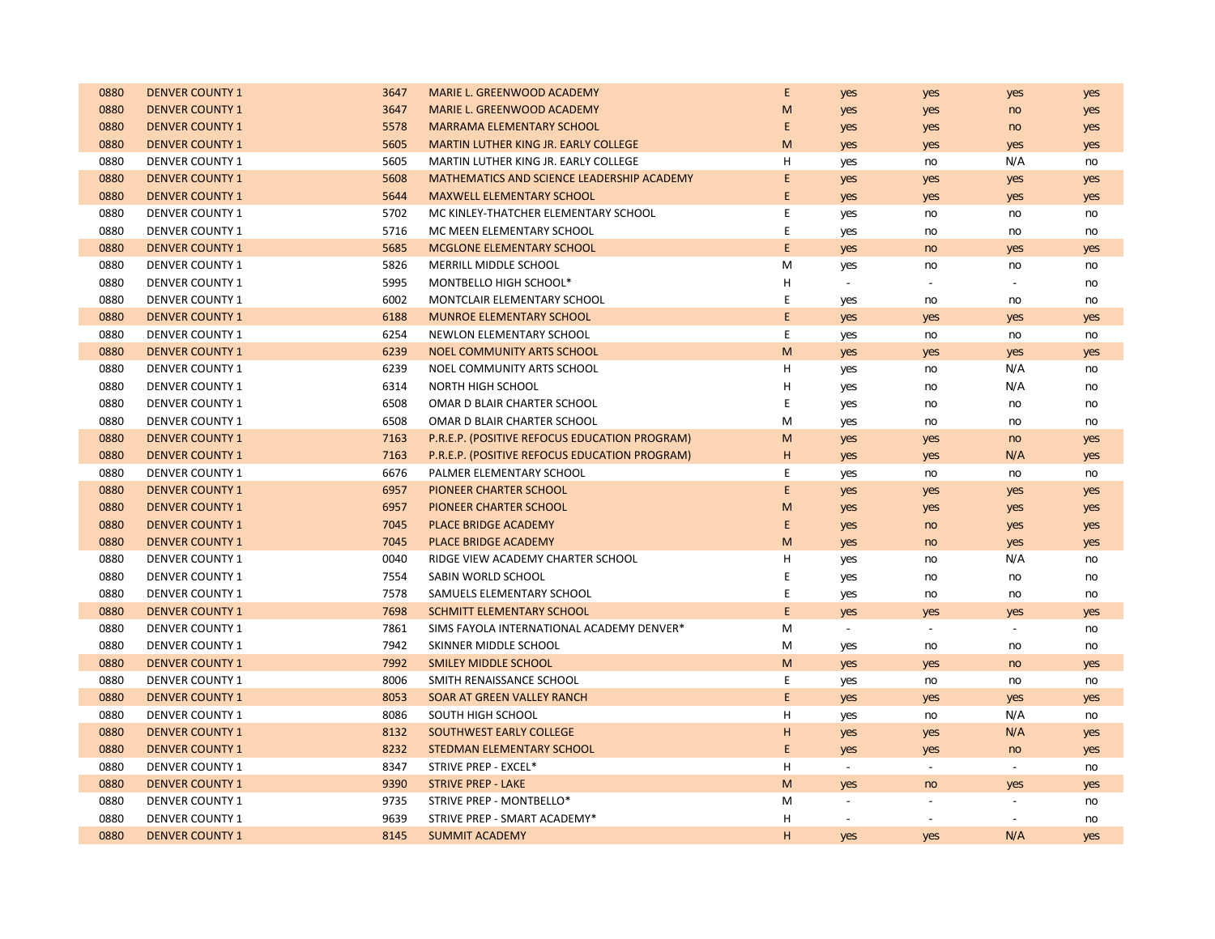| | | | | | | | | |
|---|---|---|---|---|---|---|---|---|
| 0880 | DENVER COUNTY 1 | 3647 | MARIE L. GREENWOOD ACADEMY | E | yes | yes | yes | yes |
| 0880 | DENVER COUNTY 1 | 3647 | MARIE L. GREENWOOD ACADEMY | M | yes | yes | no | yes |
| 0880 | DENVER COUNTY 1 | 5578 | MARRAMA ELEMENTARY SCHOOL | E | yes | yes | no | yes |
| 0880 | DENVER COUNTY 1 | 5605 | MARTIN LUTHER KING JR. EARLY COLLEGE | M | yes | yes | yes | yes |
| 0880 | DENVER COUNTY 1 | 5605 | MARTIN LUTHER KING JR. EARLY COLLEGE | H | yes | no | N/A | no |
| 0880 | DENVER COUNTY 1 | 5608 | MATHEMATICS AND SCIENCE LEADERSHIP ACADEMY | E | yes | yes | yes | yes |
| 0880 | DENVER COUNTY 1 | 5644 | MAXWELL ELEMENTARY SCHOOL | E | yes | yes | yes | yes |
| 0880 | DENVER COUNTY 1 | 5702 | MC KINLEY-THATCHER ELEMENTARY SCHOOL | E | yes | no | no | no |
| 0880 | DENVER COUNTY 1 | 5716 | MC MEEN ELEMENTARY SCHOOL | E | yes | no | no | no |
| 0880 | DENVER COUNTY 1 | 5685 | MCGLONE ELEMENTARY SCHOOL | E | yes | no | yes | yes |
| 0880 | DENVER COUNTY 1 | 5826 | MERRILL MIDDLE SCHOOL | M | yes | no | no | no |
| 0880 | DENVER COUNTY 1 | 5995 | MONTBELLO HIGH SCHOOL* | H | - | - | - | no |
| 0880 | DENVER COUNTY 1 | 6002 | MONTCLAIR ELEMENTARY SCHOOL | E | yes | no | no | no |
| 0880 | DENVER COUNTY 1 | 6188 | MUNROE ELEMENTARY SCHOOL | E | yes | yes | yes | yes |
| 0880 | DENVER COUNTY 1 | 6254 | NEWLON ELEMENTARY SCHOOL | E | yes | no | no | no |
| 0880 | DENVER COUNTY 1 | 6239 | NOEL COMMUNITY ARTS SCHOOL | M | yes | yes | yes | yes |
| 0880 | DENVER COUNTY 1 | 6239 | NOEL COMMUNITY ARTS SCHOOL | H | yes | no | N/A | no |
| 0880 | DENVER COUNTY 1 | 6314 | NORTH HIGH SCHOOL | H | yes | no | N/A | no |
| 0880 | DENVER COUNTY 1 | 6508 | OMAR D BLAIR CHARTER SCHOOL | E | yes | no | no | no |
| 0880 | DENVER COUNTY 1 | 6508 | OMAR D BLAIR CHARTER SCHOOL | M | yes | no | no | no |
| 0880 | DENVER COUNTY 1 | 7163 | P.R.E.P. (POSITIVE REFOCUS EDUCATION PROGRAM) | M | yes | yes | no | yes |
| 0880 | DENVER COUNTY 1 | 7163 | P.R.E.P. (POSITIVE REFOCUS EDUCATION PROGRAM) | H | yes | yes | N/A | yes |
| 0880 | DENVER COUNTY 1 | 6676 | PALMER ELEMENTARY SCHOOL | E | yes | no | no | no |
| 0880 | DENVER COUNTY 1 | 6957 | PIONEER CHARTER SCHOOL | E | yes | yes | yes | yes |
| 0880 | DENVER COUNTY 1 | 6957 | PIONEER CHARTER SCHOOL | M | yes | yes | yes | yes |
| 0880 | DENVER COUNTY 1 | 7045 | PLACE BRIDGE ACADEMY | E | yes | no | yes | yes |
| 0880 | DENVER COUNTY 1 | 7045 | PLACE BRIDGE ACADEMY | M | yes | no | yes | yes |
| 0880 | DENVER COUNTY 1 | 0040 | RIDGE VIEW ACADEMY CHARTER SCHOOL | H | yes | no | N/A | no |
| 0880 | DENVER COUNTY 1 | 7554 | SABIN WORLD SCHOOL | E | yes | no | no | no |
| 0880 | DENVER COUNTY 1 | 7578 | SAMUELS ELEMENTARY SCHOOL | E | yes | no | no | no |
| 0880 | DENVER COUNTY 1 | 7698 | SCHMITT ELEMENTARY SCHOOL | E | yes | yes | yes | yes |
| 0880 | DENVER COUNTY 1 | 7861 | SIMS FAYOLA INTERNATIONAL ACADEMY DENVER* | M | - | - | - | no |
| 0880 | DENVER COUNTY 1 | 7942 | SKINNER MIDDLE SCHOOL | M | yes | no | no | no |
| 0880 | DENVER COUNTY 1 | 7992 | SMILEY MIDDLE SCHOOL | M | yes | yes | no | yes |
| 0880 | DENVER COUNTY 1 | 8006 | SMITH RENAISSANCE SCHOOL | E | yes | no | no | no |
| 0880 | DENVER COUNTY 1 | 8053 | SOAR AT GREEN VALLEY RANCH | E | yes | yes | yes | yes |
| 0880 | DENVER COUNTY 1 | 8086 | SOUTH HIGH SCHOOL | H | yes | no | N/A | no |
| 0880 | DENVER COUNTY 1 | 8132 | SOUTHWEST EARLY COLLEGE | H | yes | yes | N/A | yes |
| 0880 | DENVER COUNTY 1 | 8232 | STEDMAN ELEMENTARY SCHOOL | E | yes | yes | no | yes |
| 0880 | DENVER COUNTY 1 | 8347 | STRIVE PREP - EXCEL* | H | - | - | - | no |
| 0880 | DENVER COUNTY 1 | 9390 | STRIVE PREP - LAKE | M | yes | no | yes | yes |
| 0880 | DENVER COUNTY 1 | 9735 | STRIVE PREP - MONTBELLO* | M | - | - | - | no |
| 0880 | DENVER COUNTY 1 | 9639 | STRIVE PREP - SMART ACADEMY* | H | - | - | - | no |
| 0880 | DENVER COUNTY 1 | 8145 | SUMMIT ACADEMY | H | yes | yes | N/A | yes |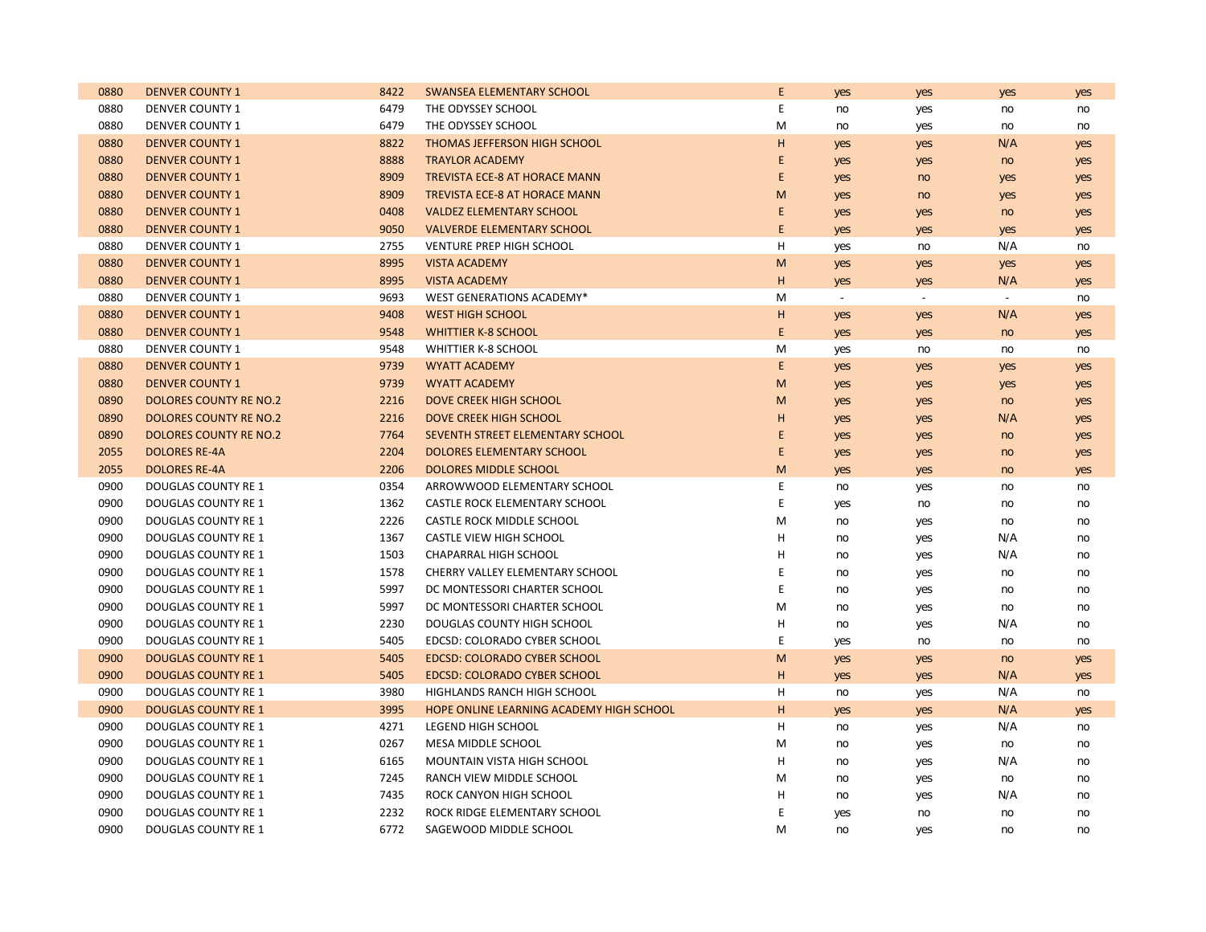| | | | | | | | | |
|---|---|---|---|---|---|---|---|---|
| 0880 | DENVER COUNTY 1 | 8422 | SWANSEA ELEMENTARY SCHOOL | E | yes | yes | yes | yes |
| 0880 | DENVER COUNTY 1 | 6479 | THE ODYSSEY SCHOOL | E | no | yes | no | no |
| 0880 | DENVER COUNTY 1 | 6479 | THE ODYSSEY SCHOOL | M | no | yes | no | no |
| 0880 | DENVER COUNTY 1 | 8822 | THOMAS JEFFERSON HIGH SCHOOL | H | yes | yes | N/A | yes |
| 0880 | DENVER COUNTY 1 | 8888 | TRAYLOR ACADEMY | E | yes | yes | no | yes |
| 0880 | DENVER COUNTY 1 | 8909 | TREVISTA ECE-8 AT HORACE MANN | E | yes | no | yes | yes |
| 0880 | DENVER COUNTY 1 | 8909 | TREVISTA ECE-8 AT HORACE MANN | M | yes | no | yes | yes |
| 0880 | DENVER COUNTY 1 | 0408 | VALDEZ ELEMENTARY SCHOOL | E | yes | yes | no | yes |
| 0880 | DENVER COUNTY 1 | 9050 | VALVERDE ELEMENTARY SCHOOL | E | yes | yes | yes | yes |
| 0880 | DENVER COUNTY 1 | 2755 | VENTURE PREP HIGH SCHOOL | H | yes | no | N/A | no |
| 0880 | DENVER COUNTY 1 | 8995 | VISTA ACADEMY | M | yes | yes | yes | yes |
| 0880 | DENVER COUNTY 1 | 8995 | VISTA ACADEMY | H | yes | yes | N/A | yes |
| 0880 | DENVER COUNTY 1 | 9693 | WEST GENERATIONS ACADEMY* | M | - | - | - | no |
| 0880 | DENVER COUNTY 1 | 9408 | WEST HIGH SCHOOL | H | yes | yes | N/A | yes |
| 0880 | DENVER COUNTY 1 | 9548 | WHITTIER K-8 SCHOOL | E | yes | yes | no | yes |
| 0880 | DENVER COUNTY 1 | 9548 | WHITTIER K-8 SCHOOL | M | yes | no | no | no |
| 0880 | DENVER COUNTY 1 | 9739 | WYATT ACADEMY | E | yes | yes | yes | yes |
| 0880 | DENVER COUNTY 1 | 9739 | WYATT ACADEMY | M | yes | yes | yes | yes |
| 0890 | DOLORES COUNTY RE NO.2 | 2216 | DOVE CREEK HIGH SCHOOL | M | yes | yes | no | yes |
| 0890 | DOLORES COUNTY RE NO.2 | 2216 | DOVE CREEK HIGH SCHOOL | H | yes | yes | N/A | yes |
| 0890 | DOLORES COUNTY RE NO.2 | 7764 | SEVENTH STREET ELEMENTARY SCHOOL | E | yes | yes | no | yes |
| 2055 | DOLORES RE-4A | 2204 | DOLORES ELEMENTARY SCHOOL | E | yes | yes | no | yes |
| 2055 | DOLORES RE-4A | 2206 | DOLORES MIDDLE SCHOOL | M | yes | yes | no | yes |
| 0900 | DOUGLAS COUNTY RE 1 | 0354 | ARROWWOOD ELEMENTARY SCHOOL | E | no | yes | no | no |
| 0900 | DOUGLAS COUNTY RE 1 | 1362 | CASTLE ROCK ELEMENTARY SCHOOL | E | yes | no | no | no |
| 0900 | DOUGLAS COUNTY RE 1 | 2226 | CASTLE ROCK MIDDLE SCHOOL | M | no | yes | no | no |
| 0900 | DOUGLAS COUNTY RE 1 | 1367 | CASTLE VIEW HIGH SCHOOL | H | no | yes | N/A | no |
| 0900 | DOUGLAS COUNTY RE 1 | 1503 | CHAPARRAL HIGH SCHOOL | H | no | yes | N/A | no |
| 0900 | DOUGLAS COUNTY RE 1 | 1578 | CHERRY VALLEY ELEMENTARY SCHOOL | E | no | yes | no | no |
| 0900 | DOUGLAS COUNTY RE 1 | 5997 | DC MONTESSORI CHARTER SCHOOL | E | no | yes | no | no |
| 0900 | DOUGLAS COUNTY RE 1 | 5997 | DC MONTESSORI CHARTER SCHOOL | M | no | yes | no | no |
| 0900 | DOUGLAS COUNTY RE 1 | 2230 | DOUGLAS COUNTY HIGH SCHOOL | H | no | yes | N/A | no |
| 0900 | DOUGLAS COUNTY RE 1 | 5405 | EDCSD: COLORADO CYBER SCHOOL | E | yes | no | no | no |
| 0900 | DOUGLAS COUNTY RE 1 | 5405 | EDCSD: COLORADO CYBER SCHOOL | M | yes | yes | no | yes |
| 0900 | DOUGLAS COUNTY RE 1 | 5405 | EDCSD: COLORADO CYBER SCHOOL | H | yes | yes | N/A | yes |
| 0900 | DOUGLAS COUNTY RE 1 | 3980 | HIGHLANDS RANCH HIGH SCHOOL | H | no | yes | N/A | no |
| 0900 | DOUGLAS COUNTY RE 1 | 3995 | HOPE ONLINE LEARNING ACADEMY HIGH SCHOOL | H | yes | yes | N/A | yes |
| 0900 | DOUGLAS COUNTY RE 1 | 4271 | LEGEND HIGH SCHOOL | H | no | yes | N/A | no |
| 0900 | DOUGLAS COUNTY RE 1 | 0267 | MESA MIDDLE SCHOOL | M | no | yes | no | no |
| 0900 | DOUGLAS COUNTY RE 1 | 6165 | MOUNTAIN VISTA HIGH SCHOOL | H | no | yes | N/A | no |
| 0900 | DOUGLAS COUNTY RE 1 | 7245 | RANCH VIEW MIDDLE SCHOOL | M | no | yes | no | no |
| 0900 | DOUGLAS COUNTY RE 1 | 7435 | ROCK CANYON HIGH SCHOOL | H | no | yes | N/A | no |
| 0900 | DOUGLAS COUNTY RE 1 | 2232 | ROCK RIDGE ELEMENTARY SCHOOL | E | yes | no | no | no |
| 0900 | DOUGLAS COUNTY RE 1 | 6772 | SAGEWOOD MIDDLE SCHOOL | M | no | yes | no | no |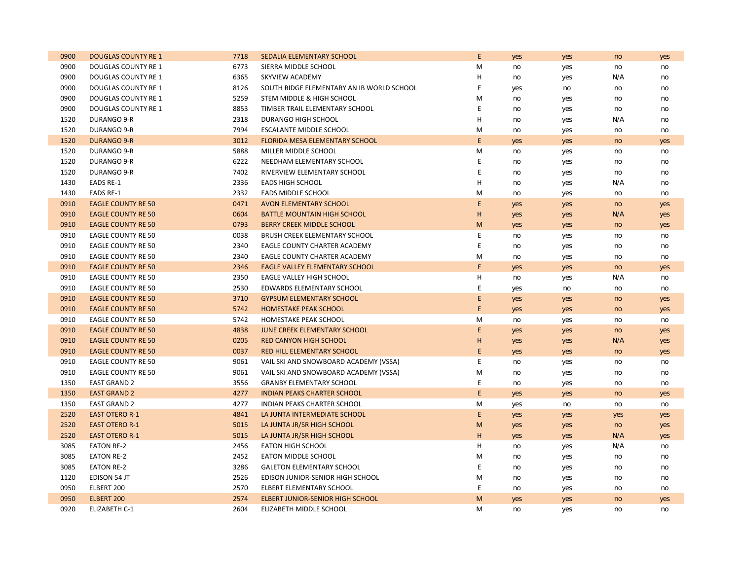| 0900 | DOUGLAS COUNTY RE 1 | 7718 | SEDALIA ELEMENTARY SCHOOL | E | yes | yes | no | yes |
|---|---|---|---|---|---|---|---|---|
| 0900 | DOUGLAS COUNTY RE 1 | 6773 | SIERRA MIDDLE SCHOOL | M | no | yes | no | no |
| 0900 | DOUGLAS COUNTY RE 1 | 6365 | SKYVIEW ACADEMY | H | no | yes | N/A | no |
| 0900 | DOUGLAS COUNTY RE 1 | 8126 | SOUTH RIDGE ELEMENTARY AN IB WORLD SCHOOL | E | yes | no | no | no |
| 0900 | DOUGLAS COUNTY RE 1 | 5259 | STEM MIDDLE & HIGH SCHOOL | M | no | yes | no | no |
| 0900 | DOUGLAS COUNTY RE 1 | 8853 | TIMBER TRAIL ELEMENTARY SCHOOL | E | no | yes | no | no |
| 1520 | DURANGO 9-R | 2318 | DURANGO HIGH SCHOOL | H | no | yes | N/A | no |
| 1520 | DURANGO 9-R | 7994 | ESCALANTE MIDDLE SCHOOL | M | no | yes | no | no |
| 1520 | DURANGO 9-R | 3012 | FLORIDA MESA ELEMENTARY SCHOOL | E | yes | yes | no | yes |
| 1520 | DURANGO 9-R | 5888 | MILLER MIDDLE SCHOOL | M | no | yes | no | no |
| 1520 | DURANGO 9-R | 6222 | NEEDHAM ELEMENTARY SCHOOL | E | no | yes | no | no |
| 1520 | DURANGO 9-R | 7402 | RIVERVIEW ELEMENTARY SCHOOL | E | no | yes | no | no |
| 1430 | EADS RE-1 | 2336 | EADS HIGH SCHOOL | H | no | yes | N/A | no |
| 1430 | EADS RE-1 | 2332 | EADS MIDDLE SCHOOL | M | no | yes | no | no |
| 0910 | EAGLE COUNTY RE 50 | 0471 | AVON ELEMENTARY SCHOOL | E | yes | yes | no | yes |
| 0910 | EAGLE COUNTY RE 50 | 0604 | BATTLE MOUNTAIN HIGH SCHOOL | H | yes | yes | N/A | yes |
| 0910 | EAGLE COUNTY RE 50 | 0793 | BERRY CREEK MIDDLE SCHOOL | M | yes | yes | no | yes |
| 0910 | EAGLE COUNTY RE 50 | 0038 | BRUSH CREEK ELEMENTARY SCHOOL | E | no | yes | no | no |
| 0910 | EAGLE COUNTY RE 50 | 2340 | EAGLE COUNTY CHARTER ACADEMY | E | no | yes | no | no |
| 0910 | EAGLE COUNTY RE 50 | 2340 | EAGLE COUNTY CHARTER ACADEMY | M | no | yes | no | no |
| 0910 | EAGLE COUNTY RE 50 | 2346 | EAGLE VALLEY ELEMENTARY SCHOOL | E | yes | yes | no | yes |
| 0910 | EAGLE COUNTY RE 50 | 2350 | EAGLE VALLEY HIGH SCHOOL | H | no | yes | N/A | no |
| 0910 | EAGLE COUNTY RE 50 | 2530 | EDWARDS ELEMENTARY SCHOOL | E | yes | no | no | no |
| 0910 | EAGLE COUNTY RE 50 | 3710 | GYPSUM ELEMENTARY SCHOOL | E | yes | yes | no | yes |
| 0910 | EAGLE COUNTY RE 50 | 5742 | HOMESTAKE PEAK SCHOOL | E | yes | yes | no | yes |
| 0910 | EAGLE COUNTY RE 50 | 5742 | HOMESTAKE PEAK SCHOOL | M | no | yes | no | no |
| 0910 | EAGLE COUNTY RE 50 | 4838 | JUNE CREEK ELEMENTARY SCHOOL | E | yes | yes | no | yes |
| 0910 | EAGLE COUNTY RE 50 | 0205 | RED CANYON HIGH SCHOOL | H | yes | yes | N/A | yes |
| 0910 | EAGLE COUNTY RE 50 | 0037 | RED HILL ELEMENTARY SCHOOL | E | yes | yes | no | yes |
| 0910 | EAGLE COUNTY RE 50 | 9061 | VAIL SKI AND SNOWBOARD ACADEMY (VSSA) | E | no | yes | no | no |
| 0910 | EAGLE COUNTY RE 50 | 9061 | VAIL SKI AND SNOWBOARD ACADEMY (VSSA) | M | no | yes | no | no |
| 1350 | EAST GRAND 2 | 3556 | GRANBY ELEMENTARY SCHOOL | E | no | yes | no | no |
| 1350 | EAST GRAND 2 | 4277 | INDIAN PEAKS CHARTER SCHOOL | E | yes | yes | no | yes |
| 1350 | EAST GRAND 2 | 4277 | INDIAN PEAKS CHARTER SCHOOL | M | yes | no | no | no |
| 2520 | EAST OTERO R-1 | 4841 | LA JUNTA INTERMEDIATE SCHOOL | E | yes | yes | yes | yes |
| 2520 | EAST OTERO R-1 | 5015 | LA JUNTA JR/SR HIGH SCHOOL | M | yes | yes | no | yes |
| 2520 | EAST OTERO R-1 | 5015 | LA JUNTA JR/SR HIGH SCHOOL | H | yes | yes | N/A | yes |
| 3085 | EATON RE-2 | 2456 | EATON HIGH SCHOOL | H | no | yes | N/A | no |
| 3085 | EATON RE-2 | 2452 | EATON MIDDLE SCHOOL | M | no | yes | no | no |
| 3085 | EATON RE-2 | 3286 | GALETON ELEMENTARY SCHOOL | E | no | yes | no | no |
| 1120 | EDISON 54 JT | 2526 | EDISON JUNIOR-SENIOR HIGH SCHOOL | M | no | yes | no | no |
| 0950 | ELBERT 200 | 2570 | ELBERT ELEMENTARY SCHOOL | E | no | yes | no | no |
| 0950 | ELBERT 200 | 2574 | ELBERT JUNIOR-SENIOR HIGH SCHOOL | M | yes | yes | no | yes |
| 0920 | ELIZABETH C-1 | 2604 | ELIZABETH MIDDLE SCHOOL | M | no | yes | no | no |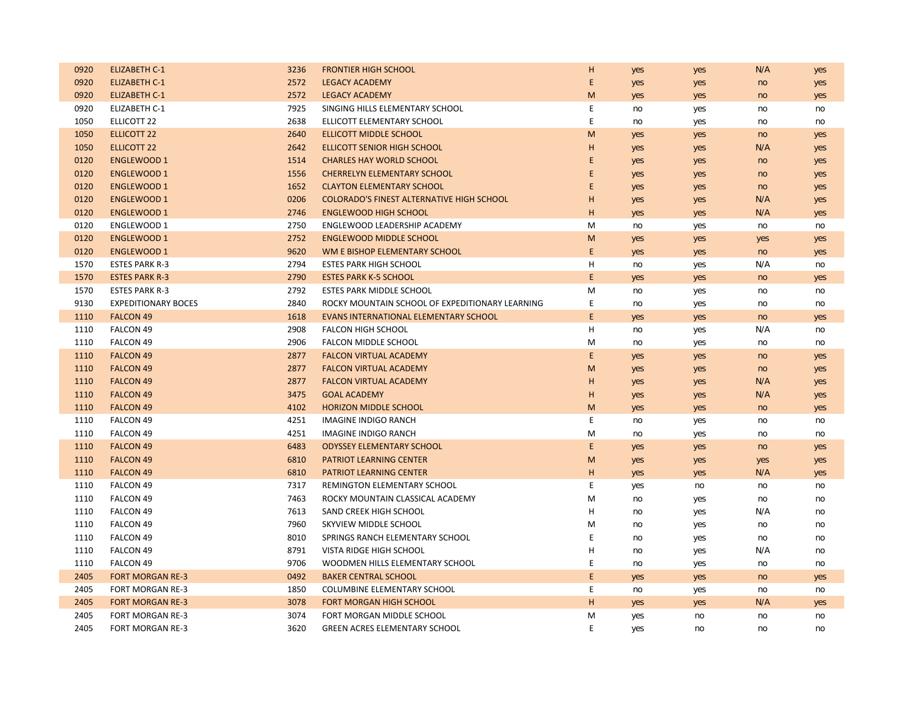| | | | | | | | | |
|---|---|---|---|---|---|---|---|---|
| 0920 | ELIZABETH C-1 | 3236 | FRONTIER HIGH SCHOOL | H | yes | yes | N/A | yes |
| 0920 | ELIZABETH C-1 | 2572 | LEGACY ACADEMY | E | yes | yes | no | yes |
| 0920 | ELIZABETH C-1 | 2572 | LEGACY ACADEMY | M | yes | yes | no | yes |
| 0920 | ELIZABETH C-1 | 7925 | SINGING HILLS ELEMENTARY SCHOOL | E | no | yes | no | no |
| 1050 | ELLICOTT 22 | 2638 | ELLICOTT ELEMENTARY SCHOOL | E | no | yes | no | no |
| 1050 | ELLICOTT 22 | 2640 | ELLICOTT MIDDLE SCHOOL | M | yes | yes | no | yes |
| 1050 | ELLICOTT 22 | 2642 | ELLICOTT SENIOR HIGH SCHOOL | H | yes | yes | N/A | yes |
| 0120 | ENGLEWOOD 1 | 1514 | CHARLES HAY WORLD SCHOOL | E | yes | yes | no | yes |
| 0120 | ENGLEWOOD 1 | 1556 | CHERRELYN ELEMENTARY SCHOOL | E | yes | yes | no | yes |
| 0120 | ENGLEWOOD 1 | 1652 | CLAYTON ELEMENTARY SCHOOL | E | yes | yes | no | yes |
| 0120 | ENGLEWOOD 1 | 0206 | COLORADO'S FINEST ALTERNATIVE HIGH SCHOOL | H | yes | yes | N/A | yes |
| 0120 | ENGLEWOOD 1 | 2746 | ENGLEWOOD HIGH SCHOOL | H | yes | yes | N/A | yes |
| 0120 | ENGLEWOOD 1 | 2750 | ENGLEWOOD LEADERSHIP ACADEMY | M | no | yes | no | no |
| 0120 | ENGLEWOOD 1 | 2752 | ENGLEWOOD MIDDLE SCHOOL | M | yes | yes | yes | yes |
| 0120 | ENGLEWOOD 1 | 9620 | WM E BISHOP ELEMENTARY SCHOOL | E | yes | yes | no | yes |
| 1570 | ESTES PARK R-3 | 2794 | ESTES PARK HIGH SCHOOL | H | no | yes | N/A | no |
| 1570 | ESTES PARK R-3 | 2790 | ESTES PARK K-5 SCHOOL | E | yes | yes | no | yes |
| 1570 | ESTES PARK R-3 | 2792 | ESTES PARK MIDDLE SCHOOL | M | no | yes | no | no |
| 9130 | EXPEDITIONARY BOCES | 2840 | ROCKY MOUNTAIN SCHOOL OF EXPEDITIONARY LEARNING | E | no | yes | no | no |
| 1110 | FALCON 49 | 1618 | EVANS INTERNATIONAL ELEMENTARY SCHOOL | E | yes | yes | no | yes |
| 1110 | FALCON 49 | 2908 | FALCON HIGH SCHOOL | H | no | yes | N/A | no |
| 1110 | FALCON 49 | 2906 | FALCON MIDDLE SCHOOL | M | no | yes | no | no |
| 1110 | FALCON 49 | 2877 | FALCON VIRTUAL ACADEMY | E | yes | yes | no | yes |
| 1110 | FALCON 49 | 2877 | FALCON VIRTUAL ACADEMY | M | yes | yes | no | yes |
| 1110 | FALCON 49 | 2877 | FALCON VIRTUAL ACADEMY | H | yes | yes | N/A | yes |
| 1110 | FALCON 49 | 3475 | GOAL ACADEMY | H | yes | yes | N/A | yes |
| 1110 | FALCON 49 | 4102 | HORIZON MIDDLE SCHOOL | M | yes | yes | no | yes |
| 1110 | FALCON 49 | 4251 | IMAGINE INDIGO RANCH | E | no | yes | no | no |
| 1110 | FALCON 49 | 4251 | IMAGINE INDIGO RANCH | M | no | yes | no | no |
| 1110 | FALCON 49 | 6483 | ODYSSEY ELEMENTARY SCHOOL | E | yes | yes | no | yes |
| 1110 | FALCON 49 | 6810 | PATRIOT LEARNING CENTER | M | yes | yes | yes | yes |
| 1110 | FALCON 49 | 6810 | PATRIOT LEARNING CENTER | H | yes | yes | N/A | yes |
| 1110 | FALCON 49 | 7317 | REMINGTON ELEMENTARY SCHOOL | E | yes | no | no | no |
| 1110 | FALCON 49 | 7463 | ROCKY MOUNTAIN CLASSICAL ACADEMY | M | no | yes | no | no |
| 1110 | FALCON 49 | 7613 | SAND CREEK HIGH SCHOOL | H | no | yes | N/A | no |
| 1110 | FALCON 49 | 7960 | SKYVIEW MIDDLE SCHOOL | M | no | yes | no | no |
| 1110 | FALCON 49 | 8010 | SPRINGS RANCH ELEMENTARY SCHOOL | E | no | yes | no | no |
| 1110 | FALCON 49 | 8791 | VISTA RIDGE HIGH SCHOOL | H | no | yes | N/A | no |
| 1110 | FALCON 49 | 9706 | WOODMEN HILLS ELEMENTARY SCHOOL | E | no | yes | no | no |
| 2405 | FORT MORGAN RE-3 | 0492 | BAKER CENTRAL SCHOOL | E | yes | yes | no | yes |
| 2405 | FORT MORGAN RE-3 | 1850 | COLUMBINE ELEMENTARY SCHOOL | E | no | yes | no | no |
| 2405 | FORT MORGAN RE-3 | 3078 | FORT MORGAN HIGH SCHOOL | H | yes | yes | N/A | yes |
| 2405 | FORT MORGAN RE-3 | 3074 | FORT MORGAN MIDDLE SCHOOL | M | yes | no | no | no |
| 2405 | FORT MORGAN RE-3 | 3620 | GREEN ACRES ELEMENTARY SCHOOL | E | yes | no | no | no |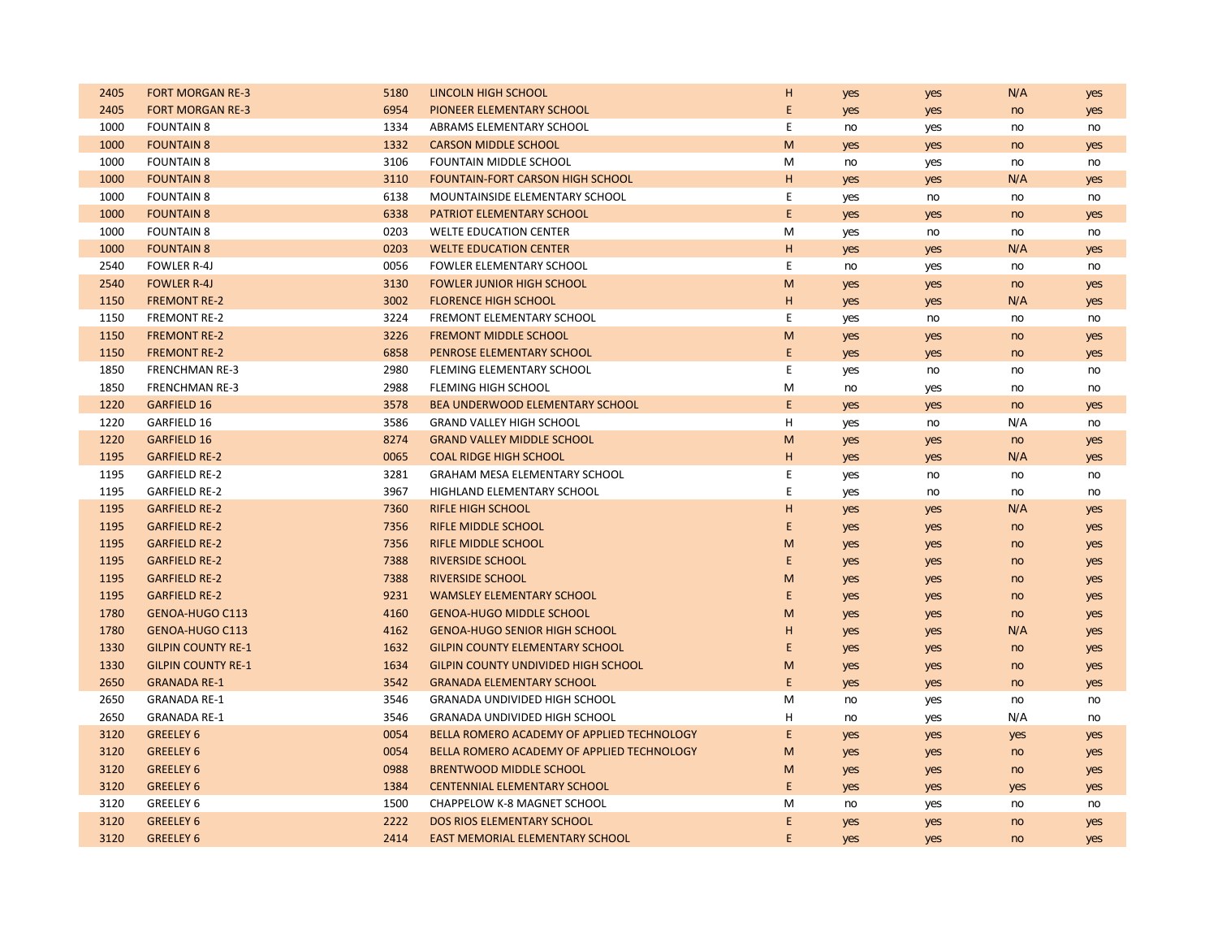| | | | | | | | | |
|---|---|---|---|---|---|---|---|---|
| 2405 | FORT MORGAN RE-3 | 5180 | LINCOLN HIGH SCHOOL | H | yes | yes | N/A | yes |
| 2405 | FORT MORGAN RE-3 | 6954 | PIONEER ELEMENTARY SCHOOL | E | yes | yes | no | yes |
| 1000 | FOUNTAIN 8 | 1334 | ABRAMS ELEMENTARY SCHOOL | E | no | yes | no | no |
| 1000 | FOUNTAIN 8 | 1332 | CARSON MIDDLE SCHOOL | M | yes | yes | no | yes |
| 1000 | FOUNTAIN 8 | 3106 | FOUNTAIN MIDDLE SCHOOL | M | no | yes | no | no |
| 1000 | FOUNTAIN 8 | 3110 | FOUNTAIN-FORT CARSON HIGH SCHOOL | H | yes | yes | N/A | yes |
| 1000 | FOUNTAIN 8 | 6138 | MOUNTAINSIDE ELEMENTARY SCHOOL | E | yes | no | no | no |
| 1000 | FOUNTAIN 8 | 6338 | PATRIOT ELEMENTARY SCHOOL | E | yes | yes | no | yes |
| 1000 | FOUNTAIN 8 | 0203 | WELTE EDUCATION CENTER | M | yes | no | no | no |
| 1000 | FOUNTAIN 8 | 0203 | WELTE EDUCATION CENTER | H | yes | yes | N/A | yes |
| 2540 | FOWLER R-4J | 0056 | FOWLER ELEMENTARY SCHOOL | E | no | yes | no | no |
| 2540 | FOWLER R-4J | 3130 | FOWLER JUNIOR HIGH SCHOOL | M | yes | yes | no | yes |
| 1150 | FREMONT RE-2 | 3002 | FLORENCE HIGH SCHOOL | H | yes | yes | N/A | yes |
| 1150 | FREMONT RE-2 | 3224 | FREMONT ELEMENTARY SCHOOL | E | yes | no | no | no |
| 1150 | FREMONT RE-2 | 3226 | FREMONT MIDDLE SCHOOL | M | yes | yes | no | yes |
| 1150 | FREMONT RE-2 | 6858 | PENROSE ELEMENTARY SCHOOL | E | yes | yes | no | yes |
| 1850 | FRENCHMAN RE-3 | 2980 | FLEMING ELEMENTARY SCHOOL | E | yes | no | no | no |
| 1850 | FRENCHMAN RE-3 | 2988 | FLEMING HIGH SCHOOL | M | no | yes | no | no |
| 1220 | GARFIELD 16 | 3578 | BEA UNDERWOOD ELEMENTARY SCHOOL | E | yes | yes | no | yes |
| 1220 | GARFIELD 16 | 3586 | GRAND VALLEY HIGH SCHOOL | H | yes | no | N/A | no |
| 1220 | GARFIELD 16 | 8274 | GRAND VALLEY MIDDLE SCHOOL | M | yes | yes | no | yes |
| 1195 | GARFIELD RE-2 | 0065 | COAL RIDGE HIGH SCHOOL | H | yes | yes | N/A | yes |
| 1195 | GARFIELD RE-2 | 3281 | GRAHAM MESA ELEMENTARY SCHOOL | E | yes | no | no | no |
| 1195 | GARFIELD RE-2 | 3967 | HIGHLAND ELEMENTARY SCHOOL | E | yes | no | no | no |
| 1195 | GARFIELD RE-2 | 7360 | RIFLE HIGH SCHOOL | H | yes | yes | N/A | yes |
| 1195 | GARFIELD RE-2 | 7356 | RIFLE MIDDLE SCHOOL | E | yes | yes | no | yes |
| 1195 | GARFIELD RE-2 | 7356 | RIFLE MIDDLE SCHOOL | M | yes | yes | no | yes |
| 1195 | GARFIELD RE-2 | 7388 | RIVERSIDE SCHOOL | E | yes | yes | no | yes |
| 1195 | GARFIELD RE-2 | 7388 | RIVERSIDE SCHOOL | M | yes | yes | no | yes |
| 1195 | GARFIELD RE-2 | 9231 | WAMSLEY ELEMENTARY SCHOOL | E | yes | yes | no | yes |
| 1780 | GENOA-HUGO C113 | 4160 | GENOA-HUGO MIDDLE SCHOOL | M | yes | yes | no | yes |
| 1780 | GENOA-HUGO C113 | 4162 | GENOA-HUGO SENIOR HIGH SCHOOL | H | yes | yes | N/A | yes |
| 1330 | GILPIN COUNTY RE-1 | 1632 | GILPIN COUNTY ELEMENTARY SCHOOL | E | yes | yes | no | yes |
| 1330 | GILPIN COUNTY RE-1 | 1634 | GILPIN COUNTY UNDIVIDED HIGH SCHOOL | M | yes | yes | no | yes |
| 2650 | GRANADA RE-1 | 3542 | GRANADA ELEMENTARY SCHOOL | E | yes | yes | no | yes |
| 2650 | GRANADA RE-1 | 3546 | GRANADA UNDIVIDED HIGH SCHOOL | M | no | yes | no | no |
| 2650 | GRANADA RE-1 | 3546 | GRANADA UNDIVIDED HIGH SCHOOL | H | no | yes | N/A | no |
| 3120 | GREELEY 6 | 0054 | BELLA ROMERO ACADEMY OF APPLIED TECHNOLOGY | E | yes | yes | yes | yes |
| 3120 | GREELEY 6 | 0054 | BELLA ROMERO ACADEMY OF APPLIED TECHNOLOGY | M | yes | yes | no | yes |
| 3120 | GREELEY 6 | 0988 | BRENTWOOD MIDDLE SCHOOL | M | yes | yes | no | yes |
| 3120 | GREELEY 6 | 1384 | CENTENNIAL ELEMENTARY SCHOOL | E | yes | yes | yes | yes |
| 3120 | GREELEY 6 | 1500 | CHAPPELOW K-8 MAGNET SCHOOL | M | no | yes | no | no |
| 3120 | GREELEY 6 | 2222 | DOS RIOS ELEMENTARY SCHOOL | E | yes | yes | no | yes |
| 3120 | GREELEY 6 | 2414 | EAST MEMORIAL ELEMENTARY SCHOOL | E | yes | yes | no | yes |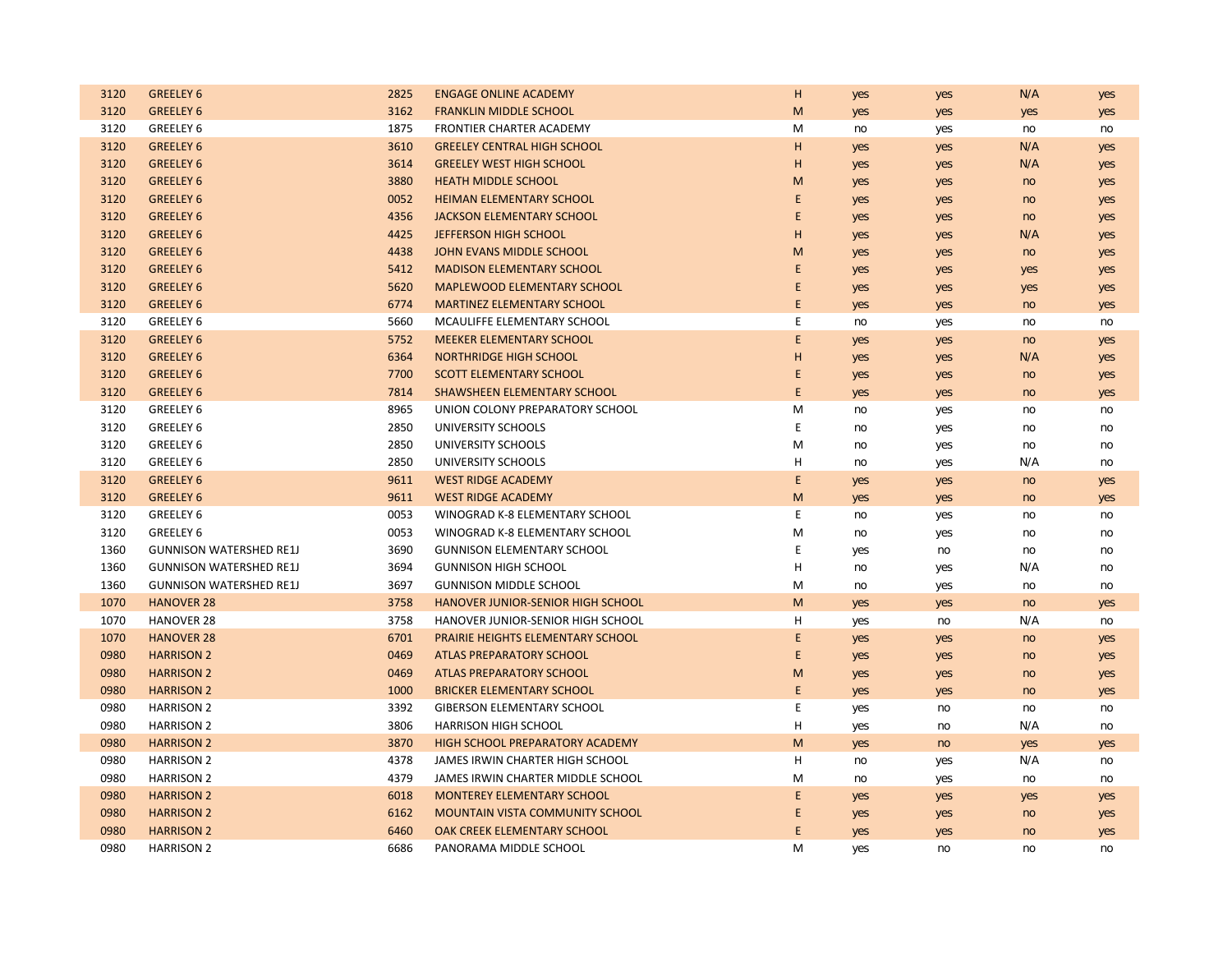| | | | | | | | | |
|---|---|---|---|---|---|---|---|---|
| 3120 | GREELEY 6 | 2825 | ENGAGE ONLINE ACADEMY | H | yes | yes | N/A | yes |
| 3120 | GREELEY 6 | 3162 | FRANKLIN MIDDLE SCHOOL | M | yes | yes | yes | yes |
| 3120 | GREELEY 6 | 1875 | FRONTIER CHARTER ACADEMY | M | no | yes | no | no |
| 3120 | GREELEY 6 | 3610 | GREELEY CENTRAL HIGH SCHOOL | H | yes | yes | N/A | yes |
| 3120 | GREELEY 6 | 3614 | GREELEY WEST HIGH SCHOOL | H | yes | yes | N/A | yes |
| 3120 | GREELEY 6 | 3880 | HEATH MIDDLE SCHOOL | M | yes | yes | no | yes |
| 3120 | GREELEY 6 | 0052 | HEIMAN ELEMENTARY SCHOOL | E | yes | yes | no | yes |
| 3120 | GREELEY 6 | 4356 | JACKSON ELEMENTARY SCHOOL | E | yes | yes | no | yes |
| 3120 | GREELEY 6 | 4425 | JEFFERSON HIGH SCHOOL | H | yes | yes | N/A | yes |
| 3120 | GREELEY 6 | 4438 | JOHN EVANS MIDDLE SCHOOL | M | yes | yes | no | yes |
| 3120 | GREELEY 6 | 5412 | MADISON ELEMENTARY SCHOOL | E | yes | yes | yes | yes |
| 3120 | GREELEY 6 | 5620 | MAPLEWOOD ELEMENTARY SCHOOL | E | yes | yes | yes | yes |
| 3120 | GREELEY 6 | 6774 | MARTINEZ ELEMENTARY SCHOOL | E | yes | yes | no | yes |
| 3120 | GREELEY 6 | 5660 | MCAULIFFE ELEMENTARY SCHOOL | E | no | yes | no | no |
| 3120 | GREELEY 6 | 5752 | MEEKER ELEMENTARY SCHOOL | E | yes | yes | no | yes |
| 3120 | GREELEY 6 | 6364 | NORTHRIDGE HIGH SCHOOL | H | yes | yes | N/A | yes |
| 3120 | GREELEY 6 | 7700 | SCOTT ELEMENTARY SCHOOL | E | yes | yes | no | yes |
| 3120 | GREELEY 6 | 7814 | SHAWSHEEN ELEMENTARY SCHOOL | E | yes | yes | no | yes |
| 3120 | GREELEY 6 | 8965 | UNION COLONY PREPARATORY SCHOOL | M | no | yes | no | no |
| 3120 | GREELEY 6 | 2850 | UNIVERSITY SCHOOLS | E | no | yes | no | no |
| 3120 | GREELEY 6 | 2850 | UNIVERSITY SCHOOLS | M | no | yes | no | no |
| 3120 | GREELEY 6 | 2850 | UNIVERSITY SCHOOLS | H | no | yes | N/A | no |
| 3120 | GREELEY 6 | 9611 | WEST RIDGE ACADEMY | E | yes | yes | no | yes |
| 3120 | GREELEY 6 | 9611 | WEST RIDGE ACADEMY | M | yes | yes | no | yes |
| 3120 | GREELEY 6 | 0053 | WINOGRAD K-8 ELEMENTARY SCHOOL | E | no | yes | no | no |
| 3120 | GREELEY 6 | 0053 | WINOGRAD K-8 ELEMENTARY SCHOOL | M | no | yes | no | no |
| 1360 | GUNNISON WATERSHED RE1J | 3690 | GUNNISON ELEMENTARY SCHOOL | E | yes | no | no | no |
| 1360 | GUNNISON WATERSHED RE1J | 3694 | GUNNISON HIGH SCHOOL | H | no | yes | N/A | no |
| 1360 | GUNNISON WATERSHED RE1J | 3697 | GUNNISON MIDDLE SCHOOL | M | no | yes | no | no |
| 1070 | HANOVER 28 | 3758 | HANOVER JUNIOR-SENIOR HIGH SCHOOL | M | yes | yes | no | yes |
| 1070 | HANOVER 28 | 3758 | HANOVER JUNIOR-SENIOR HIGH SCHOOL | H | yes | no | N/A | no |
| 1070 | HANOVER 28 | 6701 | PRAIRIE HEIGHTS ELEMENTARY SCHOOL | E | yes | yes | no | yes |
| 0980 | HARRISON 2 | 0469 | ATLAS PREPARATORY SCHOOL | E | yes | yes | no | yes |
| 0980 | HARRISON 2 | 0469 | ATLAS PREPARATORY SCHOOL | M | yes | yes | no | yes |
| 0980 | HARRISON 2 | 1000 | BRICKER ELEMENTARY SCHOOL | E | yes | yes | no | yes |
| 0980 | HARRISON 2 | 3392 | GIBERSON ELEMENTARY SCHOOL | E | yes | no | no | no |
| 0980 | HARRISON 2 | 3806 | HARRISON HIGH SCHOOL | H | yes | no | N/A | no |
| 0980 | HARRISON 2 | 3870 | HIGH SCHOOL PREPARATORY ACADEMY | M | yes | no | yes | yes |
| 0980 | HARRISON 2 | 4378 | JAMES IRWIN CHARTER HIGH SCHOOL | H | no | yes | N/A | no |
| 0980 | HARRISON 2 | 4379 | JAMES IRWIN CHARTER MIDDLE SCHOOL | M | no | yes | no | no |
| 0980 | HARRISON 2 | 6018 | MONTEREY ELEMENTARY SCHOOL | E | yes | yes | yes | yes |
| 0980 | HARRISON 2 | 6162 | MOUNTAIN VISTA COMMUNITY SCHOOL | E | yes | yes | no | yes |
| 0980 | HARRISON 2 | 6460 | OAK CREEK ELEMENTARY SCHOOL | E | yes | yes | no | yes |
| 0980 | HARRISON 2 | 6686 | PANORAMA MIDDLE SCHOOL | M | yes | no | no | no |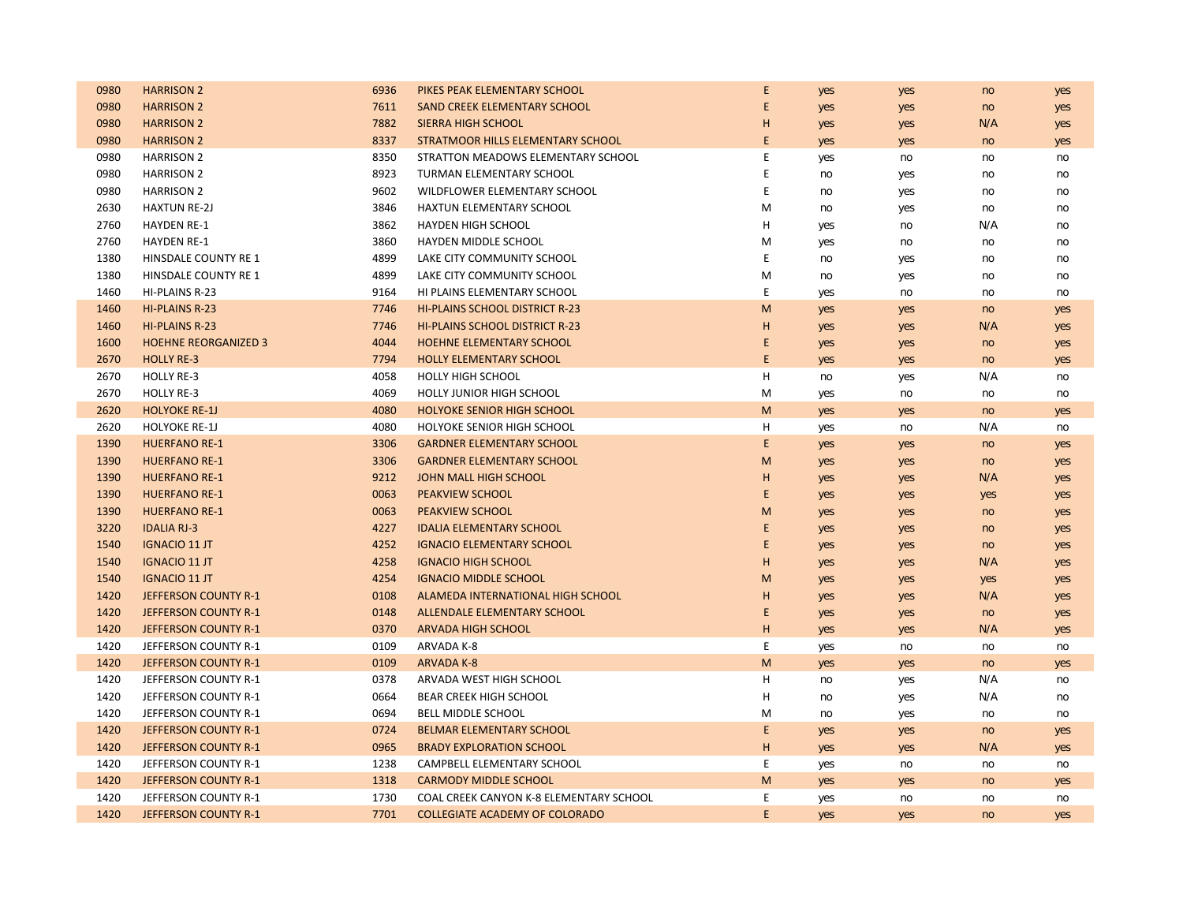| | | | | | | | | |
|---|---|---|---|---|---|---|---|---|
| 0980 | HARRISON 2 | 6936 | PIKES PEAK ELEMENTARY SCHOOL | E | yes | yes | no | yes |
| 0980 | HARRISON 2 | 7611 | SAND CREEK ELEMENTARY SCHOOL | E | yes | yes | no | yes |
| 0980 | HARRISON 2 | 7882 | SIERRA HIGH SCHOOL | H | yes | yes | N/A | yes |
| 0980 | HARRISON 2 | 8337 | STRATMOOR HILLS ELEMENTARY SCHOOL | E | yes | yes | no | yes |
| 0980 | HARRISON 2 | 8350 | STRATTON MEADOWS ELEMENTARY SCHOOL | E | yes | no | no | no |
| 0980 | HARRISON 2 | 8923 | TURMAN ELEMENTARY SCHOOL | E | no | yes | no | no |
| 0980 | HARRISON 2 | 9602 | WILDFLOWER ELEMENTARY SCHOOL | E | no | yes | no | no |
| 2630 | HAXTUN RE-2J | 3846 | HAXTUN ELEMENTARY SCHOOL | M | no | yes | no | no |
| 2760 | HAYDEN RE-1 | 3862 | HAYDEN HIGH SCHOOL | H | yes | no | N/A | no |
| 2760 | HAYDEN RE-1 | 3860 | HAYDEN MIDDLE SCHOOL | M | yes | no | no | no |
| 1380 | HINSDALE COUNTY RE 1 | 4899 | LAKE CITY COMMUNITY SCHOOL | E | no | yes | no | no |
| 1380 | HINSDALE COUNTY RE 1 | 4899 | LAKE CITY COMMUNITY SCHOOL | M | no | yes | no | no |
| 1460 | HI-PLAINS R-23 | 9164 | HI PLAINS ELEMENTARY SCHOOL | E | yes | no | no | no |
| 1460 | HI-PLAINS R-23 | 7746 | HI-PLAINS SCHOOL DISTRICT R-23 | M | yes | yes | no | yes |
| 1460 | HI-PLAINS R-23 | 7746 | HI-PLAINS SCHOOL DISTRICT R-23 | H | yes | yes | N/A | yes |
| 1600 | HOEHNE REORGANIZED 3 | 4044 | HOEHNE ELEMENTARY SCHOOL | E | yes | yes | no | yes |
| 2670 | HOLLY RE-3 | 7794 | HOLLY ELEMENTARY SCHOOL | E | yes | yes | no | yes |
| 2670 | HOLLY RE-3 | 4058 | HOLLY HIGH SCHOOL | H | no | yes | N/A | no |
| 2670 | HOLLY RE-3 | 4069 | HOLLY JUNIOR HIGH SCHOOL | M | yes | no | no | no |
| 2620 | HOLYOKE RE-1J | 4080 | HOLYOKE SENIOR HIGH SCHOOL | M | yes | yes | no | yes |
| 2620 | HOLYOKE RE-1J | 4080 | HOLYOKE SENIOR HIGH SCHOOL | H | yes | no | N/A | no |
| 1390 | HUERFANO RE-1 | 3306 | GARDNER ELEMENTARY SCHOOL | E | yes | yes | no | yes |
| 1390 | HUERFANO RE-1 | 3306 | GARDNER ELEMENTARY SCHOOL | M | yes | yes | no | yes |
| 1390 | HUERFANO RE-1 | 9212 | JOHN MALL HIGH SCHOOL | H | yes | yes | N/A | yes |
| 1390 | HUERFANO RE-1 | 0063 | PEAKVIEW SCHOOL | E | yes | yes | yes | yes |
| 1390 | HUERFANO RE-1 | 0063 | PEAKVIEW SCHOOL | M | yes | yes | no | yes |
| 3220 | IDALIA RJ-3 | 4227 | IDALIA ELEMENTARY SCHOOL | E | yes | yes | no | yes |
| 1540 | IGNACIO 11 JT | 4252 | IGNACIO ELEMENTARY SCHOOL | E | yes | yes | no | yes |
| 1540 | IGNACIO 11 JT | 4258 | IGNACIO HIGH SCHOOL | H | yes | yes | N/A | yes |
| 1540 | IGNACIO 11 JT | 4254 | IGNACIO MIDDLE SCHOOL | M | yes | yes | yes | yes |
| 1420 | JEFFERSON COUNTY R-1 | 0108 | ALAMEDA INTERNATIONAL HIGH SCHOOL | H | yes | yes | N/A | yes |
| 1420 | JEFFERSON COUNTY R-1 | 0148 | ALLENDALE ELEMENTARY SCHOOL | E | yes | yes | no | yes |
| 1420 | JEFFERSON COUNTY R-1 | 0370 | ARVADA HIGH SCHOOL | H | yes | yes | N/A | yes |
| 1420 | JEFFERSON COUNTY R-1 | 0109 | ARVADA K-8 | E | yes | no | no | no |
| 1420 | JEFFERSON COUNTY R-1 | 0109 | ARVADA K-8 | M | yes | yes | no | yes |
| 1420 | JEFFERSON COUNTY R-1 | 0378 | ARVADA WEST HIGH SCHOOL | H | no | yes | N/A | no |
| 1420 | JEFFERSON COUNTY R-1 | 0664 | BEAR CREEK HIGH SCHOOL | H | no | yes | N/A | no |
| 1420 | JEFFERSON COUNTY R-1 | 0694 | BELL MIDDLE SCHOOL | M | no | yes | no | no |
| 1420 | JEFFERSON COUNTY R-1 | 0724 | BELMAR ELEMENTARY SCHOOL | E | yes | yes | no | yes |
| 1420 | JEFFERSON COUNTY R-1 | 0965 | BRADY EXPLORATION SCHOOL | H | yes | yes | N/A | yes |
| 1420 | JEFFERSON COUNTY R-1 | 1238 | CAMPBELL ELEMENTARY SCHOOL | E | yes | no | no | no |
| 1420 | JEFFERSON COUNTY R-1 | 1318 | CARMODY MIDDLE SCHOOL | M | yes | yes | no | yes |
| 1420 | JEFFERSON COUNTY R-1 | 1730 | COAL CREEK CANYON K-8 ELEMENTARY SCHOOL | E | yes | no | no | no |
| 1420 | JEFFERSON COUNTY R-1 | 7701 | COLLEGIATE ACADEMY OF COLORADO | E | yes | yes | no | yes |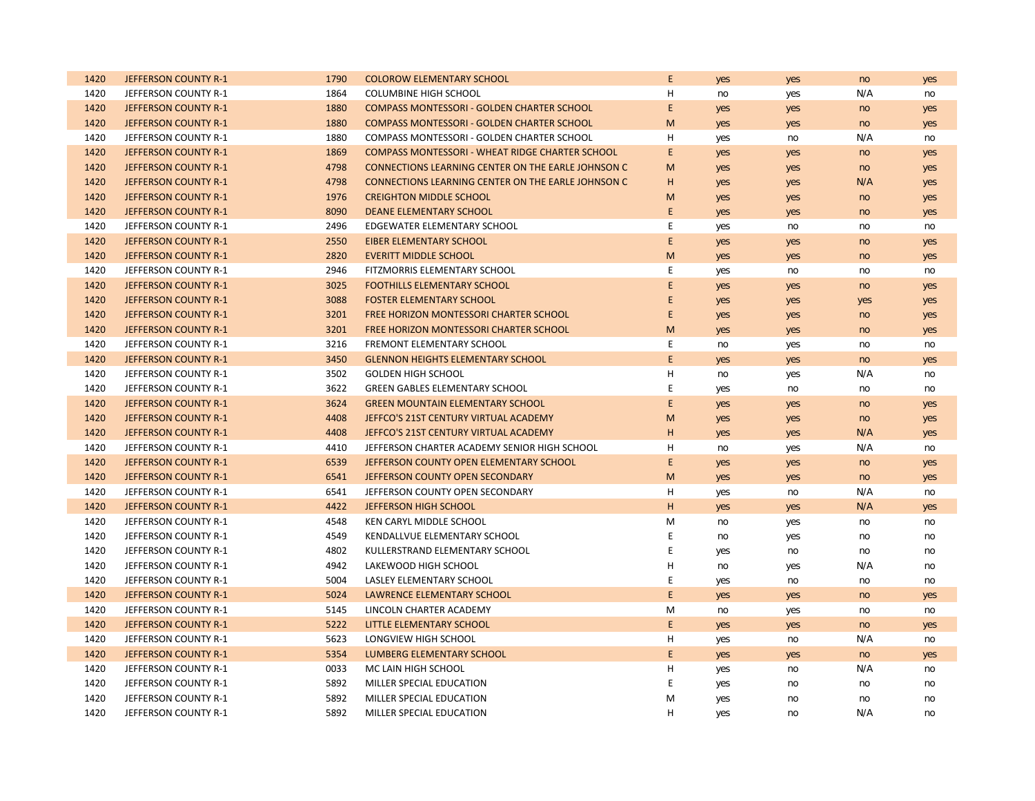| | | | | | | | | |
|---|---|---|---|---|---|---|---|---|
| 1420 | JEFFERSON COUNTY R-1 | 1790 | COLOROW ELEMENTARY SCHOOL | E | yes | yes | no | yes |
| 1420 | JEFFERSON COUNTY R-1 | 1864 | COLUMBINE HIGH SCHOOL | H | no | yes | N/A | no |
| 1420 | JEFFERSON COUNTY R-1 | 1880 | COMPASS MONTESSORI - GOLDEN CHARTER SCHOOL | E | yes | yes | no | yes |
| 1420 | JEFFERSON COUNTY R-1 | 1880 | COMPASS MONTESSORI - GOLDEN CHARTER SCHOOL | M | yes | yes | no | yes |
| 1420 | JEFFERSON COUNTY R-1 | 1880 | COMPASS MONTESSORI - GOLDEN CHARTER SCHOOL | H | yes | no | N/A | no |
| 1420 | JEFFERSON COUNTY R-1 | 1869 | COMPASS MONTESSORI - WHEAT RIDGE CHARTER SCHOOL | E | yes | yes | no | yes |
| 1420 | JEFFERSON COUNTY R-1 | 4798 | CONNECTIONS LEARNING CENTER ON THE EARLE JOHNSON C | M | yes | yes | no | yes |
| 1420 | JEFFERSON COUNTY R-1 | 4798 | CONNECTIONS LEARNING CENTER ON THE EARLE JOHNSON C | H | yes | yes | N/A | yes |
| 1420 | JEFFERSON COUNTY R-1 | 1976 | CREIGHTON MIDDLE SCHOOL | M | yes | yes | no | yes |
| 1420 | JEFFERSON COUNTY R-1 | 8090 | DEANE ELEMENTARY SCHOOL | E | yes | yes | no | yes |
| 1420 | JEFFERSON COUNTY R-1 | 2496 | EDGEWATER ELEMENTARY SCHOOL | E | yes | no | no | no |
| 1420 | JEFFERSON COUNTY R-1 | 2550 | EIBER ELEMENTARY SCHOOL | E | yes | yes | no | yes |
| 1420 | JEFFERSON COUNTY R-1 | 2820 | EVERITT MIDDLE SCHOOL | M | yes | yes | no | yes |
| 1420 | JEFFERSON COUNTY R-1 | 2946 | FITZMORRIS ELEMENTARY SCHOOL | E | yes | no | no | no |
| 1420 | JEFFERSON COUNTY R-1 | 3025 | FOOTHILLS ELEMENTARY SCHOOL | E | yes | yes | no | yes |
| 1420 | JEFFERSON COUNTY R-1 | 3088 | FOSTER ELEMENTARY SCHOOL | E | yes | yes | yes | yes |
| 1420 | JEFFERSON COUNTY R-1 | 3201 | FREE HORIZON MONTESSORI CHARTER SCHOOL | E | yes | yes | no | yes |
| 1420 | JEFFERSON COUNTY R-1 | 3201 | FREE HORIZON MONTESSORI CHARTER SCHOOL | M | yes | yes | no | yes |
| 1420 | JEFFERSON COUNTY R-1 | 3216 | FREMONT ELEMENTARY SCHOOL | E | no | yes | no | no |
| 1420 | JEFFERSON COUNTY R-1 | 3450 | GLENNON HEIGHTS ELEMENTARY SCHOOL | E | yes | yes | no | yes |
| 1420 | JEFFERSON COUNTY R-1 | 3502 | GOLDEN HIGH SCHOOL | H | no | yes | N/A | no |
| 1420 | JEFFERSON COUNTY R-1 | 3622 | GREEN GABLES ELEMENTARY SCHOOL | E | yes | no | no | no |
| 1420 | JEFFERSON COUNTY R-1 | 3624 | GREEN MOUNTAIN ELEMENTARY SCHOOL | E | yes | yes | no | yes |
| 1420 | JEFFERSON COUNTY R-1 | 4408 | JEFFCO'S 21ST CENTURY VIRTUAL ACADEMY | M | yes | yes | no | yes |
| 1420 | JEFFERSON COUNTY R-1 | 4408 | JEFFCO'S 21ST CENTURY VIRTUAL ACADEMY | H | yes | yes | N/A | yes |
| 1420 | JEFFERSON COUNTY R-1 | 4410 | JEFFERSON CHARTER ACADEMY SENIOR HIGH SCHOOL | H | no | yes | N/A | no |
| 1420 | JEFFERSON COUNTY R-1 | 6539 | JEFFERSON COUNTY OPEN ELEMENTARY SCHOOL | E | yes | yes | no | yes |
| 1420 | JEFFERSON COUNTY R-1 | 6541 | JEFFERSON COUNTY OPEN SECONDARY | M | yes | yes | no | yes |
| 1420 | JEFFERSON COUNTY R-1 | 6541 | JEFFERSON COUNTY OPEN SECONDARY | H | yes | no | N/A | no |
| 1420 | JEFFERSON COUNTY R-1 | 4422 | JEFFERSON HIGH SCHOOL | H | yes | yes | N/A | yes |
| 1420 | JEFFERSON COUNTY R-1 | 4548 | KEN CARYL MIDDLE SCHOOL | M | no | yes | no | no |
| 1420 | JEFFERSON COUNTY R-1 | 4549 | KENDALLVUE ELEMENTARY SCHOOL | E | no | yes | no | no |
| 1420 | JEFFERSON COUNTY R-1 | 4802 | KULLERSTRAND ELEMENTARY SCHOOL | E | yes | no | no | no |
| 1420 | JEFFERSON COUNTY R-1 | 4942 | LAKEWOOD HIGH SCHOOL | H | no | yes | N/A | no |
| 1420 | JEFFERSON COUNTY R-1 | 5004 | LASLEY ELEMENTARY SCHOOL | E | yes | no | no | no |
| 1420 | JEFFERSON COUNTY R-1 | 5024 | LAWRENCE ELEMENTARY SCHOOL | E | yes | yes | no | yes |
| 1420 | JEFFERSON COUNTY R-1 | 5145 | LINCOLN CHARTER ACADEMY | M | no | yes | no | no |
| 1420 | JEFFERSON COUNTY R-1 | 5222 | LITTLE ELEMENTARY SCHOOL | E | yes | yes | no | yes |
| 1420 | JEFFERSON COUNTY R-1 | 5623 | LONGVIEW HIGH SCHOOL | H | yes | no | N/A | no |
| 1420 | JEFFERSON COUNTY R-1 | 5354 | LUMBERG ELEMENTARY SCHOOL | E | yes | yes | no | yes |
| 1420 | JEFFERSON COUNTY R-1 | 0033 | MC LAIN HIGH SCHOOL | H | yes | no | N/A | no |
| 1420 | JEFFERSON COUNTY R-1 | 5892 | MILLER SPECIAL EDUCATION | E | yes | no | no | no |
| 1420 | JEFFERSON COUNTY R-1 | 5892 | MILLER SPECIAL EDUCATION | M | yes | no | no | no |
| 1420 | JEFFERSON COUNTY R-1 | 5892 | MILLER SPECIAL EDUCATION | H | yes | no | N/A | no |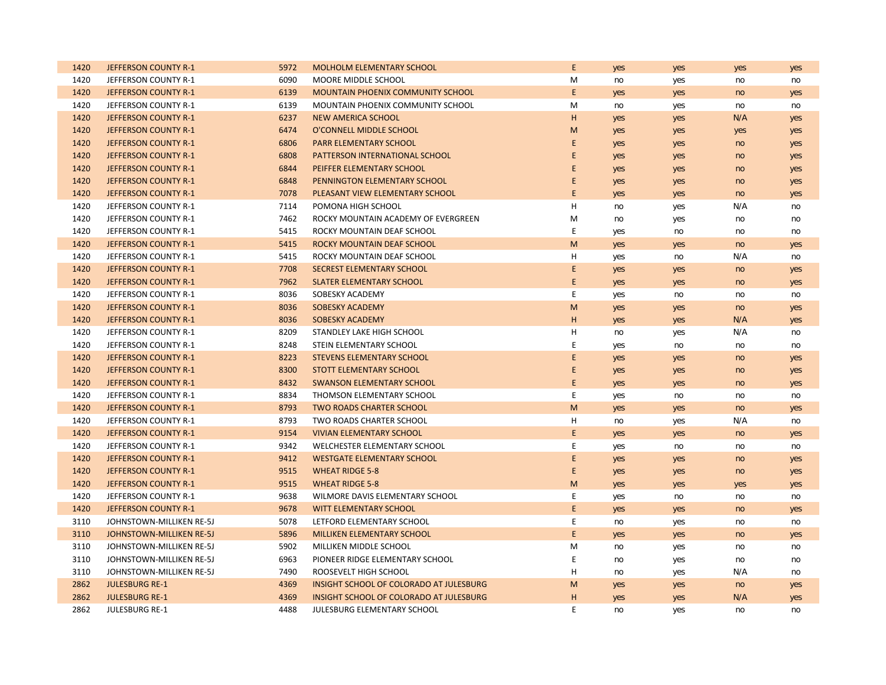| | | | | | | | | |
|---|---|---|---|---|---|---|---|---|
| 1420 | JEFFERSON COUNTY R-1 | 5972 | MOLHOLM ELEMENTARY SCHOOL | E | yes | yes | yes | yes |
| 1420 | JEFFERSON COUNTY R-1 | 6090 | MOORE MIDDLE SCHOOL | M | no | yes | no | no |
| 1420 | JEFFERSON COUNTY R-1 | 6139 | MOUNTAIN PHOENIX COMMUNITY SCHOOL | E | yes | yes | no | yes |
| 1420 | JEFFERSON COUNTY R-1 | 6139 | MOUNTAIN PHOENIX COMMUNITY SCHOOL | M | no | yes | no | no |
| 1420 | JEFFERSON COUNTY R-1 | 6237 | NEW AMERICA SCHOOL | H | yes | yes | N/A | yes |
| 1420 | JEFFERSON COUNTY R-1 | 6474 | O'CONNELL MIDDLE SCHOOL | M | yes | yes | yes | yes |
| 1420 | JEFFERSON COUNTY R-1 | 6806 | PARR ELEMENTARY SCHOOL | E | yes | yes | no | yes |
| 1420 | JEFFERSON COUNTY R-1 | 6808 | PATTERSON INTERNATIONAL SCHOOL | E | yes | yes | no | yes |
| 1420 | JEFFERSON COUNTY R-1 | 6844 | PEIFFER ELEMENTARY SCHOOL | E | yes | yes | no | yes |
| 1420 | JEFFERSON COUNTY R-1 | 6848 | PENNINGTON ELEMENTARY SCHOOL | E | yes | yes | no | yes |
| 1420 | JEFFERSON COUNTY R-1 | 7078 | PLEASANT VIEW ELEMENTARY SCHOOL | E | yes | yes | no | yes |
| 1420 | JEFFERSON COUNTY R-1 | 7114 | POMONA HIGH SCHOOL | H | no | yes | N/A | no |
| 1420 | JEFFERSON COUNTY R-1 | 7462 | ROCKY MOUNTAIN ACADEMY OF EVERGREEN | M | no | yes | no | no |
| 1420 | JEFFERSON COUNTY R-1 | 5415 | ROCKY MOUNTAIN DEAF SCHOOL | E | yes | no | no | no |
| 1420 | JEFFERSON COUNTY R-1 | 5415 | ROCKY MOUNTAIN DEAF SCHOOL | M | yes | yes | no | yes |
| 1420 | JEFFERSON COUNTY R-1 | 5415 | ROCKY MOUNTAIN DEAF SCHOOL | H | yes | no | N/A | no |
| 1420 | JEFFERSON COUNTY R-1 | 7708 | SECREST ELEMENTARY SCHOOL | E | yes | yes | no | yes |
| 1420 | JEFFERSON COUNTY R-1 | 7962 | SLATER ELEMENTARY SCHOOL | E | yes | yes | no | yes |
| 1420 | JEFFERSON COUNTY R-1 | 8036 | SOBESKY ACADEMY | E | yes | no | no | no |
| 1420 | JEFFERSON COUNTY R-1 | 8036 | SOBESKY ACADEMY | M | yes | yes | no | yes |
| 1420 | JEFFERSON COUNTY R-1 | 8036 | SOBESKY ACADEMY | H | yes | yes | N/A | yes |
| 1420 | JEFFERSON COUNTY R-1 | 8209 | STANDLEY LAKE HIGH SCHOOL | H | no | yes | N/A | no |
| 1420 | JEFFERSON COUNTY R-1 | 8248 | STEIN ELEMENTARY SCHOOL | E | yes | no | no | no |
| 1420 | JEFFERSON COUNTY R-1 | 8223 | STEVENS ELEMENTARY SCHOOL | E | yes | yes | no | yes |
| 1420 | JEFFERSON COUNTY R-1 | 8300 | STOTT ELEMENTARY SCHOOL | E | yes | yes | no | yes |
| 1420 | JEFFERSON COUNTY R-1 | 8432 | SWANSON ELEMENTARY SCHOOL | E | yes | yes | no | yes |
| 1420 | JEFFERSON COUNTY R-1 | 8834 | THOMSON ELEMENTARY SCHOOL | E | yes | no | no | no |
| 1420 | JEFFERSON COUNTY R-1 | 8793 | TWO ROADS CHARTER SCHOOL | M | yes | yes | no | yes |
| 1420 | JEFFERSON COUNTY R-1 | 8793 | TWO ROADS CHARTER SCHOOL | H | no | yes | N/A | no |
| 1420 | JEFFERSON COUNTY R-1 | 9154 | VIVIAN ELEMENTARY SCHOOL | E | yes | yes | no | yes |
| 1420 | JEFFERSON COUNTY R-1 | 9342 | WELCHESTER ELEMENTARY SCHOOL | E | yes | no | no | no |
| 1420 | JEFFERSON COUNTY R-1 | 9412 | WESTGATE ELEMENTARY SCHOOL | E | yes | yes | no | yes |
| 1420 | JEFFERSON COUNTY R-1 | 9515 | WHEAT RIDGE 5-8 | E | yes | yes | no | yes |
| 1420 | JEFFERSON COUNTY R-1 | 9515 | WHEAT RIDGE 5-8 | M | yes | yes | yes | yes |
| 1420 | JEFFERSON COUNTY R-1 | 9638 | WILMORE DAVIS ELEMENTARY SCHOOL | E | yes | no | no | no |
| 1420 | JEFFERSON COUNTY R-1 | 9678 | WITT ELEMENTARY SCHOOL | E | yes | yes | no | yes |
| 3110 | JOHNSTOWN-MILLIKEN RE-5J | 5078 | LETFORD ELEMENTARY SCHOOL | E | no | yes | no | no |
| 3110 | JOHNSTOWN-MILLIKEN RE-5J | 5896 | MILLIKEN ELEMENTARY SCHOOL | E | yes | yes | no | yes |
| 3110 | JOHNSTOWN-MILLIKEN RE-5J | 5902 | MILLIKEN MIDDLE SCHOOL | M | no | yes | no | no |
| 3110 | JOHNSTOWN-MILLIKEN RE-5J | 6963 | PIONEER RIDGE ELEMENTARY SCHOOL | E | no | yes | no | no |
| 3110 | JOHNSTOWN-MILLIKEN RE-5J | 7490 | ROOSEVELT HIGH SCHOOL | H | no | yes | N/A | no |
| 2862 | JULESBURG RE-1 | 4369 | INSIGHT SCHOOL OF COLORADO AT JULESBURG | M | yes | yes | no | yes |
| 2862 | JULESBURG RE-1 | 4369 | INSIGHT SCHOOL OF COLORADO AT JULESBURG | H | yes | yes | N/A | yes |
| 2862 | JULESBURG RE-1 | 4488 | JULESBURG ELEMENTARY SCHOOL | E | no | yes | no | no |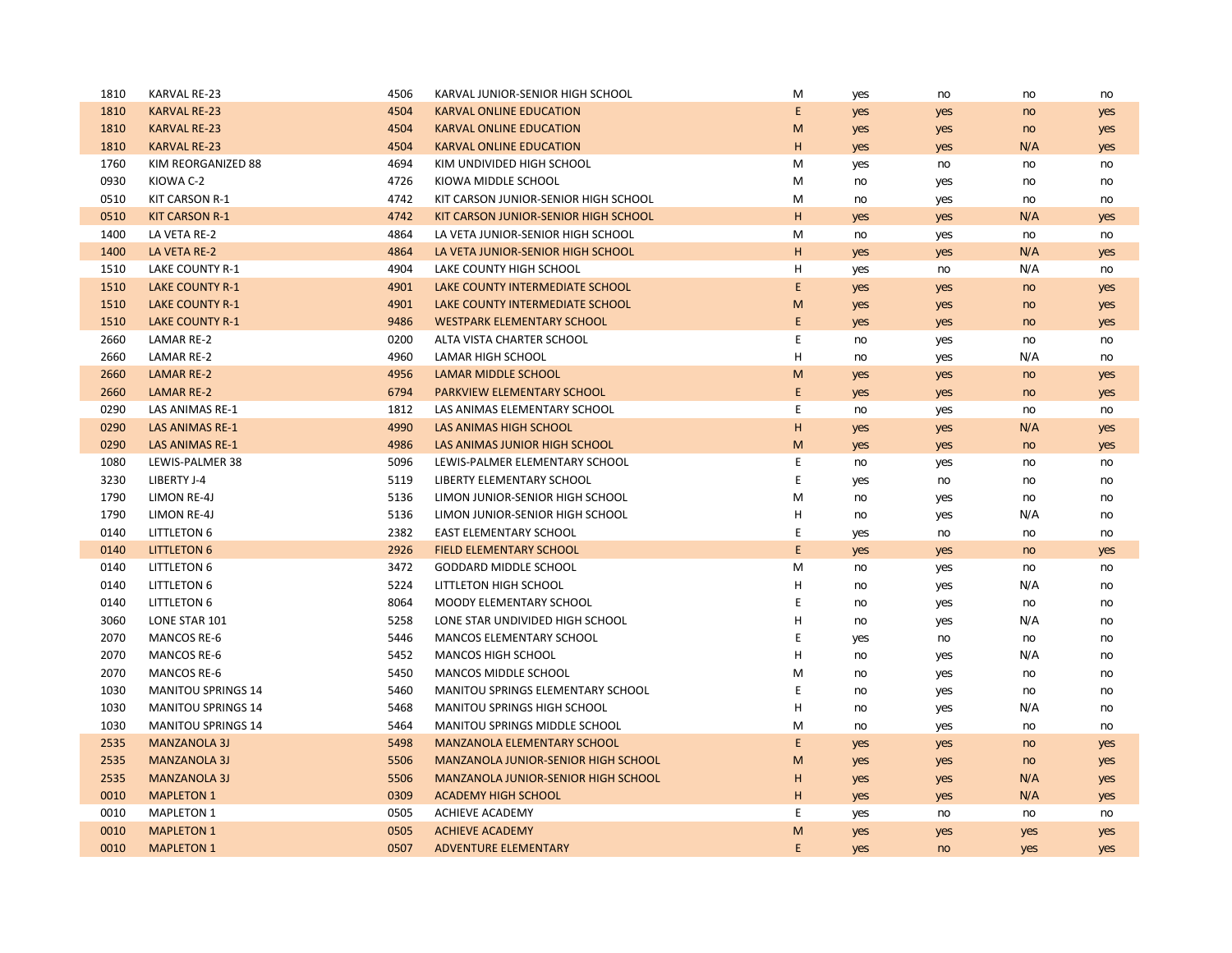| | | | | | | | | |
|---|---|---|---|---|---|---|---|---|
| 1810 | KARVAL RE-23 | 4506 | KARVAL JUNIOR-SENIOR HIGH SCHOOL | M | yes | no | no | no |
| 1810 | KARVAL RE-23 | 4504 | KARVAL ONLINE EDUCATION | E | yes | yes | no | yes |
| 1810 | KARVAL RE-23 | 4504 | KARVAL ONLINE EDUCATION | M | yes | yes | no | yes |
| 1810 | KARVAL RE-23 | 4504 | KARVAL ONLINE EDUCATION | H | yes | yes | N/A | yes |
| 1760 | KIM REORGANIZED 88 | 4694 | KIM UNDIVIDED HIGH SCHOOL | M | yes | no | no | no |
| 0930 | KIOWA C-2 | 4726 | KIOWA MIDDLE SCHOOL | M | no | yes | no | no |
| 0510 | KIT CARSON R-1 | 4742 | KIT CARSON JUNIOR-SENIOR HIGH SCHOOL | M | no | yes | no | no |
| 0510 | KIT CARSON R-1 | 4742 | KIT CARSON JUNIOR-SENIOR HIGH SCHOOL | H | yes | yes | N/A | yes |
| 1400 | LA VETA RE-2 | 4864 | LA VETA JUNIOR-SENIOR HIGH SCHOOL | M | no | yes | no | no |
| 1400 | LA VETA RE-2 | 4864 | LA VETA JUNIOR-SENIOR HIGH SCHOOL | H | yes | yes | N/A | yes |
| 1510 | LAKE COUNTY R-1 | 4904 | LAKE COUNTY HIGH SCHOOL | H | yes | no | N/A | no |
| 1510 | LAKE COUNTY R-1 | 4901 | LAKE COUNTY INTERMEDIATE SCHOOL | E | yes | yes | no | yes |
| 1510 | LAKE COUNTY R-1 | 4901 | LAKE COUNTY INTERMEDIATE SCHOOL | M | yes | yes | no | yes |
| 1510 | LAKE COUNTY R-1 | 9486 | WESTPARK ELEMENTARY SCHOOL | E | yes | yes | no | yes |
| 2660 | LAMAR RE-2 | 0200 | ALTA VISTA CHARTER SCHOOL | E | no | yes | no | no |
| 2660 | LAMAR RE-2 | 4960 | LAMAR HIGH SCHOOL | H | no | yes | N/A | no |
| 2660 | LAMAR RE-2 | 4956 | LAMAR MIDDLE SCHOOL | M | yes | yes | no | yes |
| 2660 | LAMAR RE-2 | 6794 | PARKVIEW ELEMENTARY SCHOOL | E | yes | yes | no | yes |
| 0290 | LAS ANIMAS RE-1 | 1812 | LAS ANIMAS ELEMENTARY SCHOOL | E | no | yes | no | no |
| 0290 | LAS ANIMAS RE-1 | 4990 | LAS ANIMAS HIGH SCHOOL | H | yes | yes | N/A | yes |
| 0290 | LAS ANIMAS RE-1 | 4986 | LAS ANIMAS JUNIOR HIGH SCHOOL | M | yes | yes | no | yes |
| 1080 | LEWIS-PALMER 38 | 5096 | LEWIS-PALMER ELEMENTARY SCHOOL | E | no | yes | no | no |
| 3230 | LIBERTY J-4 | 5119 | LIBERTY ELEMENTARY SCHOOL | E | yes | no | no | no |
| 1790 | LIMON RE-4J | 5136 | LIMON JUNIOR-SENIOR HIGH SCHOOL | M | no | yes | no | no |
| 1790 | LIMON RE-4J | 5136 | LIMON JUNIOR-SENIOR HIGH SCHOOL | H | no | yes | N/A | no |
| 0140 | LITTLETON 6 | 2382 | EAST ELEMENTARY SCHOOL | E | yes | no | no | no |
| 0140 | LITTLETON 6 | 2926 | FIELD ELEMENTARY SCHOOL | E | yes | yes | no | yes |
| 0140 | LITTLETON 6 | 3472 | GODDARD MIDDLE SCHOOL | M | no | yes | no | no |
| 0140 | LITTLETON 6 | 5224 | LITTLETON HIGH SCHOOL | H | no | yes | N/A | no |
| 0140 | LITTLETON 6 | 8064 | MOODY ELEMENTARY SCHOOL | E | no | yes | no | no |
| 3060 | LONE STAR 101 | 5258 | LONE STAR UNDIVIDED HIGH SCHOOL | H | no | yes | N/A | no |
| 2070 | MANCOS RE-6 | 5446 | MANCOS ELEMENTARY SCHOOL | E | yes | no | no | no |
| 2070 | MANCOS RE-6 | 5452 | MANCOS HIGH SCHOOL | H | no | yes | N/A | no |
| 2070 | MANCOS RE-6 | 5450 | MANCOS MIDDLE SCHOOL | M | no | yes | no | no |
| 1030 | MANITOU SPRINGS 14 | 5460 | MANITOU SPRINGS ELEMENTARY SCHOOL | E | no | yes | no | no |
| 1030 | MANITOU SPRINGS 14 | 5468 | MANITOU SPRINGS HIGH SCHOOL | H | no | yes | N/A | no |
| 1030 | MANITOU SPRINGS 14 | 5464 | MANITOU SPRINGS MIDDLE SCHOOL | M | no | yes | no | no |
| 2535 | MANZANOLA 3J | 5498 | MANZANOLA ELEMENTARY SCHOOL | E | yes | yes | no | yes |
| 2535 | MANZANOLA 3J | 5506 | MANZANOLA JUNIOR-SENIOR HIGH SCHOOL | M | yes | yes | no | yes |
| 2535 | MANZANOLA 3J | 5506 | MANZANOLA JUNIOR-SENIOR HIGH SCHOOL | H | yes | yes | N/A | yes |
| 0010 | MAPLETON 1 | 0309 | ACADEMY HIGH SCHOOL | H | yes | yes | N/A | yes |
| 0010 | MAPLETON 1 | 0505 | ACHIEVE ACADEMY | E | yes | no | no | no |
| 0010 | MAPLETON 1 | 0505 | ACHIEVE ACADEMY | M | yes | yes | yes | yes |
| 0010 | MAPLETON 1 | 0507 | ADVENTURE ELEMENTARY | E | yes | no | yes | yes |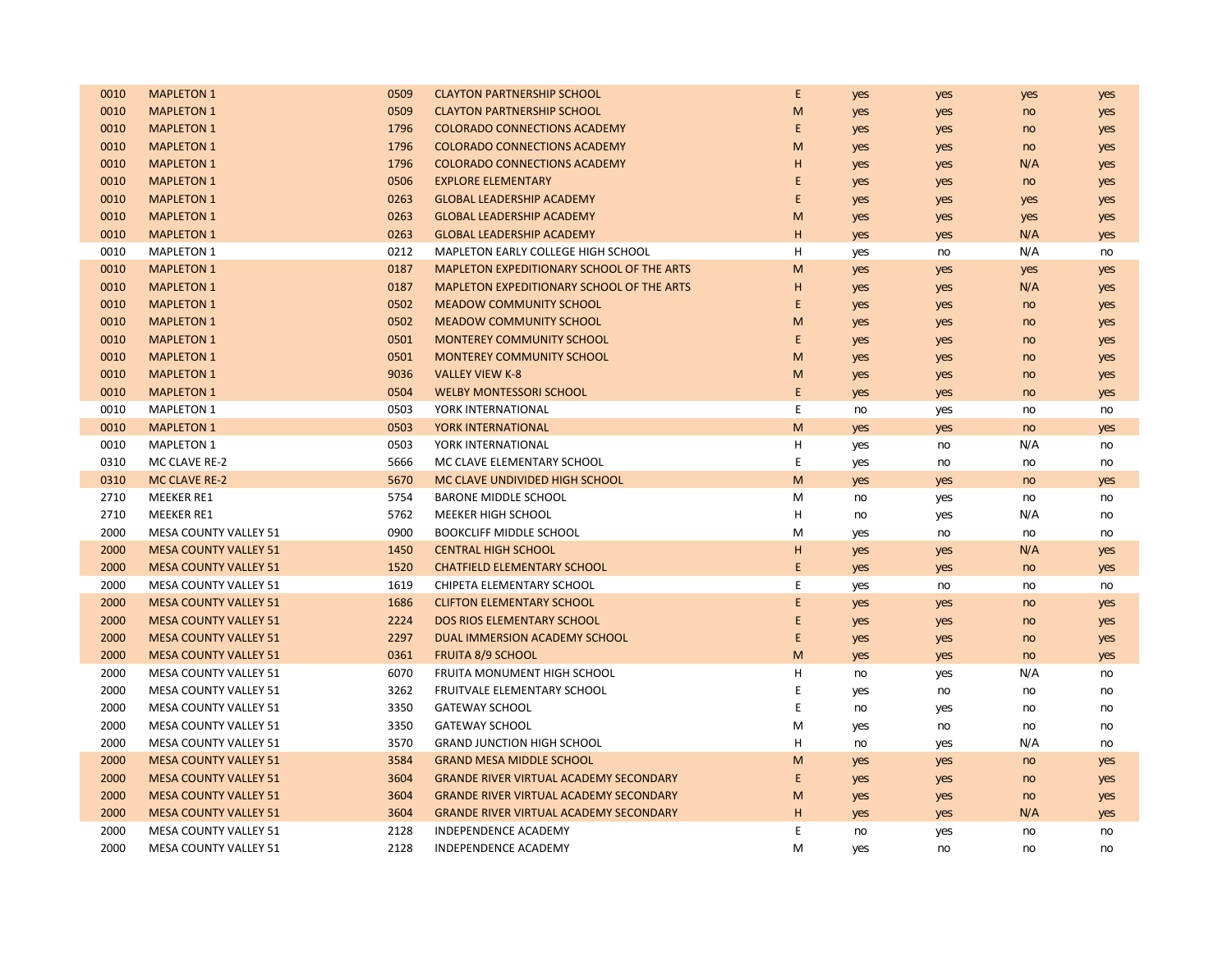| | | | | | | | | |
|---|---|---|---|---|---|---|---|---|
| 0010 | MAPLETON 1 | 0509 | CLAYTON PARTNERSHIP SCHOOL | E | yes | yes | yes | yes |
| 0010 | MAPLETON 1 | 0509 | CLAYTON PARTNERSHIP SCHOOL | M | yes | yes | no | yes |
| 0010 | MAPLETON 1 | 1796 | COLORADO CONNECTIONS ACADEMY | E | yes | yes | no | yes |
| 0010 | MAPLETON 1 | 1796 | COLORADO CONNECTIONS ACADEMY | M | yes | yes | no | yes |
| 0010 | MAPLETON 1 | 1796 | COLORADO CONNECTIONS ACADEMY | H | yes | yes | N/A | yes |
| 0010 | MAPLETON 1 | 0506 | EXPLORE ELEMENTARY | E | yes | yes | no | yes |
| 0010 | MAPLETON 1 | 0263 | GLOBAL LEADERSHIP ACADEMY | E | yes | yes | yes | yes |
| 0010 | MAPLETON 1 | 0263 | GLOBAL LEADERSHIP ACADEMY | M | yes | yes | yes | yes |
| 0010 | MAPLETON 1 | 0263 | GLOBAL LEADERSHIP ACADEMY | H | yes | yes | N/A | yes |
| 0010 | MAPLETON 1 | 0212 | MAPLETON EARLY COLLEGE HIGH SCHOOL | H | yes | no | N/A | no |
| 0010 | MAPLETON 1 | 0187 | MAPLETON EXPEDITIONARY SCHOOL OF THE ARTS | M | yes | yes | yes | yes |
| 0010 | MAPLETON 1 | 0187 | MAPLETON EXPEDITIONARY SCHOOL OF THE ARTS | H | yes | yes | N/A | yes |
| 0010 | MAPLETON 1 | 0502 | MEADOW COMMUNITY SCHOOL | E | yes | yes | no | yes |
| 0010 | MAPLETON 1 | 0502 | MEADOW COMMUNITY SCHOOL | M | yes | yes | no | yes |
| 0010 | MAPLETON 1 | 0501 | MONTEREY COMMUNITY SCHOOL | E | yes | yes | no | yes |
| 0010 | MAPLETON 1 | 0501 | MONTEREY COMMUNITY SCHOOL | M | yes | yes | no | yes |
| 0010 | MAPLETON 1 | 9036 | VALLEY VIEW K-8 | M | yes | yes | no | yes |
| 0010 | MAPLETON 1 | 0504 | WELBY MONTESSORI SCHOOL | E | yes | yes | no | yes |
| 0010 | MAPLETON 1 | 0503 | YORK INTERNATIONAL | E | no | yes | no | no |
| 0010 | MAPLETON 1 | 0503 | YORK INTERNATIONAL | M | yes | yes | no | yes |
| 0010 | MAPLETON 1 | 0503 | YORK INTERNATIONAL | H | yes | no | N/A | no |
| 0310 | MC CLAVE RE-2 | 5666 | MC CLAVE ELEMENTARY SCHOOL | E | yes | no | no | no |
| 0310 | MC CLAVE RE-2 | 5670 | MC CLAVE UNDIVIDED HIGH SCHOOL | M | yes | yes | no | yes |
| 2710 | MEEKER RE1 | 5754 | BARONE MIDDLE SCHOOL | M | no | yes | no | no |
| 2710 | MEEKER RE1 | 5762 | MEEKER HIGH SCHOOL | H | no | yes | N/A | no |
| 2000 | MESA COUNTY VALLEY 51 | 0900 | BOOKCLIFF MIDDLE SCHOOL | M | yes | no | no | no |
| 2000 | MESA COUNTY VALLEY 51 | 1450 | CENTRAL HIGH SCHOOL | H | yes | yes | N/A | yes |
| 2000 | MESA COUNTY VALLEY 51 | 1520 | CHATFIELD ELEMENTARY SCHOOL | E | yes | yes | no | yes |
| 2000 | MESA COUNTY VALLEY 51 | 1619 | CHIPETA ELEMENTARY SCHOOL | E | yes | no | no | no |
| 2000 | MESA COUNTY VALLEY 51 | 1686 | CLIFTON ELEMENTARY SCHOOL | E | yes | yes | no | yes |
| 2000 | MESA COUNTY VALLEY 51 | 2224 | DOS RIOS ELEMENTARY SCHOOL | E | yes | yes | no | yes |
| 2000 | MESA COUNTY VALLEY 51 | 2297 | DUAL IMMERSION ACADEMY SCHOOL | E | yes | yes | no | yes |
| 2000 | MESA COUNTY VALLEY 51 | 0361 | FRUITA 8/9 SCHOOL | M | yes | yes | no | yes |
| 2000 | MESA COUNTY VALLEY 51 | 6070 | FRUITA MONUMENT HIGH SCHOOL | H | no | yes | N/A | no |
| 2000 | MESA COUNTY VALLEY 51 | 3262 | FRUITVALE ELEMENTARY SCHOOL | E | yes | no | no | no |
| 2000 | MESA COUNTY VALLEY 51 | 3350 | GATEWAY SCHOOL | E | no | yes | no | no |
| 2000 | MESA COUNTY VALLEY 51 | 3350 | GATEWAY SCHOOL | M | yes | no | no | no |
| 2000 | MESA COUNTY VALLEY 51 | 3570 | GRAND JUNCTION HIGH SCHOOL | H | no | yes | N/A | no |
| 2000 | MESA COUNTY VALLEY 51 | 3584 | GRAND MESA MIDDLE SCHOOL | M | yes | yes | no | yes |
| 2000 | MESA COUNTY VALLEY 51 | 3604 | GRANDE RIVER VIRTUAL ACADEMY SECONDARY | E | yes | yes | no | yes |
| 2000 | MESA COUNTY VALLEY 51 | 3604 | GRANDE RIVER VIRTUAL ACADEMY SECONDARY | M | yes | yes | no | yes |
| 2000 | MESA COUNTY VALLEY 51 | 3604 | GRANDE RIVER VIRTUAL ACADEMY SECONDARY | H | yes | yes | N/A | yes |
| 2000 | MESA COUNTY VALLEY 51 | 2128 | INDEPENDENCE ACADEMY | E | no | yes | no | no |
| 2000 | MESA COUNTY VALLEY 51 | 2128 | INDEPENDENCE ACADEMY | M | yes | no | no | no |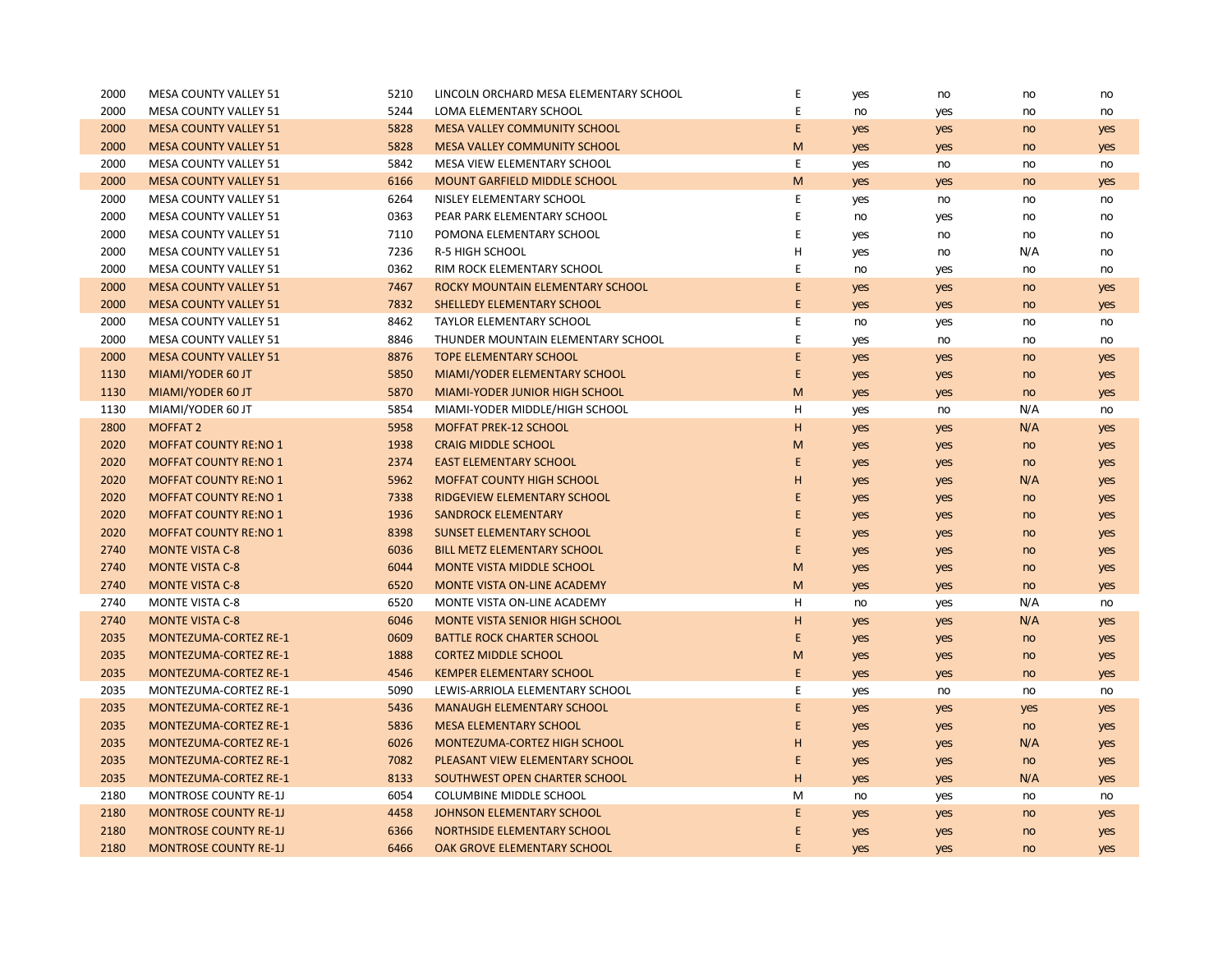| | | | | | | | | |
|---|---|---|---|---|---|---|---|---|
| 2000 | MESA COUNTY VALLEY 51 | 5210 | LINCOLN ORCHARD MESA ELEMENTARY SCHOOL | E | yes | no | no | no |
| 2000 | MESA COUNTY VALLEY 51 | 5244 | LOMA ELEMENTARY SCHOOL | E | no | yes | no | no |
| 2000 | MESA COUNTY VALLEY 51 | 5828 | MESA VALLEY COMMUNITY SCHOOL | E | yes | yes | no | yes |
| 2000 | MESA COUNTY VALLEY 51 | 5828 | MESA VALLEY COMMUNITY SCHOOL | M | yes | yes | no | yes |
| 2000 | MESA COUNTY VALLEY 51 | 5842 | MESA VIEW ELEMENTARY SCHOOL | E | yes | no | no | no |
| 2000 | MESA COUNTY VALLEY 51 | 6166 | MOUNT GARFIELD MIDDLE SCHOOL | M | yes | yes | no | yes |
| 2000 | MESA COUNTY VALLEY 51 | 6264 | NISLEY ELEMENTARY SCHOOL | E | yes | no | no | no |
| 2000 | MESA COUNTY VALLEY 51 | 0363 | PEAR PARK ELEMENTARY SCHOOL | E | no | yes | no | no |
| 2000 | MESA COUNTY VALLEY 51 | 7110 | POMONA ELEMENTARY SCHOOL | E | yes | no | no | no |
| 2000 | MESA COUNTY VALLEY 51 | 7236 | R-5 HIGH SCHOOL | H | yes | no | N/A | no |
| 2000 | MESA COUNTY VALLEY 51 | 0362 | RIM ROCK ELEMENTARY SCHOOL | E | no | yes | no | no |
| 2000 | MESA COUNTY VALLEY 51 | 7467 | ROCKY MOUNTAIN ELEMENTARY SCHOOL | E | yes | yes | no | yes |
| 2000 | MESA COUNTY VALLEY 51 | 7832 | SHELLEDY ELEMENTARY SCHOOL | E | yes | yes | no | yes |
| 2000 | MESA COUNTY VALLEY 51 | 8462 | TAYLOR ELEMENTARY SCHOOL | E | no | yes | no | no |
| 2000 | MESA COUNTY VALLEY 51 | 8846 | THUNDER MOUNTAIN ELEMENTARY SCHOOL | E | yes | no | no | no |
| 2000 | MESA COUNTY VALLEY 51 | 8876 | TOPE ELEMENTARY SCHOOL | E | yes | yes | no | yes |
| 1130 | MIAMI/YODER 60 JT | 5850 | MIAMI/YODER ELEMENTARY SCHOOL | E | yes | yes | no | yes |
| 1130 | MIAMI/YODER 60 JT | 5870 | MIAMI-YODER JUNIOR HIGH SCHOOL | M | yes | yes | no | yes |
| 1130 | MIAMI/YODER 60 JT | 5854 | MIAMI-YODER MIDDLE/HIGH SCHOOL | H | yes | no | N/A | no |
| 2800 | MOFFAT 2 | 5958 | MOFFAT PREK-12 SCHOOL | H | yes | yes | N/A | yes |
| 2020 | MOFFAT COUNTY RE:NO 1 | 1938 | CRAIG MIDDLE SCHOOL | M | yes | yes | no | yes |
| 2020 | MOFFAT COUNTY RE:NO 1 | 2374 | EAST ELEMENTARY SCHOOL | E | yes | yes | no | yes |
| 2020 | MOFFAT COUNTY RE:NO 1 | 5962 | MOFFAT COUNTY HIGH SCHOOL | H | yes | yes | N/A | yes |
| 2020 | MOFFAT COUNTY RE:NO 1 | 7338 | RIDGEVIEW ELEMENTARY SCHOOL | E | yes | yes | no | yes |
| 2020 | MOFFAT COUNTY RE:NO 1 | 1936 | SANDROCK ELEMENTARY | E | yes | yes | no | yes |
| 2020 | MOFFAT COUNTY RE:NO 1 | 8398 | SUNSET ELEMENTARY SCHOOL | E | yes | yes | no | yes |
| 2740 | MONTE VISTA C-8 | 6036 | BILL METZ ELEMENTARY SCHOOL | E | yes | yes | no | yes |
| 2740 | MONTE VISTA C-8 | 6044 | MONTE VISTA MIDDLE SCHOOL | M | yes | yes | no | yes |
| 2740 | MONTE VISTA C-8 | 6520 | MONTE VISTA ON-LINE ACADEMY | M | yes | yes | no | yes |
| 2740 | MONTE VISTA C-8 | 6520 | MONTE VISTA ON-LINE ACADEMY | H | no | yes | N/A | no |
| 2740 | MONTE VISTA C-8 | 6046 | MONTE VISTA SENIOR HIGH SCHOOL | H | yes | yes | N/A | yes |
| 2035 | MONTEZUMA-CORTEZ RE-1 | 0609 | BATTLE ROCK CHARTER SCHOOL | E | yes | yes | no | yes |
| 2035 | MONTEZUMA-CORTEZ RE-1 | 1888 | CORTEZ MIDDLE SCHOOL | M | yes | yes | no | yes |
| 2035 | MONTEZUMA-CORTEZ RE-1 | 4546 | KEMPER ELEMENTARY SCHOOL | E | yes | yes | no | yes |
| 2035 | MONTEZUMA-CORTEZ RE-1 | 5090 | LEWIS-ARRIOLA ELEMENTARY SCHOOL | E | yes | no | no | no |
| 2035 | MONTEZUMA-CORTEZ RE-1 | 5436 | MANAUGH ELEMENTARY SCHOOL | E | yes | yes | yes | yes |
| 2035 | MONTEZUMA-CORTEZ RE-1 | 5836 | MESA ELEMENTARY SCHOOL | E | yes | yes | no | yes |
| 2035 | MONTEZUMA-CORTEZ RE-1 | 6026 | MONTEZUMA-CORTEZ HIGH SCHOOL | H | yes | yes | N/A | yes |
| 2035 | MONTEZUMA-CORTEZ RE-1 | 7082 | PLEASANT VIEW ELEMENTARY SCHOOL | E | yes | yes | no | yes |
| 2035 | MONTEZUMA-CORTEZ RE-1 | 8133 | SOUTHWEST OPEN CHARTER SCHOOL | H | yes | yes | N/A | yes |
| 2180 | MONTROSE COUNTY RE-1J | 6054 | COLUMBINE MIDDLE SCHOOL | M | no | yes | no | no |
| 2180 | MONTROSE COUNTY RE-1J | 4458 | JOHNSON ELEMENTARY SCHOOL | E | yes | yes | no | yes |
| 2180 | MONTROSE COUNTY RE-1J | 6366 | NORTHSIDE ELEMENTARY SCHOOL | E | yes | yes | no | yes |
| 2180 | MONTROSE COUNTY RE-1J | 6466 | OAK GROVE ELEMENTARY SCHOOL | E | yes | yes | no | yes |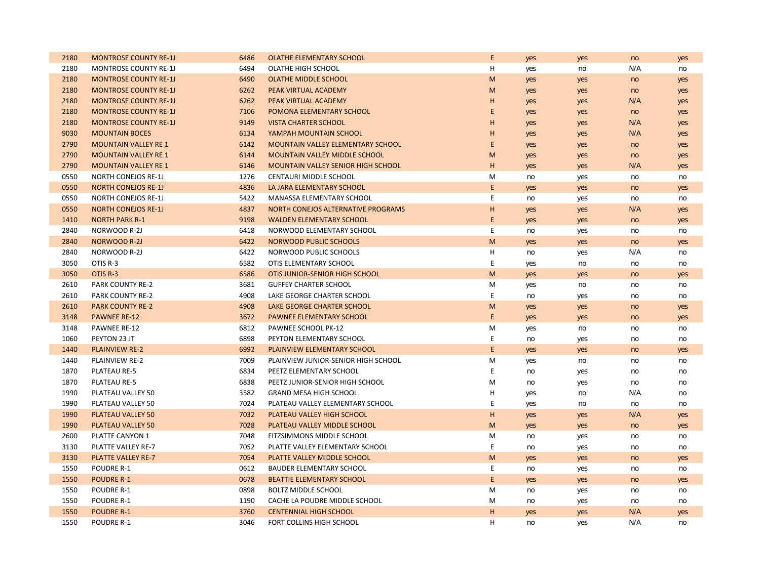| | | | | | | | | |
|---|---|---|---|---|---|---|---|---|
| 2180 | MONTROSE COUNTY RE-1J | 6486 | OLATHE ELEMENTARY SCHOOL | E | yes | yes | no | yes |
| 2180 | MONTROSE COUNTY RE-1J | 6494 | OLATHE HIGH SCHOOL | H | yes | no | N/A | no |
| 2180 | MONTROSE COUNTY RE-1J | 6490 | OLATHE MIDDLE SCHOOL | M | yes | yes | no | yes |
| 2180 | MONTROSE COUNTY RE-1J | 6262 | PEAK VIRTUAL ACADEMY | M | yes | yes | no | yes |
| 2180 | MONTROSE COUNTY RE-1J | 6262 | PEAK VIRTUAL ACADEMY | H | yes | yes | N/A | yes |
| 2180 | MONTROSE COUNTY RE-1J | 7106 | POMONA ELEMENTARY SCHOOL | E | yes | yes | no | yes |
| 2180 | MONTROSE COUNTY RE-1J | 9149 | VISTA CHARTER SCHOOL | H | yes | yes | N/A | yes |
| 9030 | MOUNTAIN BOCES | 6134 | YAMPAH MOUNTAIN SCHOOL | H | yes | yes | N/A | yes |
| 2790 | MOUNTAIN VALLEY RE 1 | 6142 | MOUNTAIN VALLEY ELEMENTARY SCHOOL | E | yes | yes | no | yes |
| 2790 | MOUNTAIN VALLEY RE 1 | 6144 | MOUNTAIN VALLEY MIDDLE SCHOOL | M | yes | yes | no | yes |
| 2790 | MOUNTAIN VALLEY RE 1 | 6146 | MOUNTAIN VALLEY SENIOR HIGH SCHOOL | H | yes | yes | N/A | yes |
| 0550 | NORTH CONEJOS RE-1J | 1276 | CENTAURI MIDDLE SCHOOL | M | no | yes | no | no |
| 0550 | NORTH CONEJOS RE-1J | 4836 | LA JARA ELEMENTARY SCHOOL | E | yes | yes | no | yes |
| 0550 | NORTH CONEJOS RE-1J | 5422 | MANASSA ELEMENTARY SCHOOL | E | no | yes | no | no |
| 0550 | NORTH CONEJOS RE-1J | 4837 | NORTH CONEJOS ALTERNATIVE PROGRAMS | H | yes | yes | N/A | yes |
| 1410 | NORTH PARK R-1 | 9198 | WALDEN ELEMENTARY SCHOOL | E | yes | yes | no | yes |
| 2840 | NORWOOD R-2J | 6418 | NORWOOD ELEMENTARY SCHOOL | E | no | yes | no | no |
| 2840 | NORWOOD R-2J | 6422 | NORWOOD PUBLIC SCHOOLS | M | yes | yes | no | yes |
| 2840 | NORWOOD R-2J | 6422 | NORWOOD PUBLIC SCHOOLS | H | no | yes | N/A | no |
| 3050 | OTIS R-3 | 6582 | OTIS ELEMENTARY SCHOOL | E | yes | no | no | no |
| 3050 | OTIS R-3 | 6586 | OTIS JUNIOR-SENIOR HIGH SCHOOL | M | yes | yes | no | yes |
| 2610 | PARK COUNTY RE-2 | 3681 | GUFFEY CHARTER SCHOOL | M | yes | no | no | no |
| 2610 | PARK COUNTY RE-2 | 4908 | LAKE GEORGE CHARTER SCHOOL | E | no | yes | no | no |
| 2610 | PARK COUNTY RE-2 | 4908 | LAKE GEORGE CHARTER SCHOOL | M | yes | yes | no | yes |
| 3148 | PAWNEE RE-12 | 3672 | PAWNEE ELEMENTARY SCHOOL | E | yes | yes | no | yes |
| 3148 | PAWNEE RE-12 | 6812 | PAWNEE SCHOOL PK-12 | M | yes | no | no | no |
| 1060 | PEYTON 23 JT | 6898 | PEYTON ELEMENTARY SCHOOL | E | no | yes | no | no |
| 1440 | PLAINVIEW RE-2 | 6992 | PLAINVIEW ELEMENTARY SCHOOL | E | yes | yes | no | yes |
| 1440 | PLAINVIEW RE-2 | 7009 | PLAINVIEW JUNIOR-SENIOR HIGH SCHOOL | M | yes | no | no | no |
| 1870 | PLATEAU RE-5 | 6834 | PEETZ ELEMENTARY SCHOOL | E | no | yes | no | no |
| 1870 | PLATEAU RE-5 | 6838 | PEETZ JUNIOR-SENIOR HIGH SCHOOL | M | no | yes | no | no |
| 1990 | PLATEAU VALLEY 50 | 3582 | GRAND MESA HIGH SCHOOL | H | yes | no | N/A | no |
| 1990 | PLATEAU VALLEY 50 | 7024 | PLATEAU VALLEY ELEMENTARY SCHOOL | E | yes | no | no | no |
| 1990 | PLATEAU VALLEY 50 | 7032 | PLATEAU VALLEY HIGH SCHOOL | H | yes | yes | N/A | yes |
| 1990 | PLATEAU VALLEY 50 | 7028 | PLATEAU VALLEY MIDDLE SCHOOL | M | yes | yes | no | yes |
| 2600 | PLATTE CANYON 1 | 7048 | FITZSIMMONS MIDDLE SCHOOL | M | no | yes | no | no |
| 3130 | PLATTE VALLEY RE-7 | 7052 | PLATTE VALLEY ELEMENTARY SCHOOL | E | no | yes | no | no |
| 3130 | PLATTE VALLEY RE-7 | 7054 | PLATTE VALLEY MIDDLE SCHOOL | M | yes | yes | no | yes |
| 1550 | POUDRE R-1 | 0612 | BAUDER ELEMENTARY SCHOOL | E | no | yes | no | no |
| 1550 | POUDRE R-1 | 0678 | BEATTIE ELEMENTARY SCHOOL | E | yes | yes | no | yes |
| 1550 | POUDRE R-1 | 0898 | BOLTZ MIDDLE SCHOOL | M | no | yes | no | no |
| 1550 | POUDRE R-1 | 1190 | CACHE LA POUDRE MIDDLE SCHOOL | M | no | yes | no | no |
| 1550 | POUDRE R-1 | 3760 | CENTENNIAL HIGH SCHOOL | H | yes | yes | N/A | yes |
| 1550 | POUDRE R-1 | 3046 | FORT COLLINS HIGH SCHOOL | H | no | yes | N/A | no |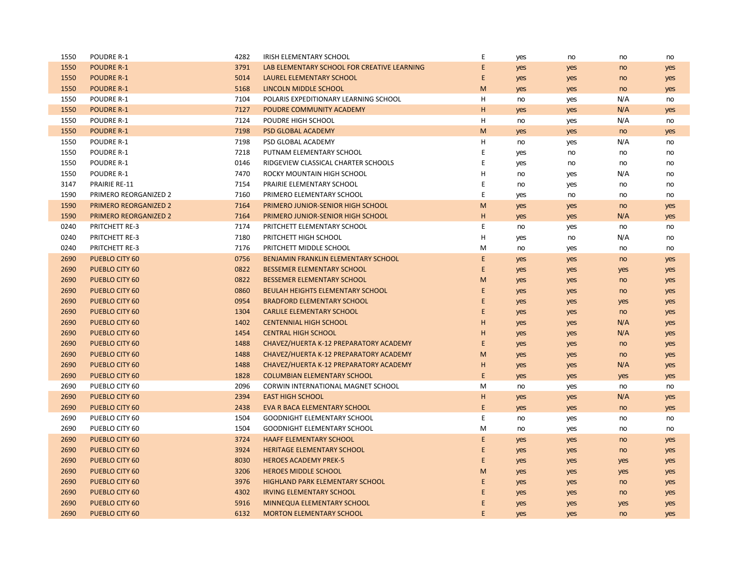| | | | | | | | | |
|---|---|---|---|---|---|---|---|---|
| 1550 | POUDRE R-1 | 4282 | IRISH ELEMENTARY SCHOOL | E | yes | no | no | no |
| 1550 | POUDRE R-1 | 3791 | LAB ELEMENTARY SCHOOL FOR CREATIVE LEARNING | E | yes | yes | no | yes |
| 1550 | POUDRE R-1 | 5014 | LAUREL ELEMENTARY SCHOOL | E | yes | yes | no | yes |
| 1550 | POUDRE R-1 | 5168 | LINCOLN MIDDLE SCHOOL | M | yes | yes | no | yes |
| 1550 | POUDRE R-1 | 7104 | POLARIS EXPEDITIONARY LEARNING SCHOOL | H | no | yes | N/A | no |
| 1550 | POUDRE R-1 | 7127 | POUDRE COMMUNITY ACADEMY | H | yes | yes | N/A | yes |
| 1550 | POUDRE R-1 | 7124 | POUDRE HIGH SCHOOL | H | no | yes | N/A | no |
| 1550 | POUDRE R-1 | 7198 | PSD GLOBAL ACADEMY | M | yes | yes | no | yes |
| 1550 | POUDRE R-1 | 7198 | PSD GLOBAL ACADEMY | H | no | yes | N/A | no |
| 1550 | POUDRE R-1 | 7218 | PUTNAM ELEMENTARY SCHOOL | E | yes | no | no | no |
| 1550 | POUDRE R-1 | 0146 | RIDGEVIEW CLASSICAL CHARTER SCHOOLS | E | yes | no | no | no |
| 1550 | POUDRE R-1 | 7470 | ROCKY MOUNTAIN HIGH SCHOOL | H | no | yes | N/A | no |
| 3147 | PRAIRIE RE-11 | 7154 | PRAIRIE ELEMENTARY SCHOOL | E | no | yes | no | no |
| 1590 | PRIMERO REORGANIZED 2 | 7160 | PRIMERO ELEMENTARY SCHOOL | E | yes | no | no | no |
| 1590 | PRIMERO REORGANIZED 2 | 7164 | PRIMERO JUNIOR-SENIOR HIGH SCHOOL | M | yes | yes | no | yes |
| 1590 | PRIMERO REORGANIZED 2 | 7164 | PRIMERO JUNIOR-SENIOR HIGH SCHOOL | H | yes | yes | N/A | yes |
| 0240 | PRITCHETT RE-3 | 7174 | PRITCHETT ELEMENTARY SCHOOL | E | no | yes | no | no |
| 0240 | PRITCHETT RE-3 | 7180 | PRITCHETT HIGH SCHOOL | H | yes | no | N/A | no |
| 0240 | PRITCHETT RE-3 | 7176 | PRITCHETT MIDDLE SCHOOL | M | no | yes | no | no |
| 2690 | PUEBLO CITY 60 | 0756 | BENJAMIN FRANKLIN ELEMENTARY SCHOOL | E | yes | yes | no | yes |
| 2690 | PUEBLO CITY 60 | 0822 | BESSEMER ELEMENTARY SCHOOL | E | yes | yes | yes | yes |
| 2690 | PUEBLO CITY 60 | 0822 | BESSEMER ELEMENTARY SCHOOL | M | yes | yes | no | yes |
| 2690 | PUEBLO CITY 60 | 0860 | BEULAH HEIGHTS ELEMENTARY SCHOOL | E | yes | yes | no | yes |
| 2690 | PUEBLO CITY 60 | 0954 | BRADFORD ELEMENTARY SCHOOL | E | yes | yes | yes | yes |
| 2690 | PUEBLO CITY 60 | 1304 | CARLILE ELEMENTARY SCHOOL | E | yes | yes | no | yes |
| 2690 | PUEBLO CITY 60 | 1402 | CENTENNIAL HIGH SCHOOL | H | yes | yes | N/A | yes |
| 2690 | PUEBLO CITY 60 | 1454 | CENTRAL HIGH SCHOOL | H | yes | yes | N/A | yes |
| 2690 | PUEBLO CITY 60 | 1488 | CHAVEZ/HUERTA K-12 PREPARATORY ACADEMY | E | yes | yes | no | yes |
| 2690 | PUEBLO CITY 60 | 1488 | CHAVEZ/HUERTA K-12 PREPARATORY ACADEMY | M | yes | yes | no | yes |
| 2690 | PUEBLO CITY 60 | 1488 | CHAVEZ/HUERTA K-12 PREPARATORY ACADEMY | H | yes | yes | N/A | yes |
| 2690 | PUEBLO CITY 60 | 1828 | COLUMBIAN ELEMENTARY SCHOOL | E | yes | yes | yes | yes |
| 2690 | PUEBLO CITY 60 | 2096 | CORWIN INTERNATIONAL MAGNET SCHOOL | M | no | yes | no | no |
| 2690 | PUEBLO CITY 60 | 2394 | EAST HIGH SCHOOL | H | yes | yes | N/A | yes |
| 2690 | PUEBLO CITY 60 | 2438 | EVA R BACA ELEMENTARY SCHOOL | E | yes | yes | no | yes |
| 2690 | PUEBLO CITY 60 | 1504 | GOODNIGHT ELEMENTARY SCHOOL | E | no | yes | no | no |
| 2690 | PUEBLO CITY 60 | 1504 | GOODNIGHT ELEMENTARY SCHOOL | M | no | yes | no | no |
| 2690 | PUEBLO CITY 60 | 3724 | HAAFF ELEMENTARY SCHOOL | E | yes | yes | no | yes |
| 2690 | PUEBLO CITY 60 | 3924 | HERITAGE ELEMENTARY SCHOOL | E | yes | yes | no | yes |
| 2690 | PUEBLO CITY 60 | 8030 | HEROES ACADEMY PREK-5 | E | yes | yes | yes | yes |
| 2690 | PUEBLO CITY 60 | 3206 | HEROES MIDDLE SCHOOL | M | yes | yes | yes | yes |
| 2690 | PUEBLO CITY 60 | 3976 | HIGHLAND PARK ELEMENTARY SCHOOL | E | yes | yes | no | yes |
| 2690 | PUEBLO CITY 60 | 4302 | IRVING ELEMENTARY SCHOOL | E | yes | yes | no | yes |
| 2690 | PUEBLO CITY 60 | 5916 | MINNEQUA ELEMENTARY SCHOOL | E | yes | yes | yes | yes |
| 2690 | PUEBLO CITY 60 | 6132 | MORTON ELEMENTARY SCHOOL | E | yes | yes | no | yes |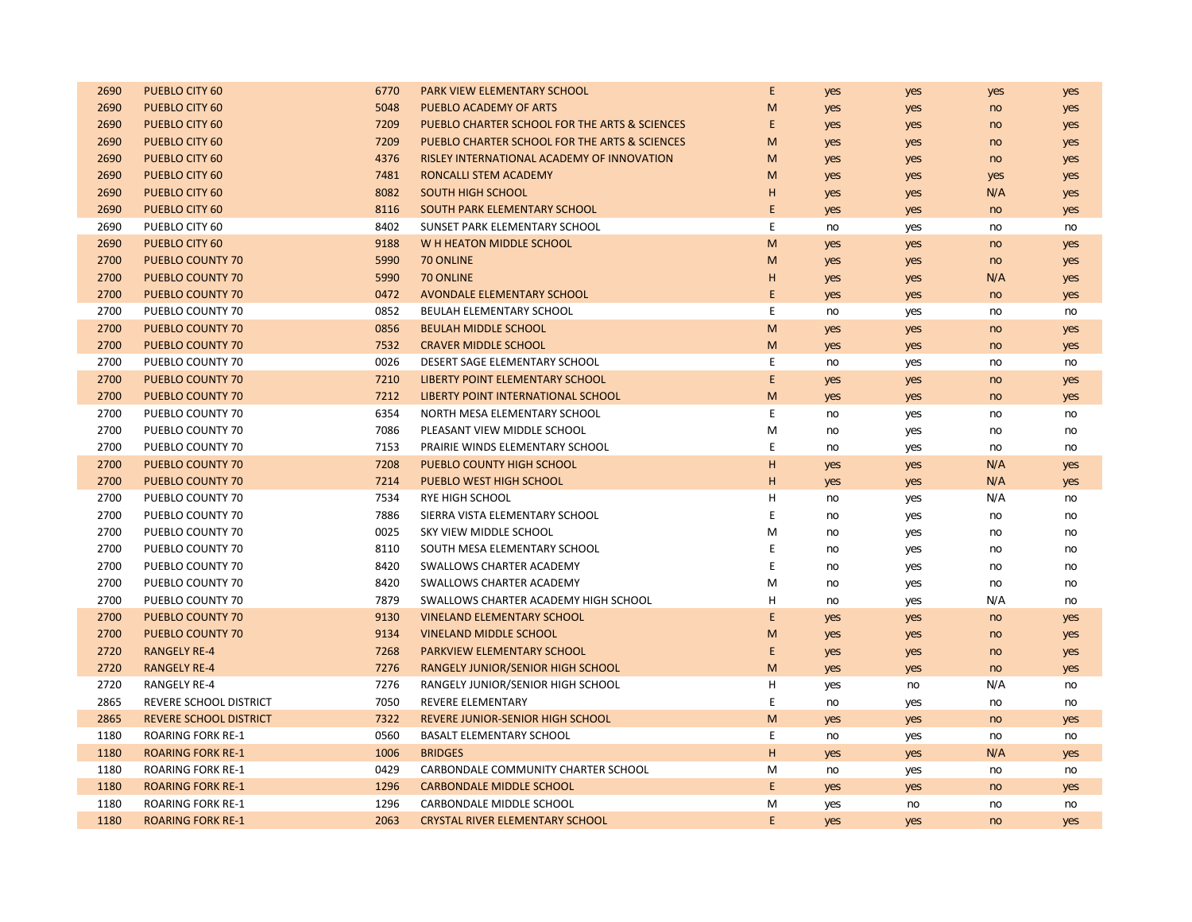| | | | | | | | | |
|---|---|---|---|---|---|---|---|---|
| 2690 | PUEBLO CITY 60 | 6770 | PARK VIEW ELEMENTARY SCHOOL | E | yes | yes | yes | yes |
| 2690 | PUEBLO CITY 60 | 5048 | PUEBLO ACADEMY OF ARTS | M | yes | yes | no | yes |
| 2690 | PUEBLO CITY 60 | 7209 | PUEBLO CHARTER SCHOOL FOR THE ARTS & SCIENCES | E | yes | yes | no | yes |
| 2690 | PUEBLO CITY 60 | 7209 | PUEBLO CHARTER SCHOOL FOR THE ARTS & SCIENCES | M | yes | yes | no | yes |
| 2690 | PUEBLO CITY 60 | 4376 | RISLEY INTERNATIONAL ACADEMY OF INNOVATION | M | yes | yes | no | yes |
| 2690 | PUEBLO CITY 60 | 7481 | RONCALLI STEM ACADEMY | M | yes | yes | yes | yes |
| 2690 | PUEBLO CITY 60 | 8082 | SOUTH HIGH SCHOOL | H | yes | yes | N/A | yes |
| 2690 | PUEBLO CITY 60 | 8116 | SOUTH PARK ELEMENTARY SCHOOL | E | yes | yes | no | yes |
| 2690 | PUEBLO CITY 60 | 8402 | SUNSET PARK ELEMENTARY SCHOOL | E | no | yes | no | no |
| 2690 | PUEBLO CITY 60 | 9188 | W H HEATON MIDDLE SCHOOL | M | yes | yes | no | yes |
| 2700 | PUEBLO COUNTY 70 | 5990 | 70 ONLINE | M | yes | yes | no | yes |
| 2700 | PUEBLO COUNTY 70 | 5990 | 70 ONLINE | H | yes | yes | N/A | yes |
| 2700 | PUEBLO COUNTY 70 | 0472 | AVONDALE ELEMENTARY SCHOOL | E | yes | yes | no | yes |
| 2700 | PUEBLO COUNTY 70 | 0852 | BEULAH ELEMENTARY SCHOOL | E | no | yes | no | no |
| 2700 | PUEBLO COUNTY 70 | 0856 | BEULAH MIDDLE SCHOOL | M | yes | yes | no | yes |
| 2700 | PUEBLO COUNTY 70 | 7532 | CRAVER MIDDLE SCHOOL | M | yes | yes | no | yes |
| 2700 | PUEBLO COUNTY 70 | 0026 | DESERT SAGE ELEMENTARY SCHOOL | E | no | yes | no | no |
| 2700 | PUEBLO COUNTY 70 | 7210 | LIBERTY POINT ELEMENTARY SCHOOL | E | yes | yes | no | yes |
| 2700 | PUEBLO COUNTY 70 | 7212 | LIBERTY POINT INTERNATIONAL SCHOOL | M | yes | yes | no | yes |
| 2700 | PUEBLO COUNTY 70 | 6354 | NORTH MESA ELEMENTARY SCHOOL | E | no | yes | no | no |
| 2700 | PUEBLO COUNTY 70 | 7086 | PLEASANT VIEW MIDDLE SCHOOL | M | no | yes | no | no |
| 2700 | PUEBLO COUNTY 70 | 7153 | PRAIRIE WINDS ELEMENTARY SCHOOL | E | no | yes | no | no |
| 2700 | PUEBLO COUNTY 70 | 7208 | PUEBLO COUNTY HIGH SCHOOL | H | yes | yes | N/A | yes |
| 2700 | PUEBLO COUNTY 70 | 7214 | PUEBLO WEST HIGH SCHOOL | H | yes | yes | N/A | yes |
| 2700 | PUEBLO COUNTY 70 | 7534 | RYE HIGH SCHOOL | H | no | yes | N/A | no |
| 2700 | PUEBLO COUNTY 70 | 7886 | SIERRA VISTA ELEMENTARY SCHOOL | E | no | yes | no | no |
| 2700 | PUEBLO COUNTY 70 | 0025 | SKY VIEW MIDDLE SCHOOL | M | no | yes | no | no |
| 2700 | PUEBLO COUNTY 70 | 8110 | SOUTH MESA ELEMENTARY SCHOOL | E | no | yes | no | no |
| 2700 | PUEBLO COUNTY 70 | 8420 | SWALLOWS CHARTER ACADEMY | E | no | yes | no | no |
| 2700 | PUEBLO COUNTY 70 | 8420 | SWALLOWS CHARTER ACADEMY | M | no | yes | no | no |
| 2700 | PUEBLO COUNTY 70 | 7879 | SWALLOWS CHARTER ACADEMY HIGH SCHOOL | H | no | yes | N/A | no |
| 2700 | PUEBLO COUNTY 70 | 9130 | VINELAND ELEMENTARY SCHOOL | E | yes | yes | no | yes |
| 2700 | PUEBLO COUNTY 70 | 9134 | VINELAND MIDDLE SCHOOL | M | yes | yes | no | yes |
| 2720 | RANGELY RE-4 | 7268 | PARKVIEW ELEMENTARY SCHOOL | E | yes | yes | no | yes |
| 2720 | RANGELY RE-4 | 7276 | RANGELY JUNIOR/SENIOR HIGH SCHOOL | M | yes | yes | no | yes |
| 2720 | RANGELY RE-4 | 7276 | RANGELY JUNIOR/SENIOR HIGH SCHOOL | H | yes | no | N/A | no |
| 2865 | REVERE SCHOOL DISTRICT | 7050 | REVERE ELEMENTARY | E | no | yes | no | no |
| 2865 | REVERE SCHOOL DISTRICT | 7322 | REVERE JUNIOR-SENIOR HIGH SCHOOL | M | yes | yes | no | yes |
| 1180 | ROARING FORK RE-1 | 0560 | BASALT ELEMENTARY SCHOOL | E | no | yes | no | no |
| 1180 | ROARING FORK RE-1 | 1006 | BRIDGES | H | yes | yes | N/A | yes |
| 1180 | ROARING FORK RE-1 | 0429 | CARBONDALE COMMUNITY CHARTER SCHOOL | M | no | yes | no | no |
| 1180 | ROARING FORK RE-1 | 1296 | CARBONDALE MIDDLE SCHOOL | E | yes | yes | no | yes |
| 1180 | ROARING FORK RE-1 | 1296 | CARBONDALE MIDDLE SCHOOL | M | yes | no | no | no |
| 1180 | ROARING FORK RE-1 | 2063 | CRYSTAL RIVER ELEMENTARY SCHOOL | E | yes | yes | no | yes |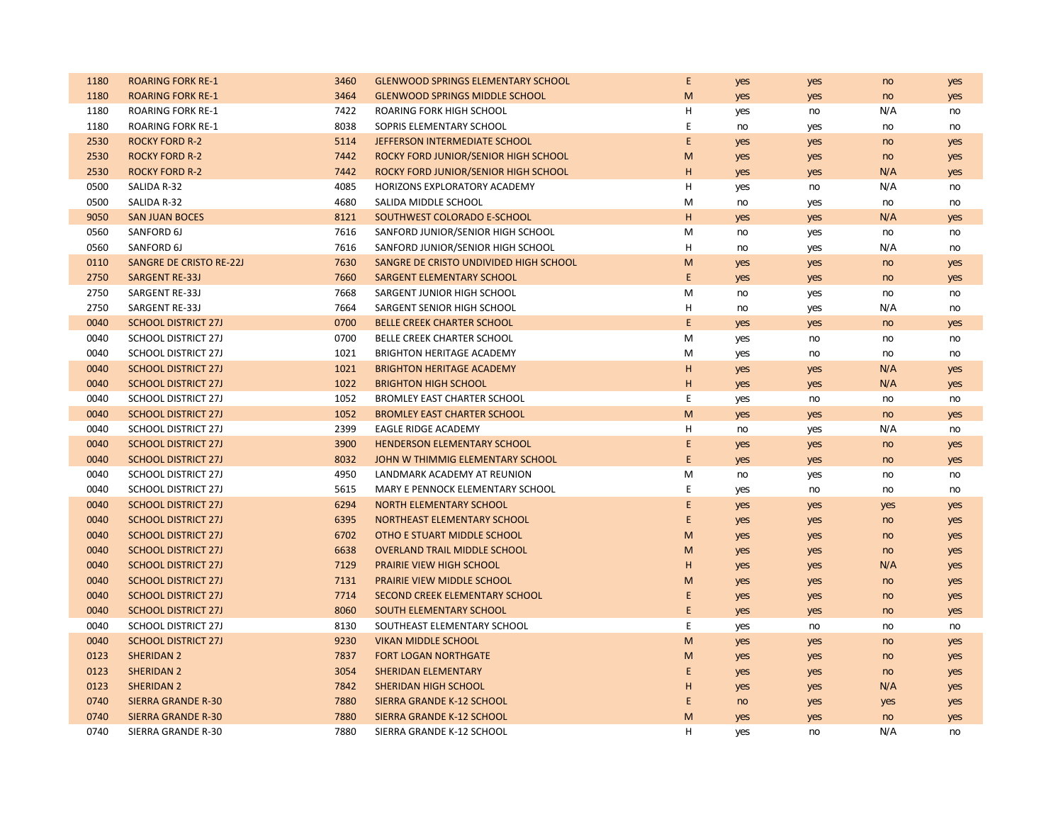| | | | | | | | | |
|---|---|---|---|---|---|---|---|---|
| 1180 | ROARING FORK RE-1 | 3460 | GLENWOOD SPRINGS ELEMENTARY SCHOOL | E | yes | yes | no | yes |
| 1180 | ROARING FORK RE-1 | 3464 | GLENWOOD SPRINGS MIDDLE SCHOOL | M | yes | yes | no | yes |
| 1180 | ROARING FORK RE-1 | 7422 | ROARING FORK HIGH SCHOOL | H | yes | no | N/A | no |
| 1180 | ROARING FORK RE-1 | 8038 | SOPRIS ELEMENTARY SCHOOL | E | no | yes | no | no |
| 2530 | ROCKY FORD R-2 | 5114 | JEFFERSON INTERMEDIATE SCHOOL | E | yes | yes | no | yes |
| 2530 | ROCKY FORD R-2 | 7442 | ROCKY FORD JUNIOR/SENIOR HIGH SCHOOL | M | yes | yes | no | yes |
| 2530 | ROCKY FORD R-2 | 7442 | ROCKY FORD JUNIOR/SENIOR HIGH SCHOOL | H | yes | yes | N/A | yes |
| 0500 | SALIDA R-32 | 4085 | HORIZONS EXPLORATORY ACADEMY | H | yes | no | N/A | no |
| 0500 | SALIDA R-32 | 4680 | SALIDA MIDDLE SCHOOL | M | no | yes | no | no |
| 9050 | SAN JUAN BOCES | 8121 | SOUTHWEST COLORADO E-SCHOOL | H | yes | yes | N/A | yes |
| 0560 | SANFORD 6J | 7616 | SANFORD JUNIOR/SENIOR HIGH SCHOOL | M | no | yes | no | no |
| 0560 | SANFORD 6J | 7616 | SANFORD JUNIOR/SENIOR HIGH SCHOOL | H | no | yes | N/A | no |
| 0110 | SANGRE DE CRISTO RE-22J | 7630 | SANGRE DE CRISTO UNDIVIDED HIGH SCHOOL | M | yes | yes | no | yes |
| 2750 | SARGENT RE-33J | 7660 | SARGENT ELEMENTARY SCHOOL | E | yes | yes | no | yes |
| 2750 | SARGENT RE-33J | 7668 | SARGENT JUNIOR HIGH SCHOOL | M | no | yes | no | no |
| 2750 | SARGENT RE-33J | 7664 | SARGENT SENIOR HIGH SCHOOL | H | no | yes | N/A | no |
| 0040 | SCHOOL DISTRICT 27J | 0700 | BELLE CREEK CHARTER SCHOOL | E | yes | yes | no | yes |
| 0040 | SCHOOL DISTRICT 27J | 0700 | BELLE CREEK CHARTER SCHOOL | M | yes | no | no | no |
| 0040 | SCHOOL DISTRICT 27J | 1021 | BRIGHTON HERITAGE ACADEMY | M | yes | no | no | no |
| 0040 | SCHOOL DISTRICT 27J | 1021 | BRIGHTON HERITAGE ACADEMY | H | yes | yes | N/A | yes |
| 0040 | SCHOOL DISTRICT 27J | 1022 | BRIGHTON HIGH SCHOOL | H | yes | yes | N/A | yes |
| 0040 | SCHOOL DISTRICT 27J | 1052 | BROMLEY EAST CHARTER SCHOOL | E | yes | no | no | no |
| 0040 | SCHOOL DISTRICT 27J | 1052 | BROMLEY EAST CHARTER SCHOOL | M | yes | yes | no | yes |
| 0040 | SCHOOL DISTRICT 27J | 2399 | EAGLE RIDGE ACADEMY | H | no | yes | N/A | no |
| 0040 | SCHOOL DISTRICT 27J | 3900 | HENDERSON ELEMENTARY SCHOOL | E | yes | yes | no | yes |
| 0040 | SCHOOL DISTRICT 27J | 8032 | JOHN W THIMMIG ELEMENTARY SCHOOL | E | yes | yes | no | yes |
| 0040 | SCHOOL DISTRICT 27J | 4950 | LANDMARK ACADEMY AT REUNION | M | no | yes | no | no |
| 0040 | SCHOOL DISTRICT 27J | 5615 | MARY E PENNOCK ELEMENTARY SCHOOL | E | yes | no | no | no |
| 0040 | SCHOOL DISTRICT 27J | 6294 | NORTH ELEMENTARY SCHOOL | E | yes | yes | yes | yes |
| 0040 | SCHOOL DISTRICT 27J | 6395 | NORTHEAST ELEMENTARY SCHOOL | E | yes | yes | no | yes |
| 0040 | SCHOOL DISTRICT 27J | 6702 | OTHO E STUART MIDDLE SCHOOL | M | yes | yes | no | yes |
| 0040 | SCHOOL DISTRICT 27J | 6638 | OVERLAND TRAIL MIDDLE SCHOOL | M | yes | yes | no | yes |
| 0040 | SCHOOL DISTRICT 27J | 7129 | PRAIRIE VIEW HIGH SCHOOL | H | yes | yes | N/A | yes |
| 0040 | SCHOOL DISTRICT 27J | 7131 | PRAIRIE VIEW MIDDLE SCHOOL | M | yes | yes | no | yes |
| 0040 | SCHOOL DISTRICT 27J | 7714 | SECOND CREEK ELEMENTARY SCHOOL | E | yes | yes | no | yes |
| 0040 | SCHOOL DISTRICT 27J | 8060 | SOUTH ELEMENTARY SCHOOL | E | yes | yes | no | yes |
| 0040 | SCHOOL DISTRICT 27J | 8130 | SOUTHEAST ELEMENTARY SCHOOL | E | yes | no | no | no |
| 0040 | SCHOOL DISTRICT 27J | 9230 | VIKAN MIDDLE SCHOOL | M | yes | yes | no | yes |
| 0123 | SHERIDAN 2 | 7837 | FORT LOGAN NORTHGATE | M | yes | yes | no | yes |
| 0123 | SHERIDAN 2 | 3054 | SHERIDAN ELEMENTARY | E | yes | yes | no | yes |
| 0123 | SHERIDAN 2 | 7842 | SHERIDAN HIGH SCHOOL | H | yes | yes | N/A | yes |
| 0740 | SIERRA GRANDE R-30 | 7880 | SIERRA GRANDE K-12 SCHOOL | E | no | yes | yes | yes |
| 0740 | SIERRA GRANDE R-30 | 7880 | SIERRA GRANDE K-12 SCHOOL | M | yes | yes | no | yes |
| 0740 | SIERRA GRANDE R-30 | 7880 | SIERRA GRANDE K-12 SCHOOL | H | yes | no | N/A | no |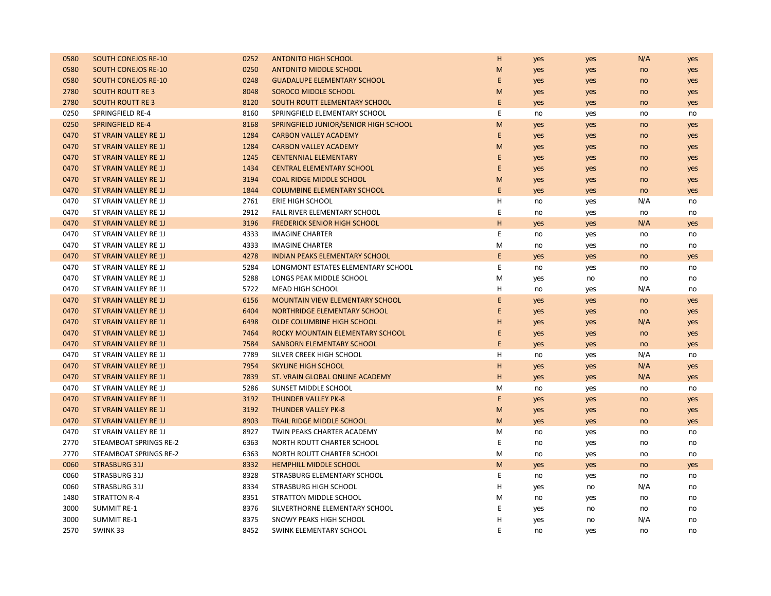| | | | | | | | | |
|---|---|---|---|---|---|---|---|---|
| 0580 | SOUTH CONEJOS RE-10 | 0252 | ANTONITO HIGH SCHOOL | H | yes | yes | N/A | yes |
| 0580 | SOUTH CONEJOS RE-10 | 0250 | ANTONITO MIDDLE SCHOOL | M | yes | yes | no | yes |
| 0580 | SOUTH CONEJOS RE-10 | 0248 | GUADALUPE ELEMENTARY SCHOOL | E | yes | yes | no | yes |
| 2780 | SOUTH ROUTT RE 3 | 8048 | SOROCO MIDDLE SCHOOL | M | yes | yes | no | yes |
| 2780 | SOUTH ROUTT RE 3 | 8120 | SOUTH ROUTT ELEMENTARY SCHOOL | E | yes | yes | no | yes |
| 0250 | SPRINGFIELD RE-4 | 8160 | SPRINGFIELD ELEMENTARY SCHOOL | E | no | yes | no | no |
| 0250 | SPRINGFIELD RE-4 | 8168 | SPRINGFIELD JUNIOR/SENIOR HIGH SCHOOL | M | yes | yes | no | yes |
| 0470 | ST VRAIN VALLEY RE 1J | 1284 | CARBON VALLEY ACADEMY | E | yes | yes | no | yes |
| 0470 | ST VRAIN VALLEY RE 1J | 1284 | CARBON VALLEY ACADEMY | M | yes | yes | no | yes |
| 0470 | ST VRAIN VALLEY RE 1J | 1245 | CENTENNIAL ELEMENTARY | E | yes | yes | no | yes |
| 0470 | ST VRAIN VALLEY RE 1J | 1434 | CENTRAL ELEMENTARY SCHOOL | E | yes | yes | no | yes |
| 0470 | ST VRAIN VALLEY RE 1J | 3194 | COAL RIDGE MIDDLE SCHOOL | M | yes | yes | no | yes |
| 0470 | ST VRAIN VALLEY RE 1J | 1844 | COLUMBINE ELEMENTARY SCHOOL | E | yes | yes | no | yes |
| 0470 | ST VRAIN VALLEY RE 1J | 2761 | ERIE HIGH SCHOOL | H | no | yes | N/A | no |
| 0470 | ST VRAIN VALLEY RE 1J | 2912 | FALL RIVER ELEMENTARY SCHOOL | E | no | yes | no | no |
| 0470 | ST VRAIN VALLEY RE 1J | 3196 | FREDERICK SENIOR HIGH SCHOOL | H | yes | yes | N/A | yes |
| 0470 | ST VRAIN VALLEY RE 1J | 4333 | IMAGINE CHARTER | E | no | yes | no | no |
| 0470 | ST VRAIN VALLEY RE 1J | 4333 | IMAGINE CHARTER | M | no | yes | no | no |
| 0470 | ST VRAIN VALLEY RE 1J | 4278 | INDIAN PEAKS ELEMENTARY SCHOOL | E | yes | yes | no | yes |
| 0470 | ST VRAIN VALLEY RE 1J | 5284 | LONGMONT ESTATES ELEMENTARY SCHOOL | E | no | yes | no | no |
| 0470 | ST VRAIN VALLEY RE 1J | 5288 | LONGS PEAK MIDDLE SCHOOL | M | yes | no | no | no |
| 0470 | ST VRAIN VALLEY RE 1J | 5722 | MEAD HIGH SCHOOL | H | no | yes | N/A | no |
| 0470 | ST VRAIN VALLEY RE 1J | 6156 | MOUNTAIN VIEW ELEMENTARY SCHOOL | E | yes | yes | no | yes |
| 0470 | ST VRAIN VALLEY RE 1J | 6404 | NORTHRIDGE ELEMENTARY SCHOOL | E | yes | yes | no | yes |
| 0470 | ST VRAIN VALLEY RE 1J | 6498 | OLDE COLUMBINE HIGH SCHOOL | H | yes | yes | N/A | yes |
| 0470 | ST VRAIN VALLEY RE 1J | 7464 | ROCKY MOUNTAIN ELEMENTARY SCHOOL | E | yes | yes | no | yes |
| 0470 | ST VRAIN VALLEY RE 1J | 7584 | SANBORN ELEMENTARY SCHOOL | E | yes | yes | no | yes |
| 0470 | ST VRAIN VALLEY RE 1J | 7789 | SILVER CREEK HIGH SCHOOL | H | no | yes | N/A | no |
| 0470 | ST VRAIN VALLEY RE 1J | 7954 | SKYLINE HIGH SCHOOL | H | yes | yes | N/A | yes |
| 0470 | ST VRAIN VALLEY RE 1J | 7839 | ST. VRAIN GLOBAL ONLINE ACADEMY | H | yes | yes | N/A | yes |
| 0470 | ST VRAIN VALLEY RE 1J | 5286 | SUNSET MIDDLE SCHOOL | M | no | yes | no | no |
| 0470 | ST VRAIN VALLEY RE 1J | 3192 | THUNDER VALLEY PK-8 | E | yes | yes | no | yes |
| 0470 | ST VRAIN VALLEY RE 1J | 3192 | THUNDER VALLEY PK-8 | M | yes | yes | no | yes |
| 0470 | ST VRAIN VALLEY RE 1J | 8903 | TRAIL RIDGE MIDDLE SCHOOL | M | yes | yes | no | yes |
| 0470 | ST VRAIN VALLEY RE 1J | 8927 | TWIN PEAKS CHARTER ACADEMY | M | no | yes | no | no |
| 2770 | STEAMBOAT SPRINGS RE-2 | 6363 | NORTH ROUTT CHARTER SCHOOL | E | no | yes | no | no |
| 2770 | STEAMBOAT SPRINGS RE-2 | 6363 | NORTH ROUTT CHARTER SCHOOL | M | no | yes | no | no |
| 0060 | STRASBURG 31J | 8332 | HEMPHILL MIDDLE SCHOOL | M | yes | yes | no | yes |
| 0060 | STRASBURG 31J | 8328 | STRASBURG ELEMENTARY SCHOOL | E | no | yes | no | no |
| 0060 | STRASBURG 31J | 8334 | STRASBURG HIGH SCHOOL | H | yes | no | N/A | no |
| 1480 | STRATTON R-4 | 8351 | STRATTON MIDDLE SCHOOL | M | no | yes | no | no |
| 3000 | SUMMIT RE-1 | 8376 | SILVERTHORNE ELEMENTARY SCHOOL | E | yes | no | no | no |
| 3000 | SUMMIT RE-1 | 8375 | SNOWY PEAKS HIGH SCHOOL | H | yes | no | N/A | no |
| 2570 | SWINK 33 | 8452 | SWINK ELEMENTARY SCHOOL | E | no | yes | no | no |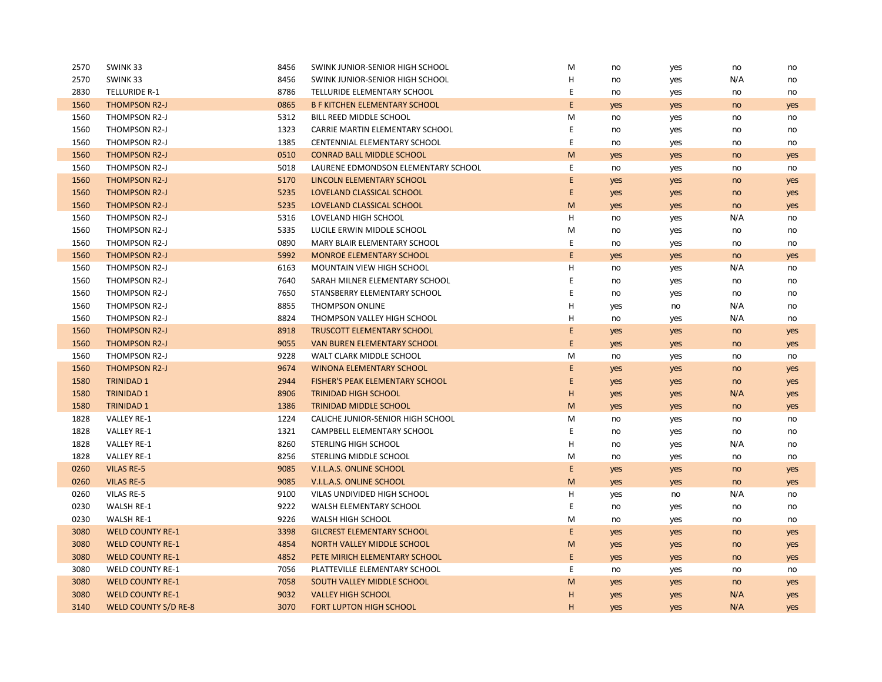| | | | | | | | | |
|---|---|---|---|---|---|---|---|---|
| 2570 | SWINK 33 | 8456 | SWINK JUNIOR-SENIOR HIGH SCHOOL | M | no | yes | no | no |
| 2570 | SWINK 33 | 8456 | SWINK JUNIOR-SENIOR HIGH SCHOOL | H | no | yes | N/A | no |
| 2830 | TELLURIDE R-1 | 8786 | TELLURIDE ELEMENTARY SCHOOL | E | no | yes | no | no |
| 1560 | THOMPSON R2-J | 0865 | B F KITCHEN ELEMENTARY SCHOOL | E | yes | yes | no | yes |
| 1560 | THOMPSON R2-J | 5312 | BILL REED MIDDLE SCHOOL | M | no | yes | no | no |
| 1560 | THOMPSON R2-J | 1323 | CARRIE MARTIN ELEMENTARY SCHOOL | E | no | yes | no | no |
| 1560 | THOMPSON R2-J | 1385 | CENTENNIAL ELEMENTARY SCHOOL | E | no | yes | no | no |
| 1560 | THOMPSON R2-J | 0510 | CONRAD BALL MIDDLE SCHOOL | M | yes | yes | no | yes |
| 1560 | THOMPSON R2-J | 5018 | LAURENE EDMONDSON ELEMENTARY SCHOOL | E | no | yes | no | no |
| 1560 | THOMPSON R2-J | 5170 | LINCOLN ELEMENTARY SCHOOL | E | yes | yes | no | yes |
| 1560 | THOMPSON R2-J | 5235 | LOVELAND CLASSICAL SCHOOL | E | yes | yes | no | yes |
| 1560 | THOMPSON R2-J | 5235 | LOVELAND CLASSICAL SCHOOL | M | yes | yes | no | yes |
| 1560 | THOMPSON R2-J | 5316 | LOVELAND HIGH SCHOOL | H | no | yes | N/A | no |
| 1560 | THOMPSON R2-J | 5335 | LUCILE ERWIN MIDDLE SCHOOL | M | no | yes | no | no |
| 1560 | THOMPSON R2-J | 0890 | MARY BLAIR ELEMENTARY SCHOOL | E | no | yes | no | no |
| 1560 | THOMPSON R2-J | 5992 | MONROE ELEMENTARY SCHOOL | E | yes | yes | no | yes |
| 1560 | THOMPSON R2-J | 6163 | MOUNTAIN VIEW HIGH SCHOOL | H | no | yes | N/A | no |
| 1560 | THOMPSON R2-J | 7640 | SARAH MILNER ELEMENTARY SCHOOL | E | no | yes | no | no |
| 1560 | THOMPSON R2-J | 7650 | STANSBERRY ELEMENTARY SCHOOL | E | no | yes | no | no |
| 1560 | THOMPSON R2-J | 8855 | THOMPSON ONLINE | H | yes | no | N/A | no |
| 1560 | THOMPSON R2-J | 8824 | THOMPSON VALLEY HIGH SCHOOL | H | no | yes | N/A | no |
| 1560 | THOMPSON R2-J | 8918 | TRUSCOTT ELEMENTARY SCHOOL | E | yes | yes | no | yes |
| 1560 | THOMPSON R2-J | 9055 | VAN BUREN ELEMENTARY SCHOOL | E | yes | yes | no | yes |
| 1560 | THOMPSON R2-J | 9228 | WALT CLARK MIDDLE SCHOOL | M | no | yes | no | no |
| 1560 | THOMPSON R2-J | 9674 | WINONA ELEMENTARY SCHOOL | E | yes | yes | no | yes |
| 1580 | TRINIDAD 1 | 2944 | FISHER'S PEAK ELEMENTARY SCHOOL | E | yes | yes | no | yes |
| 1580 | TRINIDAD 1 | 8906 | TRINIDAD HIGH SCHOOL | H | yes | yes | N/A | yes |
| 1580 | TRINIDAD 1 | 1386 | TRINIDAD MIDDLE SCHOOL | M | yes | yes | no | yes |
| 1828 | VALLEY RE-1 | 1224 | CALICHE JUNIOR-SENIOR HIGH SCHOOL | M | no | yes | no | no |
| 1828 | VALLEY RE-1 | 1321 | CAMPBELL ELEMENTARY SCHOOL | E | no | yes | no | no |
| 1828 | VALLEY RE-1 | 8260 | STERLING HIGH SCHOOL | H | no | yes | N/A | no |
| 1828 | VALLEY RE-1 | 8256 | STERLING MIDDLE SCHOOL | M | no | yes | no | no |
| 0260 | VILAS RE-5 | 9085 | V.I.L.A.S. ONLINE SCHOOL | E | yes | yes | no | yes |
| 0260 | VILAS RE-5 | 9085 | V.I.L.A.S. ONLINE SCHOOL | M | yes | yes | no | yes |
| 0260 | VILAS RE-5 | 9100 | VILAS UNDIVIDED HIGH SCHOOL | H | yes | no | N/A | no |
| 0230 | WALSH RE-1 | 9222 | WALSH ELEMENTARY SCHOOL | E | no | yes | no | no |
| 0230 | WALSH RE-1 | 9226 | WALSH HIGH SCHOOL | M | no | yes | no | no |
| 3080 | WELD COUNTY RE-1 | 3398 | GILCREST ELEMENTARY SCHOOL | E | yes | yes | no | yes |
| 3080 | WELD COUNTY RE-1 | 4854 | NORTH VALLEY MIDDLE SCHOOL | M | yes | yes | no | yes |
| 3080 | WELD COUNTY RE-1 | 4852 | PETE MIRICH ELEMENTARY SCHOOL | E | yes | yes | no | yes |
| 3080 | WELD COUNTY RE-1 | 7056 | PLATTEVILLE ELEMENTARY SCHOOL | E | no | yes | no | no |
| 3080 | WELD COUNTY RE-1 | 7058 | SOUTH VALLEY MIDDLE SCHOOL | M | yes | yes | no | yes |
| 3080 | WELD COUNTY RE-1 | 9032 | VALLEY HIGH SCHOOL | H | yes | yes | N/A | yes |
| 3140 | WELD COUNTY S/D RE-8 | 3070 | FORT LUPTON HIGH SCHOOL | H | yes | yes | N/A | yes |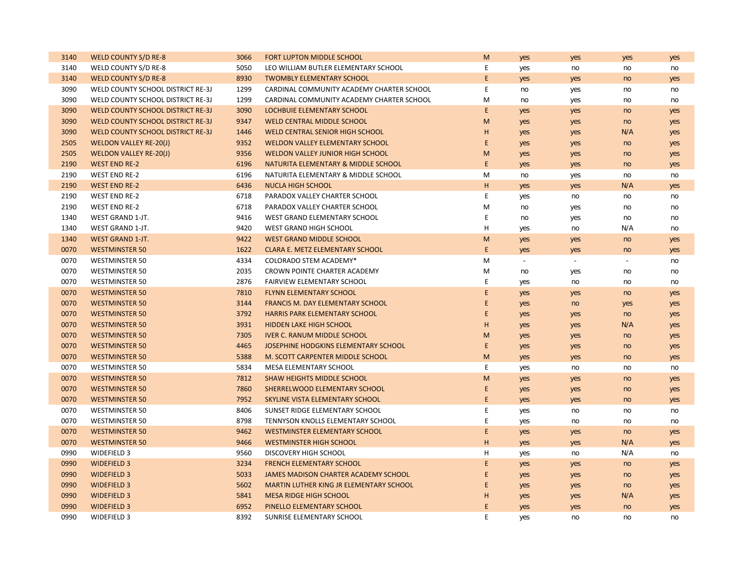| | | | | | | | | |
|---|---|---|---|---|---|---|---|---|
| 3140 | WELD COUNTY S/D RE-8 | 3066 | FORT LUPTON MIDDLE SCHOOL | M | yes | yes | yes | yes |
| 3140 | WELD COUNTY S/D RE-8 | 5050 | LEO WILLIAM BUTLER ELEMENTARY SCHOOL | E | yes | no | no | no |
| 3140 | WELD COUNTY S/D RE-8 | 8930 | TWOMBLY ELEMENTARY SCHOOL | E | yes | yes | no | yes |
| 3090 | WELD COUNTY SCHOOL DISTRICT RE-3J | 1299 | CARDINAL COMMUNITY ACADEMY CHARTER SCHOOL | E | no | yes | no | no |
| 3090 | WELD COUNTY SCHOOL DISTRICT RE-3J | 1299 | CARDINAL COMMUNITY ACADEMY CHARTER SCHOOL | M | no | yes | no | no |
| 3090 | WELD COUNTY SCHOOL DISTRICT RE-3J | 3090 | LOCHBUIE ELEMENTARY SCHOOL | E | yes | yes | no | yes |
| 3090 | WELD COUNTY SCHOOL DISTRICT RE-3J | 9347 | WELD CENTRAL MIDDLE SCHOOL | M | yes | yes | no | yes |
| 3090 | WELD COUNTY SCHOOL DISTRICT RE-3J | 1446 | WELD CENTRAL SENIOR HIGH SCHOOL | H | yes | yes | N/A | yes |
| 2505 | WELDON VALLEY RE-20(J) | 9352 | WELDON VALLEY ELEMENTARY SCHOOL | E | yes | yes | no | yes |
| 2505 | WELDON VALLEY RE-20(J) | 9356 | WELDON VALLEY JUNIOR HIGH SCHOOL | M | yes | yes | no | yes |
| 2190 | WEST END RE-2 | 6196 | NATURITA ELEMENTARY & MIDDLE SCHOOL | E | yes | yes | no | yes |
| 2190 | WEST END RE-2 | 6196 | NATURITA ELEMENTARY & MIDDLE SCHOOL | M | no | yes | no | no |
| 2190 | WEST END RE-2 | 6436 | NUCLA HIGH SCHOOL | H | yes | yes | N/A | yes |
| 2190 | WEST END RE-2 | 6718 | PARADOX VALLEY CHARTER SCHOOL | E | yes | no | no | no |
| 2190 | WEST END RE-2 | 6718 | PARADOX VALLEY CHARTER SCHOOL | M | no | yes | no | no |
| 1340 | WEST GRAND 1-JT. | 9416 | WEST GRAND ELEMENTARY SCHOOL | E | no | yes | no | no |
| 1340 | WEST GRAND 1-JT. | 9420 | WEST GRAND HIGH SCHOOL | H | yes | no | N/A | no |
| 1340 | WEST GRAND 1-JT. | 9422 | WEST GRAND MIDDLE SCHOOL | M | yes | yes | no | yes |
| 0070 | WESTMINSTER 50 | 1622 | CLARA E. METZ ELEMENTARY SCHOOL | E | yes | yes | no | yes |
| 0070 | WESTMINSTER 50 | 4334 | COLORADO STEM ACADEMY* | M | - | - | - | no |
| 0070 | WESTMINSTER 50 | 2035 | CROWN POINTE CHARTER ACADEMY | M | no | yes | no | no |
| 0070 | WESTMINSTER 50 | 2876 | FAIRVIEW ELEMENTARY SCHOOL | E | yes | no | no | no |
| 0070 | WESTMINSTER 50 | 7810 | FLYNN ELEMENTARY SCHOOL | E | yes | yes | no | yes |
| 0070 | WESTMINSTER 50 | 3144 | FRANCIS M. DAY ELEMENTARY SCHOOL | E | yes | no | yes | yes |
| 0070 | WESTMINSTER 50 | 3792 | HARRIS PARK ELEMENTARY SCHOOL | E | yes | yes | no | yes |
| 0070 | WESTMINSTER 50 | 3931 | HIDDEN LAKE HIGH SCHOOL | H | yes | yes | N/A | yes |
| 0070 | WESTMINSTER 50 | 7305 | IVER C. RANUM MIDDLE SCHOOL | M | yes | yes | no | yes |
| 0070 | WESTMINSTER 50 | 4465 | JOSEPHINE HODGKINS ELEMENTARY SCHOOL | E | yes | yes | no | yes |
| 0070 | WESTMINSTER 50 | 5388 | M. SCOTT CARPENTER MIDDLE SCHOOL | M | yes | yes | no | yes |
| 0070 | WESTMINSTER 50 | 5834 | MESA ELEMENTARY SCHOOL | E | yes | no | no | no |
| 0070 | WESTMINSTER 50 | 7812 | SHAW HEIGHTS MIDDLE SCHOOL | M | yes | yes | no | yes |
| 0070 | WESTMINSTER 50 | 7860 | SHERRELWOOD ELEMENTARY SCHOOL | E | yes | yes | no | yes |
| 0070 | WESTMINSTER 50 | 7952 | SKYLINE VISTA ELEMENTARY SCHOOL | E | yes | yes | no | yes |
| 0070 | WESTMINSTER 50 | 8406 | SUNSET RIDGE ELEMENTARY SCHOOL | E | yes | no | no | no |
| 0070 | WESTMINSTER 50 | 8798 | TENNYSON KNOLLS ELEMENTARY SCHOOL | E | yes | no | no | no |
| 0070 | WESTMINSTER 50 | 9462 | WESTMINSTER ELEMENTARY SCHOOL | E | yes | yes | no | yes |
| 0070 | WESTMINSTER 50 | 9466 | WESTMINSTER HIGH SCHOOL | H | yes | yes | N/A | yes |
| 0990 | WIDEFIELD 3 | 9560 | DISCOVERY HIGH SCHOOL | H | yes | no | N/A | no |
| 0990 | WIDEFIELD 3 | 3234 | FRENCH ELEMENTARY SCHOOL | E | yes | yes | no | yes |
| 0990 | WIDEFIELD 3 | 5033 | JAMES MADISON CHARTER ACADEMY SCHOOL | E | yes | yes | no | yes |
| 0990 | WIDEFIELD 3 | 5602 | MARTIN LUTHER KING JR ELEMENTARY SCHOOL | E | yes | yes | no | yes |
| 0990 | WIDEFIELD 3 | 5841 | MESA RIDGE HIGH SCHOOL | H | yes | yes | N/A | yes |
| 0990 | WIDEFIELD 3 | 6952 | PINELLO ELEMENTARY SCHOOL | E | yes | yes | no | yes |
| 0990 | WIDEFIELD 3 | 8392 | SUNRISE ELEMENTARY SCHOOL | E | yes | no | no | no |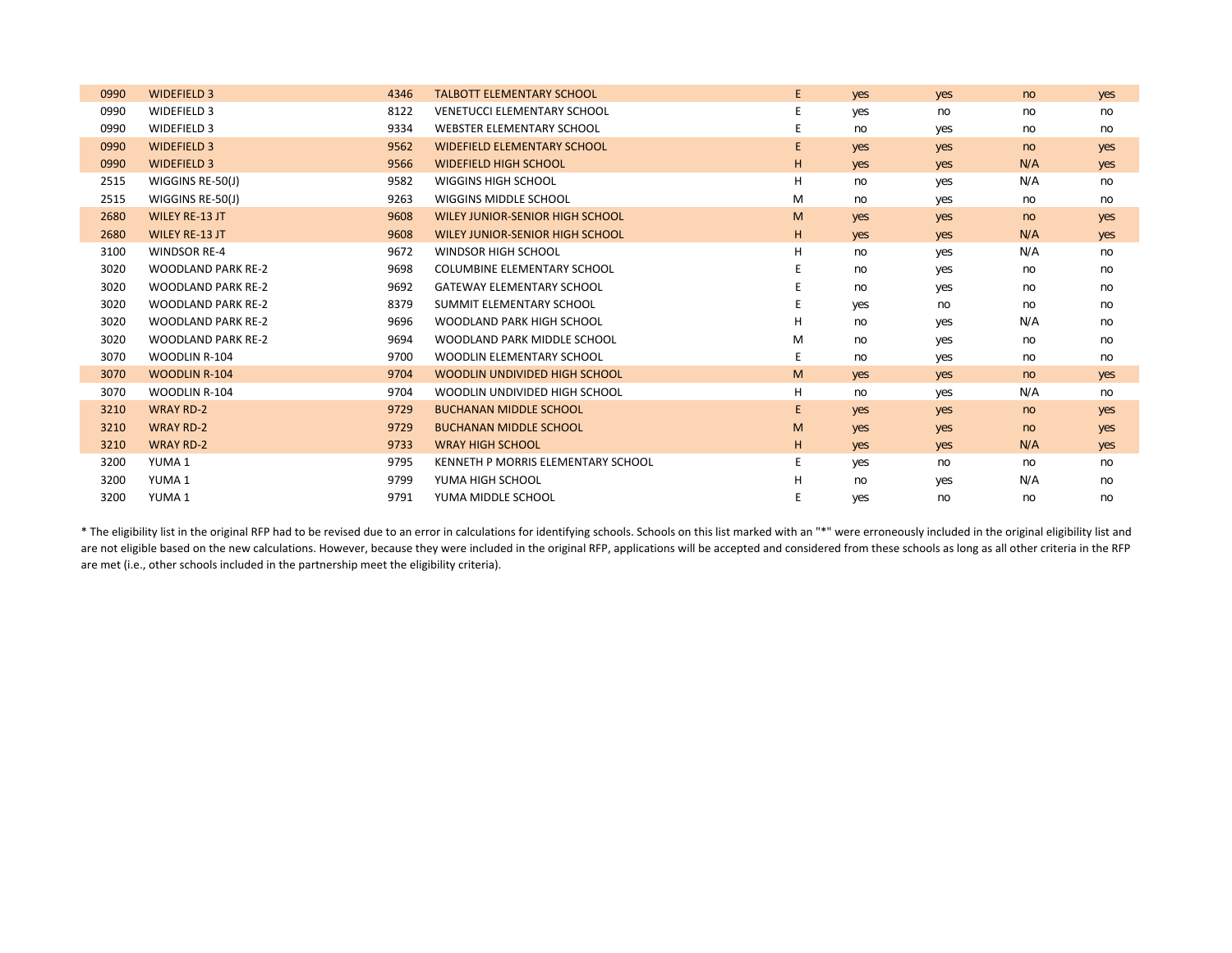| | | | | | | | | |
|---|---|---|---|---|---|---|---|---|
| 0990 | WIDEFIELD 3 | 4346 | TALBOTT ELEMENTARY SCHOOL | E | yes | yes | no | yes |
| 0990 | WIDEFIELD 3 | 8122 | VENETUCCI ELEMENTARY SCHOOL | E | yes | no | no | no |
| 0990 | WIDEFIELD 3 | 9334 | WEBSTER ELEMENTARY SCHOOL | E | no | yes | no | no |
| 0990 | WIDEFIELD 3 | 9562 | WIDEFIELD ELEMENTARY SCHOOL | E | yes | yes | no | yes |
| 0990 | WIDEFIELD 3 | 9566 | WIDEFIELD HIGH SCHOOL | H | yes | yes | N/A | yes |
| 2515 | WIGGINS RE-50(J) | 9582 | WIGGINS HIGH SCHOOL | H | no | yes | N/A | no |
| 2515 | WIGGINS RE-50(J) | 9263 | WIGGINS MIDDLE SCHOOL | M | no | yes | no | no |
| 2680 | WILEY RE-13 JT | 9608 | WILEY JUNIOR-SENIOR HIGH SCHOOL | M | yes | yes | no | yes |
| 2680 | WILEY RE-13 JT | 9608 | WILEY JUNIOR-SENIOR HIGH SCHOOL | H | yes | yes | N/A | yes |
| 3100 | WINDSOR RE-4 | 9672 | WINDSOR HIGH SCHOOL | H | no | yes | N/A | no |
| 3020 | WOODLAND PARK RE-2 | 9698 | COLUMBINE ELEMENTARY SCHOOL | E | no | yes | no | no |
| 3020 | WOODLAND PARK RE-2 | 9692 | GATEWAY ELEMENTARY SCHOOL | E | no | yes | no | no |
| 3020 | WOODLAND PARK RE-2 | 8379 | SUMMIT ELEMENTARY SCHOOL | E | yes | no | no | no |
| 3020 | WOODLAND PARK RE-2 | 9696 | WOODLAND PARK HIGH SCHOOL | H | no | yes | N/A | no |
| 3020 | WOODLAND PARK RE-2 | 9694 | WOODLAND PARK MIDDLE SCHOOL | M | no | yes | no | no |
| 3070 | WOODLIN R-104 | 9700 | WOODLIN ELEMENTARY SCHOOL | E | no | yes | no | no |
| 3070 | WOODLIN R-104 | 9704 | WOODLIN UNDIVIDED HIGH SCHOOL | M | yes | yes | no | yes |
| 3070 | WOODLIN R-104 | 9704 | WOODLIN UNDIVIDED HIGH SCHOOL | H | no | yes | N/A | no |
| 3210 | WRAY RD-2 | 9729 | BUCHANAN MIDDLE SCHOOL | E | yes | yes | no | yes |
| 3210 | WRAY RD-2 | 9729 | BUCHANAN MIDDLE SCHOOL | M | yes | yes | no | yes |
| 3210 | WRAY RD-2 | 9733 | WRAY HIGH SCHOOL | H | yes | yes | N/A | yes |
| 3200 | YUMA 1 | 9795 | KENNETH P MORRIS ELEMENTARY SCHOOL | E | yes | no | no | no |
| 3200 | YUMA 1 | 9799 | YUMA HIGH SCHOOL | H | no | yes | N/A | no |
| 3200 | YUMA 1 | 9791 | YUMA MIDDLE SCHOOL | E | yes | no | no | no |

* The eligibility list in the original RFP had to be revised due to an error in calculations for identifying schools. Schools on this list marked with an "*" were erroneously included in the original eligibility list and are not eligible based on the new calculations. However, because they were included in the original RFP, applications will be accepted and considered from these schools as long as all other criteria in the RFP are met (i.e., other schools included in the partnership meet the eligibility criteria).